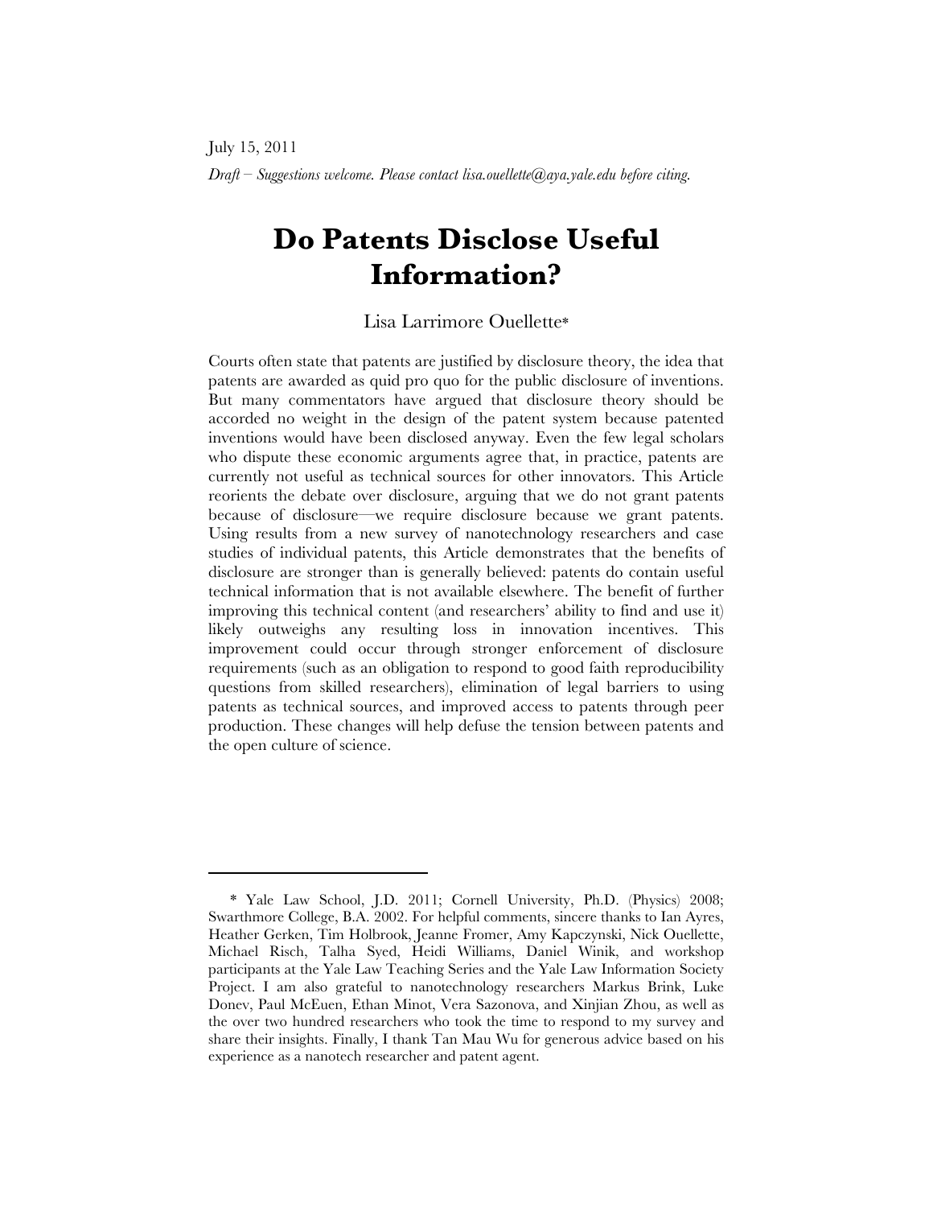July 15, 2011

*Draft – Suggestions welcome. Please contact lisa.ouellette@aya.yale.edu before citing.*

# Do Patents Disclose Useful Information?

Lisa Larrimore Ouellette*

Courts often state that patents are justified by disclosure theory, the idea that patents are awarded as quid pro quo for the public disclosure of inventions. But many commentators have argued that disclosure theory should be accorded no weight in the design of the patent system because patented inventions would have been disclosed anyway. Even the few legal scholars who dispute these economic arguments agree that, in practice, patents are currently not useful as technical sources for other innovators. This Article reorients the debate over disclosure, arguing that we do not grant patents because of disclosure—we require disclosure because we grant patents. Using results from a new survey of nanotechnology researchers and case studies of individual patents, this Article demonstrates that the benefits of disclosure are stronger than is generally believed: patents do contain useful technical information that is not available elsewhere. The benefit of further improving this technical content (and researchers' ability to find and use it) likely outweighs any resulting loss in innovation incentives. This improvement could occur through stronger enforcement of disclosure requirements (such as an obligation to respond to good faith reproducibility questions from skilled researchers), elimination of legal barriers to using patents as technical sources, and improved access to patents through peer production. These changes will help defuse the tension between patents and the open culture of science.

---

\* Yale Law School, J.D. 2011; Cornell University, Ph.D. (Physics) 2008; Swarthmore College, B.A. 2002. For helpful comments, sincere thanks to Ian Ayres, Heather Gerken, Tim Holbrook, Jeanne Fromer, Amy Kapczynski, Nick Ouellette, Michael Risch, Talha Syed, Heidi Williams, Daniel Winik, and workshop participants at the Yale Law Teaching Series and the Yale Law Information Society Project. I am also grateful to nanotechnology researchers Markus Brink, Luke Donev, Paul McEuen, Ethan Minot, Vera Sazonova, and Xinjian Zhou, as well as the over two hundred researchers who took the time to respond to my survey and share their insights. Finally, I thank Tan Mau Wu for generous advice based on his experience as a nanotech researcher and patent agent.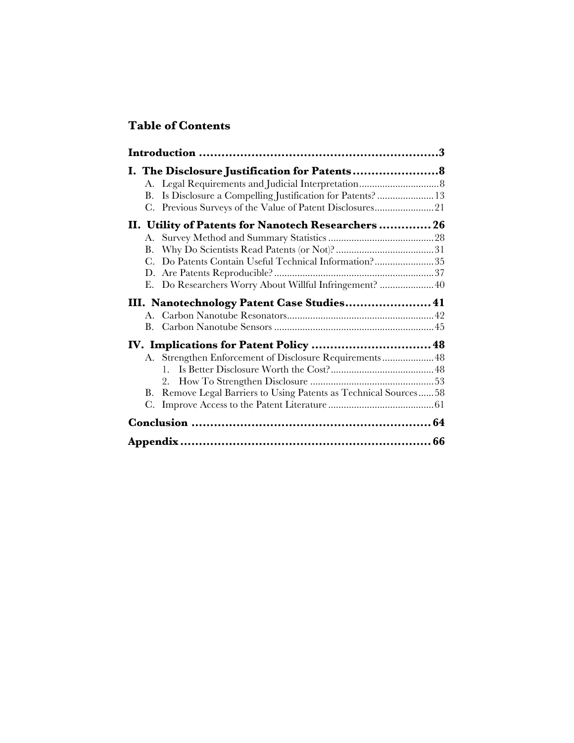## Table of Contents

**Introduction** .................................................................**3**

**I. The Disclosure Justification for Patents** .......................**8**

- A. Legal Requirements and Judicial Interpretation ............................... 8
- B. Is Disclosure a Compelling Justification for Patents? ...................... 13
- C. Previous Surveys of the Value of Patent Disclosures ....................... 21

**II. Utility of Patents for Nanotech Researchers** .............**26**

- A. Survey Method and Summary Statistics ......................................... 28
- B. Why Do Scientists Read Patents (or Not)? ...................................... 31
- C. Do Patents Contain Useful Technical Information? ....................... 35
- D. Are Patents Reproducible? .............................................................. 37
- E. Do Researchers Worry About Willful Infringement? ..................... 40

**III. Nanotechnology Patent Case Studies** .......................**41**

- A. Carbon Nanotube Resonators ......................................................... 42
- B. Carbon Nanotube Sensors .............................................................. 45

**IV. Implications for Patent Policy** ...............................**48**

- A. Strengthen Enforcement of Disclosure Requirements .................... 48
  1. Is Better Disclosure Worth the Cost? ........................................ 48
  2. How To Strengthen Disclosure ................................................ 53
- B. Remove Legal Barriers to Using Patents as Technical Sources ...... 58
- C. Improve Access to the Patent Literature ......................................... 61

**Conclusion** ................................................................**64**

**Appendix** ..................................................................**66**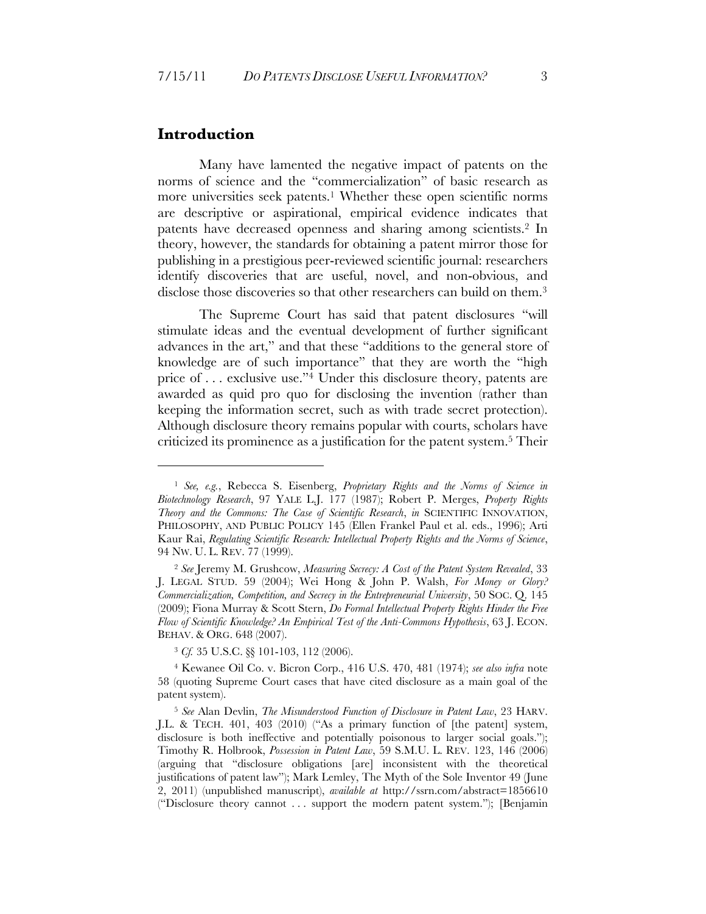## Introduction

Many have lamented the negative impact of patents on the norms of science and the "commercialization" of basic research as more universities seek patents.[1] Whether these open scientific norms are descriptive or aspirational, empirical evidence indicates that patents have decreased openness and sharing among scientists.[2] In theory, however, the standards for obtaining a patent mirror those for publishing in a prestigious peer-reviewed scientific journal: researchers identify discoveries that are useful, novel, and non-obvious, and disclose those discoveries so that other researchers can build on them.[3]

The Supreme Court has said that patent disclosures "will stimulate ideas and the eventual development of further significant advances in the art," and that these "additions to the general store of knowledge are of such importance" that they are worth the "high price of . . . exclusive use."[4] Under this disclosure theory, patents are awarded as quid pro quo for disclosing the invention (rather than keeping the information secret, such as with trade secret protection). Although disclosure theory remains popular with courts, scholars have criticized its prominence as a justification for the patent system.[5] Their

---

[1] *See, e.g.*, Rebecca S. Eisenberg, *Proprietary Rights and the Norms of Science in Biotechnology Research*, 97 YALE L.J. 177 (1987); Robert P. Merges, *Property Rights Theory and the Commons: The Case of Scientific Research*, *in* SCIENTIFIC INNOVATION, PHILOSOPHY, AND PUBLIC POLICY 145 (Ellen Frankel Paul et al. eds., 1996); Arti Kaur Rai, *Regulating Scientific Research: Intellectual Property Rights and the Norms of Science*, 94 NW. U. L. REV. 77 (1999).

[2] *See* Jeremy M. Grushcow, *Measuring Secrecy: A Cost of the Patent System Revealed*, 33 J. LEGAL STUD. 59 (2004); Wei Hong & John P. Walsh, *For Money or Glory? Commercialization, Competition, and Secrecy in the Entrepreneurial University*, 50 SOC. Q. 145 (2009); Fiona Murray & Scott Stern, *Do Formal Intellectual Property Rights Hinder the Free Flow of Scientific Knowledge? An Empirical Test of the Anti-Commons Hypothesis*, 63 J. ECON. BEHAV. & ORG. 648 (2007).

[3] *Cf.* 35 U.S.C. §§ 101-103, 112 (2006).

[4] Kewanee Oil Co. v. Bicron Corp., 416 U.S. 470, 481 (1974); *see also infra* note 58 (quoting Supreme Court cases that have cited disclosure as a main goal of the patent system).

[5] *See* Alan Devlin, *The Misunderstood Function of Disclosure in Patent Law*, 23 HARV. J.L. & TECH. 401, 403 (2010) ("As a primary function of [the patent] system, disclosure is both ineffective and potentially poisonous to larger social goals."); Timothy R. Holbrook, *Possession in Patent Law*, 59 S.M.U. L. REV. 123, 146 (2006) (arguing that "disclosure obligations [are] inconsistent with the theoretical justifications of patent law"); Mark Lemley, The Myth of the Sole Inventor 49 (June 2, 2011) (unpublished manuscript), *available at* http://ssrn.com/abstract=1856610 ("Disclosure theory cannot . . . support the modern patent system."); [Benjamin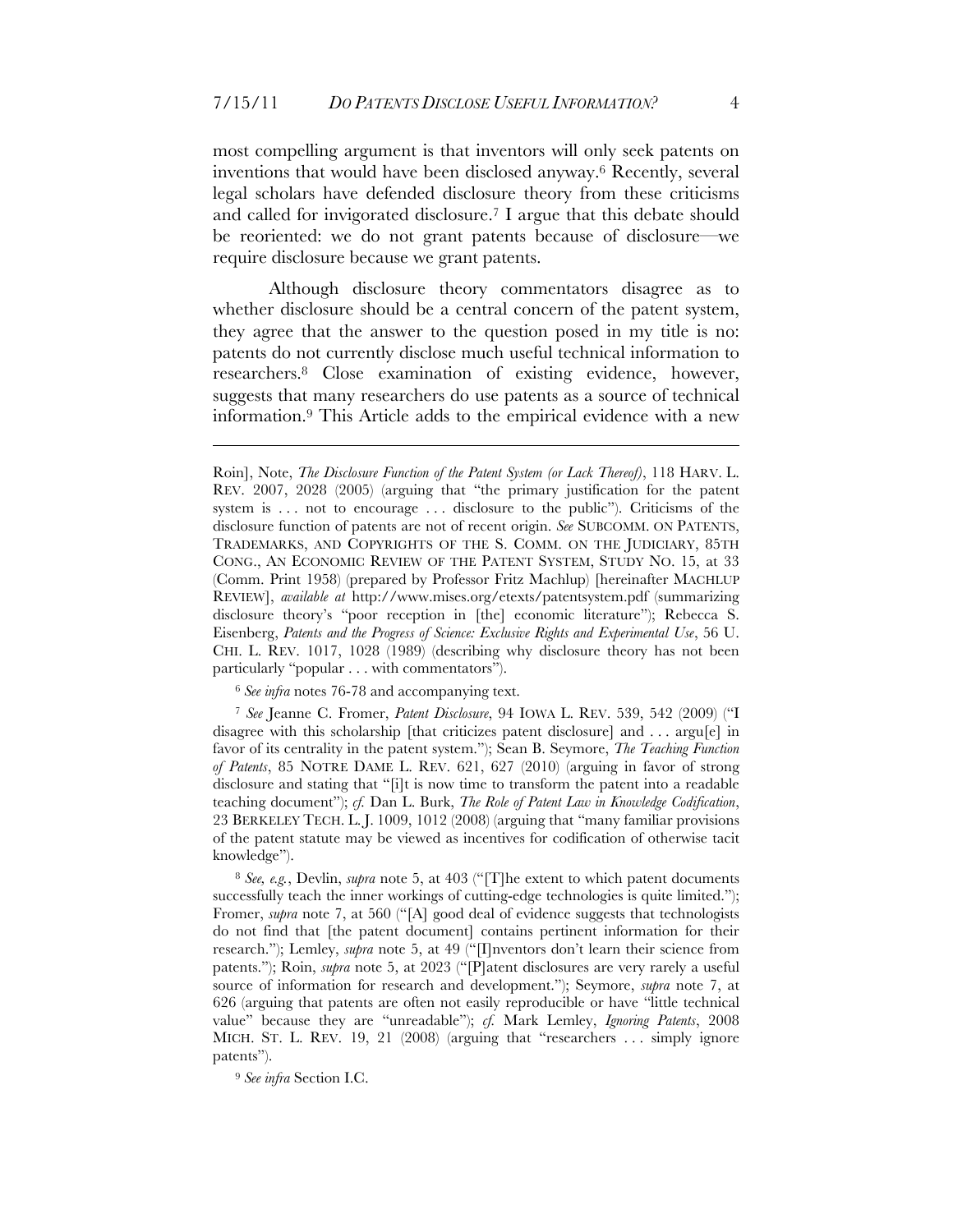most compelling argument is that inventors will only seek patents on inventions that would have been disclosed anyway.[6] Recently, several legal scholars have defended disclosure theory from these criticisms and called for invigorated disclosure.[7] I argue that this debate should be reoriented: we do not grant patents because of disclosure—we require disclosure because we grant patents.

Although disclosure theory commentators disagree as to whether disclosure should be a central concern of the patent system, they agree that the answer to the question posed in my title is no: patents do not currently disclose much useful technical information to researchers.[8] Close examination of existing evidence, however, suggests that many researchers do use patents as a source of technical information.[9] This Article adds to the empirical evidence with a new

---

Roin], Note, *The Disclosure Function of the Patent System (or Lack Thereof)*, 118 HARV. L. REV. 2007, 2028 (2005) (arguing that "the primary justification for the patent system is . . . not to encourage . . . disclosure to the public"). Criticisms of the disclosure function of patents are not of recent origin. *See* SUBCOMM. ON PATENTS, TRADEMARKS, AND COPYRIGHTS OF THE S. COMM. ON THE JUDICIARY, 85TH CONG., AN ECONOMIC REVIEW OF THE PATENT SYSTEM, STUDY NO. 15, at 33 (Comm. Print 1958) (prepared by Professor Fritz Machlup) [hereinafter MACHLUP REVIEW], *available at* http://www.mises.org/etexts/patentsystem.pdf (summarizing disclosure theory's "poor reception in [the] economic literature"); Rebecca S. Eisenberg, *Patents and the Progress of Science: Exclusive Rights and Experimental Use*, 56 U. CHI. L. REV. 1017, 1028 (1989) (describing why disclosure theory has not been particularly "popular . . . with commentators").

[6] *See infra* notes 76-78 and accompanying text.

[7] *See* Jeanne C. Fromer, *Patent Disclosure*, 94 IOWA L. REV. 539, 542 (2009) ("I disagree with this scholarship [that criticizes patent disclosure] and . . . argu[e] in favor of its centrality in the patent system."); Sean B. Seymore, *The Teaching Function of Patents*, 85 NOTRE DAME L. REV. 621, 627 (2010) (arguing in favor of strong disclosure and stating that "[i]t is now time to transform the patent into a readable teaching document"); *cf.* Dan L. Burk, *The Role of Patent Law in Knowledge Codification*, 23 BERKELEY TECH. L. J. 1009, 1012 (2008) (arguing that "many familiar provisions of the patent statute may be viewed as incentives for codification of otherwise tacit knowledge").

[8] *See, e.g.*, Devlin, *supra* note 5, at 403 ("[T]he extent to which patent documents successfully teach the inner workings of cutting-edge technologies is quite limited."); Fromer, *supra* note 7, at 560 ("[A] good deal of evidence suggests that technologists do not find that [the patent document] contains pertinent information for their research."); Lemley, *supra* note 5, at 49 ("[I]nventors don't learn their science from patents."); Roin, *supra* note 5, at 2023 ("[P]atent disclosures are very rarely a useful source of information for research and development."); Seymore, *supra* note 7, at 626 (arguing that patents are often not easily reproducible or have "little technical value" because they are "unreadable"); *cf.* Mark Lemley, *Ignoring Patents*, 2008 MICH. ST. L. REV. 19, 21 (2008) (arguing that "researchers . . . simply ignore patents").

[9] *See infra* Section I.C.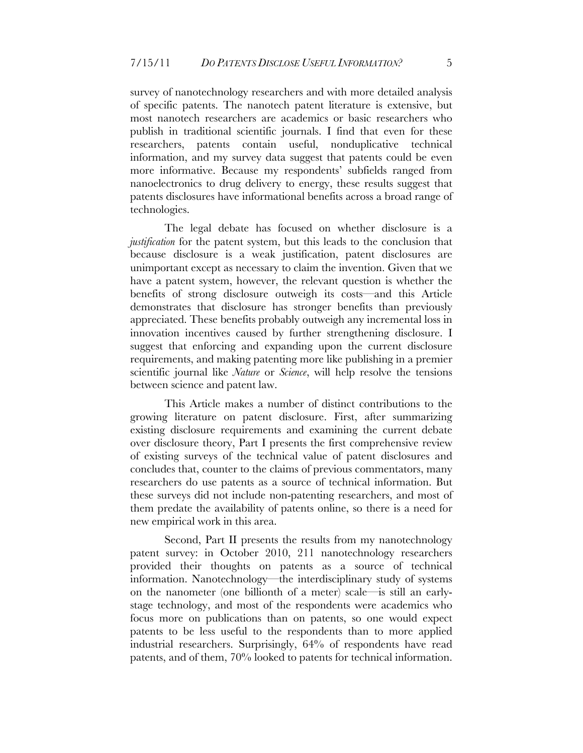survey of nanotechnology researchers and with more detailed analysis of specific patents. The nanotech patent literature is extensive, but most nanotech researchers are academics or basic researchers who publish in traditional scientific journals. I find that even for these researchers, patents contain useful, nonduplicative technical information, and my survey data suggest that patents could be even more informative. Because my respondents' subfields ranged from nanoelectronics to drug delivery to energy, these results suggest that patents disclosures have informational benefits across a broad range of technologies.

The legal debate has focused on whether disclosure is a *justification* for the patent system, but this leads to the conclusion that because disclosure is a weak justification, patent disclosures are unimportant except as necessary to claim the invention. Given that we have a patent system, however, the relevant question is whether the benefits of strong disclosure outweigh its costs—and this Article demonstrates that disclosure has stronger benefits than previously appreciated. These benefits probably outweigh any incremental loss in innovation incentives caused by further strengthening disclosure. I suggest that enforcing and expanding upon the current disclosure requirements, and making patenting more like publishing in a premier scientific journal like *Nature* or *Science*, will help resolve the tensions between science and patent law.

This Article makes a number of distinct contributions to the growing literature on patent disclosure. First, after summarizing existing disclosure requirements and examining the current debate over disclosure theory, Part I presents the first comprehensive review of existing surveys of the technical value of patent disclosures and concludes that, counter to the claims of previous commentators, many researchers do use patents as a source of technical information. But these surveys did not include non-patenting researchers, and most of them predate the availability of patents online, so there is a need for new empirical work in this area.

Second, Part II presents the results from my nanotechnology patent survey: in October 2010, 211 nanotechnology researchers provided their thoughts on patents as a source of technical information. Nanotechnology—the interdisciplinary study of systems on the nanometer (one billionth of a meter) scale—is still an early-stage technology, and most of the respondents were academics who focus more on publications than on patents, so one would expect patents to be less useful to the respondents than to more applied industrial researchers. Surprisingly, 64% of respondents have read patents, and of them, 70% looked to patents for technical information.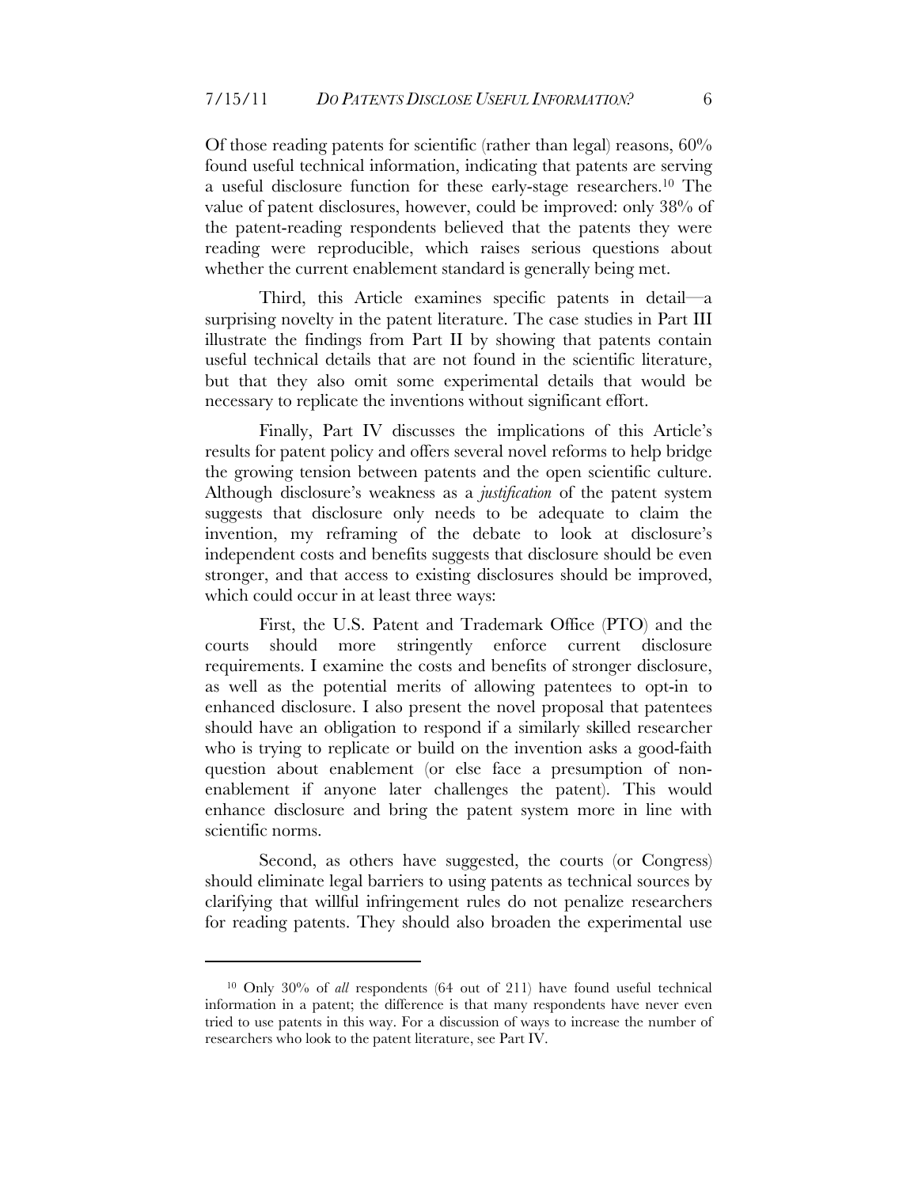Of those reading patents for scientific (rather than legal) reasons, 60% found useful technical information, indicating that patents are serving a useful disclosure function for these early-stage researchers.[10] The value of patent disclosures, however, could be improved: only 38% of the patent-reading respondents believed that the patents they were reading were reproducible, which raises serious questions about whether the current enablement standard is generally being met.

Third, this Article examines specific patents in detail—a surprising novelty in the patent literature. The case studies in Part III illustrate the findings from Part II by showing that patents contain useful technical details that are not found in the scientific literature, but that they also omit some experimental details that would be necessary to replicate the inventions without significant effort.

Finally, Part IV discusses the implications of this Article's results for patent policy and offers several novel reforms to help bridge the growing tension between patents and the open scientific culture. Although disclosure's weakness as a *justification* of the patent system suggests that disclosure only needs to be adequate to claim the invention, my reframing of the debate to look at disclosure's independent costs and benefits suggests that disclosure should be even stronger, and that access to existing disclosures should be improved, which could occur in at least three ways:

First, the U.S. Patent and Trademark Office (PTO) and the courts should more stringently enforce current disclosure requirements. I examine the costs and benefits of stronger disclosure, as well as the potential merits of allowing patentees to opt-in to enhanced disclosure. I also present the novel proposal that patentees should have an obligation to respond if a similarly skilled researcher who is trying to replicate or build on the invention asks a good-faith question about enablement (or else face a presumption of non-enablement if anyone later challenges the patent). This would enhance disclosure and bring the patent system more in line with scientific norms.

Second, as others have suggested, the courts (or Congress) should eliminate legal barriers to using patents as technical sources by clarifying that willful infringement rules do not penalize researchers for reading patents. They should also broaden the experimental use

---

[10] Only 30% of *all* respondents (64 out of 211) have found useful technical information in a patent; the difference is that many respondents have never even tried to use patents in this way. For a discussion of ways to increase the number of researchers who look to the patent literature, see Part IV.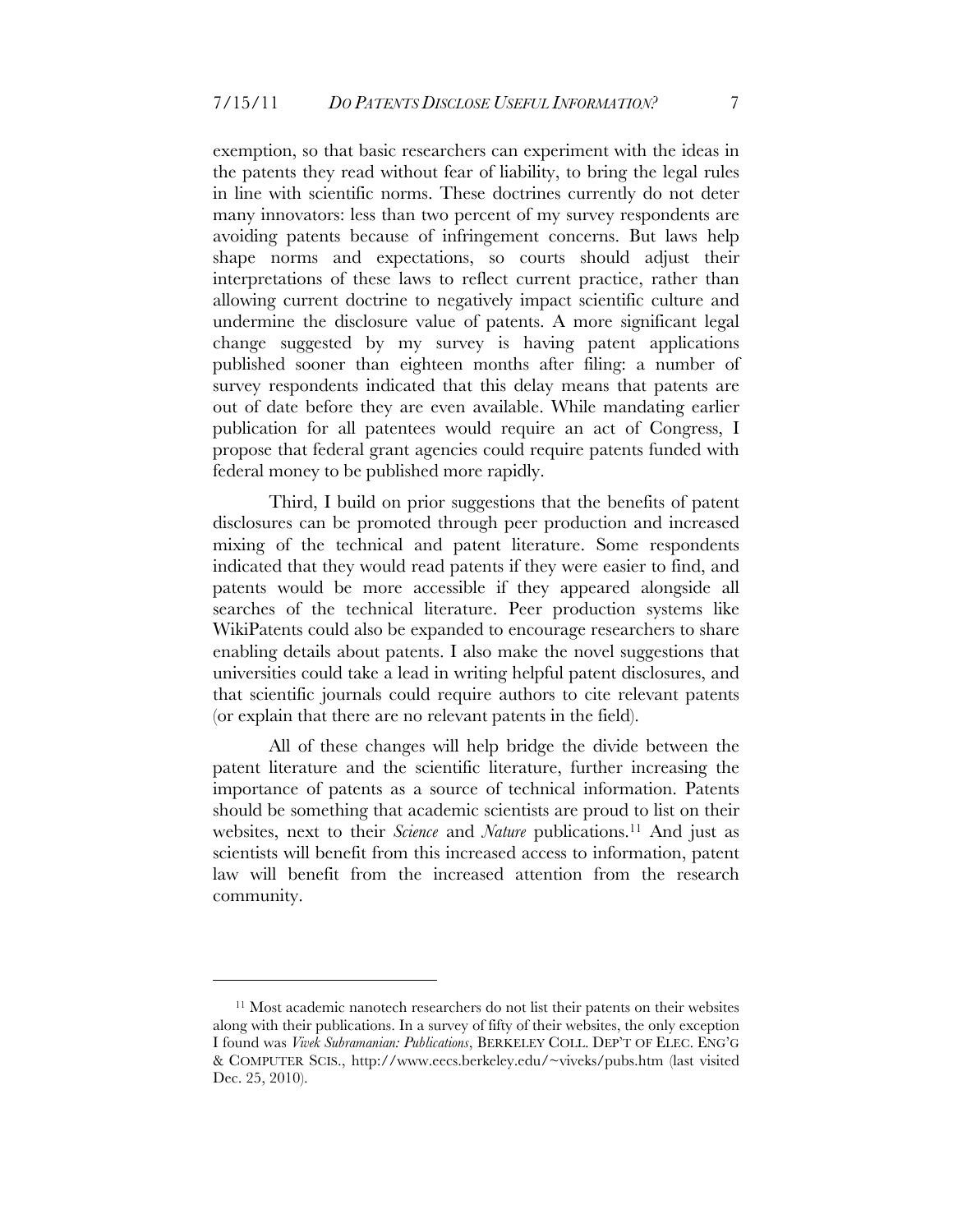exemption, so that basic researchers can experiment with the ideas in the patents they read without fear of liability, to bring the legal rules in line with scientific norms. These doctrines currently do not deter many innovators: less than two percent of my survey respondents are avoiding patents because of infringement concerns. But laws help shape norms and expectations, so courts should adjust their interpretations of these laws to reflect current practice, rather than allowing current doctrine to negatively impact scientific culture and undermine the disclosure value of patents. A more significant legal change suggested by my survey is having patent applications published sooner than eighteen months after filing: a number of survey respondents indicated that this delay means that patents are out of date before they are even available. While mandating earlier publication for all patentees would require an act of Congress, I propose that federal grant agencies could require patents funded with federal money to be published more rapidly.

Third, I build on prior suggestions that the benefits of patent disclosures can be promoted through peer production and increased mixing of the technical and patent literature. Some respondents indicated that they would read patents if they were easier to find, and patents would be more accessible if they appeared alongside all searches of the technical literature. Peer production systems like WikiPatents could also be expanded to encourage researchers to share enabling details about patents. I also make the novel suggestions that universities could take a lead in writing helpful patent disclosures, and that scientific journals could require authors to cite relevant patents (or explain that there are no relevant patents in the field).

All of these changes will help bridge the divide between the patent literature and the scientific literature, further increasing the importance of patents as a source of technical information. Patents should be something that academic scientists are proud to list on their websites, next to their *Science* and *Nature* publications.[11] And just as scientists will benefit from this increased access to information, patent law will benefit from the increased attention from the research community.

---

[11] Most academic nanotech researchers do not list their patents on their websites along with their publications. In a survey of fifty of their websites, the only exception I found was *Vivek Subramanian: Publications*, BERKELEY COLL. DEP'T OF ELEC. ENG'G & COMPUTER SCIS., http://www.eecs.berkeley.edu/~viveks/pubs.htm (last visited Dec. 25, 2010).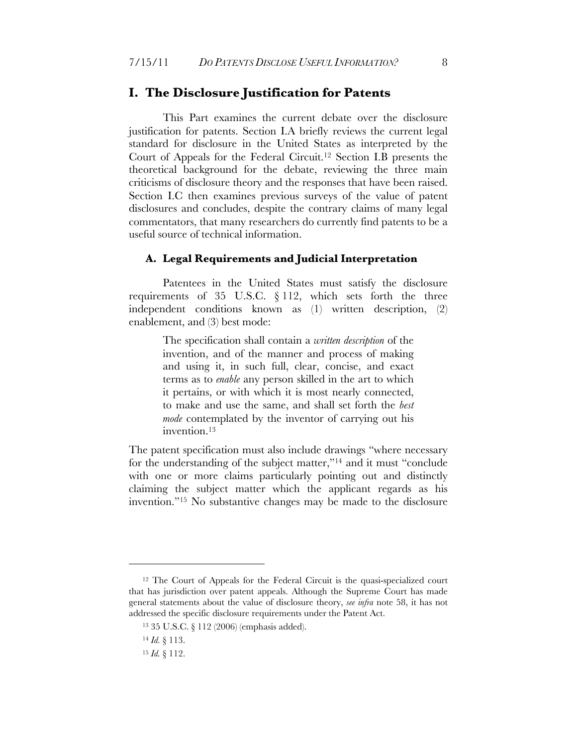# I. The Disclosure Justification for Patents

This Part examines the current debate over the disclosure justification for patents. Section I.A briefly reviews the current legal standard for disclosure in the United States as interpreted by the Court of Appeals for the Federal Circuit.[12] Section I.B presents the theoretical background for the debate, reviewing the three main criticisms of disclosure theory and the responses that have been raised. Section I.C then examines previous surveys of the value of patent disclosures and concludes, despite the contrary claims of many legal commentators, that many researchers do currently find patents to be a useful source of technical information.

## A. Legal Requirements and Judicial Interpretation

Patentees in the United States must satisfy the disclosure requirements of 35 U.S.C. § 112, which sets forth the three independent conditions known as (1) written description, (2) enablement, and (3) best mode:

> The specification shall contain a *written description* of the invention, and of the manner and process of making and using it, in such full, clear, concise, and exact terms as to *enable* any person skilled in the art to which it pertains, or with which it is most nearly connected, to make and use the same, and shall set forth the *best mode* contemplated by the inventor of carrying out his invention.[13]

The patent specification must also include drawings "where necessary for the understanding of the subject matter,"[14] and it must "conclude with one or more claims particularly pointing out and distinctly claiming the subject matter which the applicant regards as his invention."[15] No substantive changes may be made to the disclosure

---

[12] The Court of Appeals for the Federal Circuit is the quasi-specialized court that has jurisdiction over patent appeals. Although the Supreme Court has made general statements about the value of disclosure theory, *see infra* note 58, it has not addressed the specific disclosure requirements under the Patent Act.

[13] 35 U.S.C. § 112 (2006) (emphasis added).

[14] *Id.* § 113.

[15] *Id.* § 112.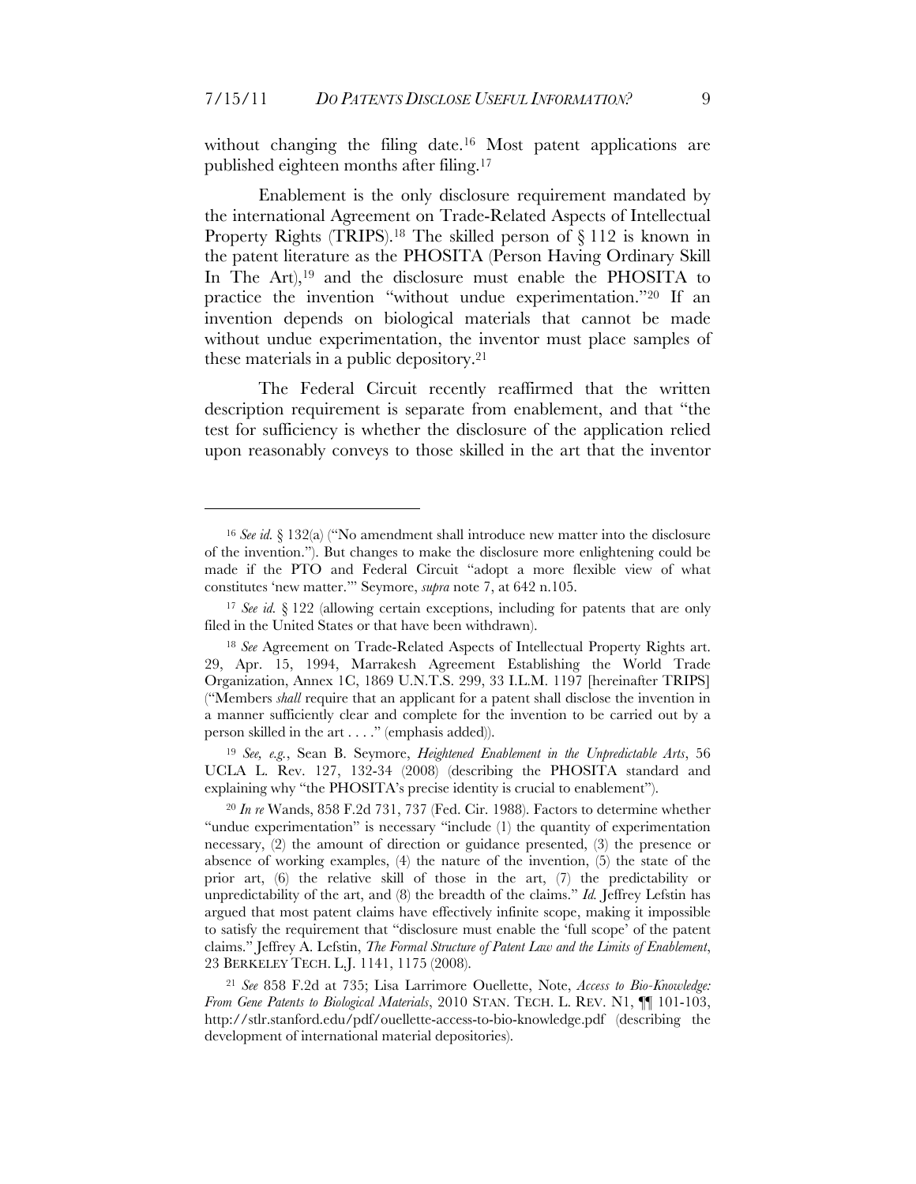without changing the filing date.[16] Most patent applications are published eighteen months after filing.[17]

Enablement is the only disclosure requirement mandated by the international Agreement on Trade-Related Aspects of Intellectual Property Rights (TRIPS).[18] The skilled person of § 112 is known in the patent literature as the PHOSITA (Person Having Ordinary Skill In The Art),[19] and the disclosure must enable the PHOSITA to practice the invention "without undue experimentation."[20] If an invention depends on biological materials that cannot be made without undue experimentation, the inventor must place samples of these materials in a public depository.[21]

The Federal Circuit recently reaffirmed that the written description requirement is separate from enablement, and that "the test for sufficiency is whether the disclosure of the application relied upon reasonably conveys to those skilled in the art that the inventor

---

[16] *See id.* § 132(a) ("No amendment shall introduce new matter into the disclosure of the invention."). But changes to make the disclosure more enlightening could be made if the PTO and Federal Circuit "adopt a more flexible view of what constitutes 'new matter.'" Seymore, *supra* note 7, at 642 n.105.

[17] *See id.* § 122 (allowing certain exceptions, including for patents that are only filed in the United States or that have been withdrawn).

[18] *See* Agreement on Trade-Related Aspects of Intellectual Property Rights art. 29, Apr. 15, 1994, Marrakesh Agreement Establishing the World Trade Organization, Annex 1C, 1869 U.N.T.S. 299, 33 I.L.M. 1197 [hereinafter TRIPS] ("Members *shall* require that an applicant for a patent shall disclose the invention in a manner sufficiently clear and complete for the invention to be carried out by a person skilled in the art . . . ." (emphasis added)).

[19] *See, e.g.*, Sean B. Seymore, *Heightened Enablement in the Unpredictable Arts*, 56 UCLA L. Rev. 127, 132-34 (2008) (describing the PHOSITA standard and explaining why "the PHOSITA's precise identity is crucial to enablement").

[20] *In re* Wands, 858 F.2d 731, 737 (Fed. Cir. 1988). Factors to determine whether "undue experimentation" is necessary "include (1) the quantity of experimentation necessary, (2) the amount of direction or guidance presented, (3) the presence or absence of working examples, (4) the nature of the invention, (5) the state of the prior art, (6) the relative skill of those in the art, (7) the predictability or unpredictability of the art, and (8) the breadth of the claims." *Id.* Jeffrey Lefstin has argued that most patent claims have effectively infinite scope, making it impossible to satisfy the requirement that "disclosure must enable the 'full scope' of the patent claims." Jeffrey A. Lefstin, *The Formal Structure of Patent Law and the Limits of Enablement*, 23 BERKELEY TECH. L.J. 1141, 1175 (2008).

[21] *See* 858 F.2d at 735; Lisa Larrimore Ouellette, Note, *Access to Bio-Knowledge: From Gene Patents to Biological Materials*, 2010 STAN. TECH. L. REV. N1, ¶¶ 101-103, http://stlr.stanford.edu/pdf/ouellette-access-to-bio-knowledge.pdf (describing the development of international material depositories).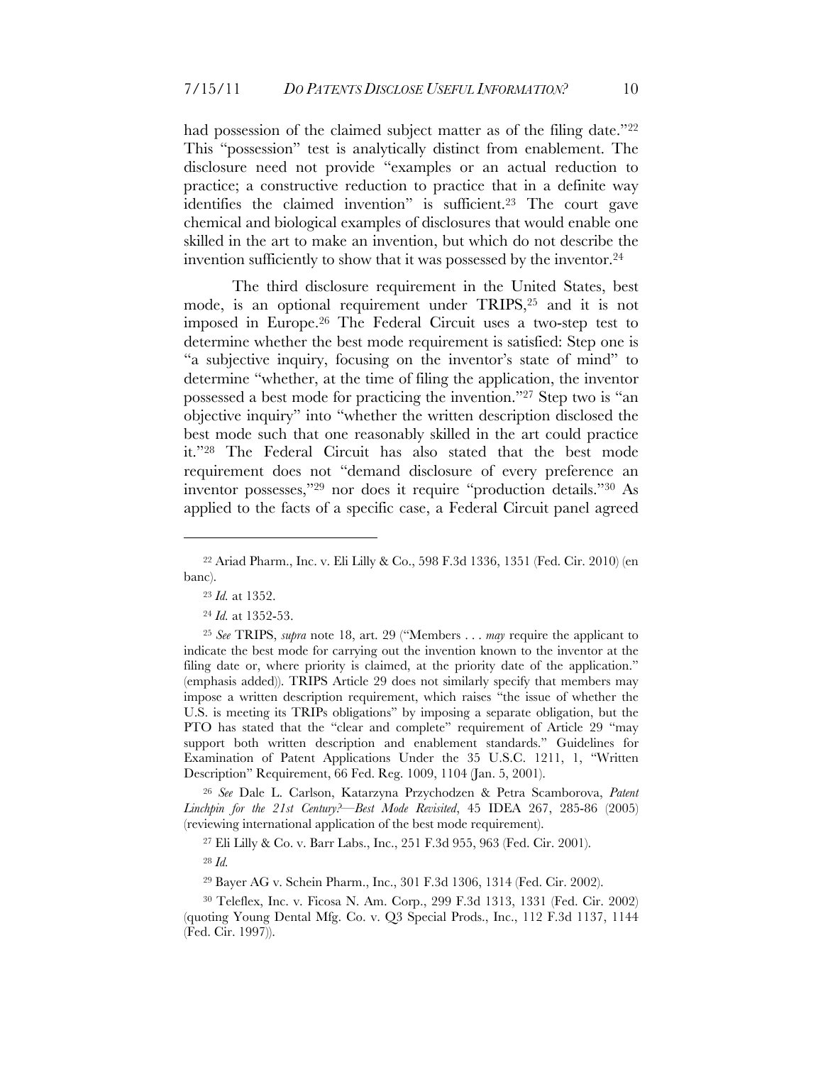had possession of the claimed subject matter as of the filing date."[22] This "possession" test is analytically distinct from enablement. The disclosure need not provide "examples or an actual reduction to practice; a constructive reduction to practice that in a definite way identifies the claimed invention" is sufficient.[23] The court gave chemical and biological examples of disclosures that would enable one skilled in the art to make an invention, but which do not describe the invention sufficiently to show that it was possessed by the inventor.[24]

The third disclosure requirement in the United States, best mode, is an optional requirement under TRIPS,[25] and it is not imposed in Europe.[26] The Federal Circuit uses a two-step test to determine whether the best mode requirement is satisfied: Step one is "a subjective inquiry, focusing on the inventor's state of mind" to determine "whether, at the time of filing the application, the inventor possessed a best mode for practicing the invention."[27] Step two is "an objective inquiry" into "whether the written description disclosed the best mode such that one reasonably skilled in the art could practice it."[28] The Federal Circuit has also stated that the best mode requirement does not "demand disclosure of every preference an inventor possesses,"[29] nor does it require "production details."[30] As applied to the facts of a specific case, a Federal Circuit panel agreed

---

[22] Ariad Pharm., Inc. v. Eli Lilly & Co., 598 F.3d 1336, 1351 (Fed. Cir. 2010) (en banc).

[23] *Id.* at 1352.

[24] *Id.* at 1352-53.

[25] *See* TRIPS, *supra* note 18, art. 29 ("Members . . . *may* require the applicant to indicate the best mode for carrying out the invention known to the inventor at the filing date or, where priority is claimed, at the priority date of the application." (emphasis added)). TRIPS Article 29 does not similarly specify that members may impose a written description requirement, which raises "the issue of whether the U.S. is meeting its TRIPs obligations" by imposing a separate obligation, but the PTO has stated that the "clear and complete" requirement of Article 29 "may support both written description and enablement standards." Guidelines for Examination of Patent Applications Under the 35 U.S.C. 1211, 1, "Written Description" Requirement, 66 Fed. Reg. 1009, 1104 (Jan. 5, 2001).

[26] *See* Dale L. Carlson, Katarzyna Przychodzen & Petra Scamborova, *Patent Linchpin for the 21st Century?—Best Mode Revisited*, 45 IDEA 267, 285-86 (2005) (reviewing international application of the best mode requirement).

[27] Eli Lilly & Co. v. Barr Labs., Inc., 251 F.3d 955, 963 (Fed. Cir. 2001).

[28] *Id.*

[29] Bayer AG v. Schein Pharm., Inc., 301 F.3d 1306, 1314 (Fed. Cir. 2002).

[30] Teleflex, Inc. v. Ficosa N. Am. Corp., 299 F.3d 1313, 1331 (Fed. Cir. 2002) (quoting Young Dental Mfg. Co. v. Q3 Special Prods., Inc., 112 F.3d 1137, 1144 (Fed. Cir. 1997)).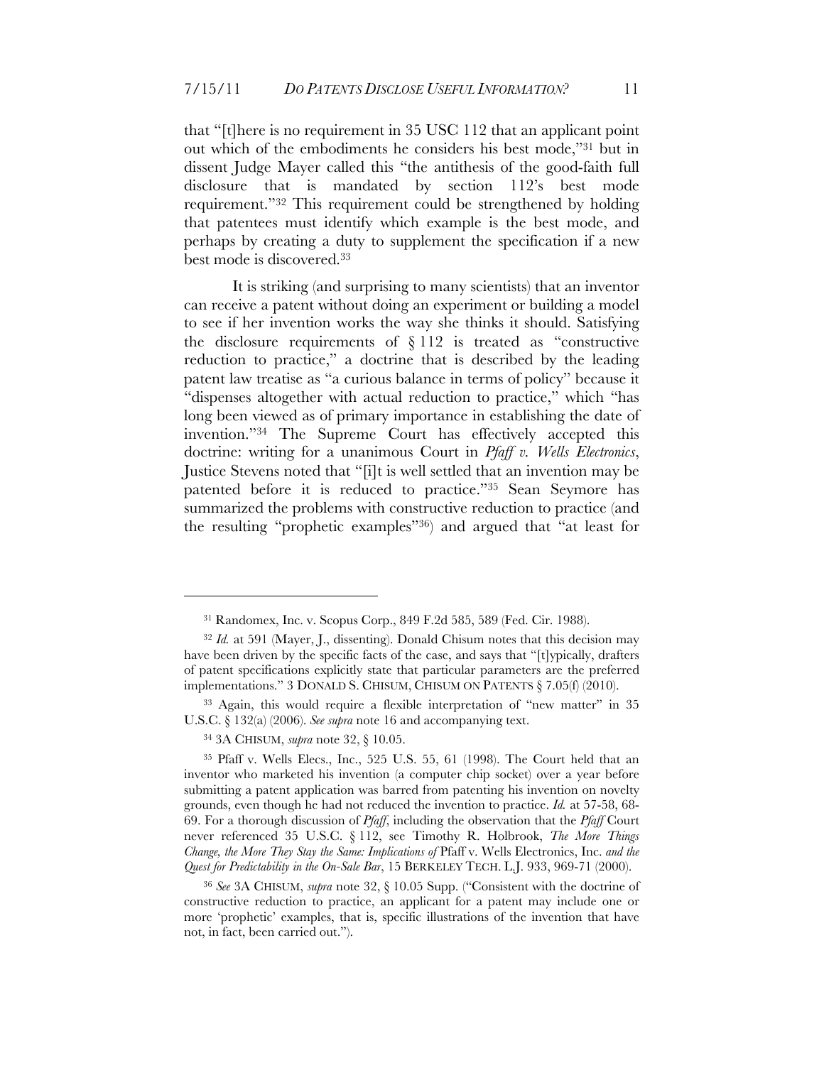that "[t]here is no requirement in 35 USC 112 that an applicant point out which of the embodiments he considers his best mode,"[31] but in dissent Judge Mayer called this "the antithesis of the good-faith full disclosure that is mandated by section 112's best mode requirement."[32] This requirement could be strengthened by holding that patentees must identify which example is the best mode, and perhaps by creating a duty to supplement the specification if a new best mode is discovered.[33]

It is striking (and surprising to many scientists) that an inventor can receive a patent without doing an experiment or building a model to see if her invention works the way she thinks it should. Satisfying the disclosure requirements of § 112 is treated as "constructive reduction to practice," a doctrine that is described by the leading patent law treatise as "a curious balance in terms of policy" because it "dispenses altogether with actual reduction to practice," which "has long been viewed as of primary importance in establishing the date of invention."[34] The Supreme Court has effectively accepted this doctrine: writing for a unanimous Court in *Pfaff v. Wells Electronics*, Justice Stevens noted that "[i]t is well settled that an invention may be patented before it is reduced to practice."[35] Sean Seymore has summarized the problems with constructive reduction to practice (and the resulting "prophetic examples"[36]) and argued that "at least for

---

[31] Randomex, Inc. v. Scopus Corp., 849 F.2d 585, 589 (Fed. Cir. 1988).

[32] *Id.* at 591 (Mayer, J., dissenting). Donald Chisum notes that this decision may have been driven by the specific facts of the case, and says that "[t]ypically, drafters of patent specifications explicitly state that particular parameters are the preferred implementations." 3 DONALD S. CHISUM, CHISUM ON PATENTS § 7.05(f) (2010).

[33] Again, this would require a flexible interpretation of "new matter" in 35 U.S.C. § 132(a) (2006). *See supra* note 16 and accompanying text.

[34] 3A CHISUM, *supra* note 32, § 10.05.

[35] Pfaff v. Wells Elecs., Inc., 525 U.S. 55, 61 (1998). The Court held that an inventor who marketed his invention (a computer chip socket) over a year before submitting a patent application was barred from patenting his invention on novelty grounds, even though he had not reduced the invention to practice. *Id.* at 57-58, 68-69. For a thorough discussion of *Pfaff*, including the observation that the *Pfaff* Court never referenced 35 U.S.C. § 112, see Timothy R. Holbrook, *The More Things Change, the More They Stay the Same: Implications of* Pfaff v. Wells Electronics, Inc. *and the Quest for Predictability in the On-Sale Bar*, 15 BERKELEY TECH. L.J. 933, 969-71 (2000).

[36] *See* 3A CHISUM, *supra* note 32, § 10.05 Supp. ("Consistent with the doctrine of constructive reduction to practice, an applicant for a patent may include one or more 'prophetic' examples, that is, specific illustrations of the invention that have not, in fact, been carried out.").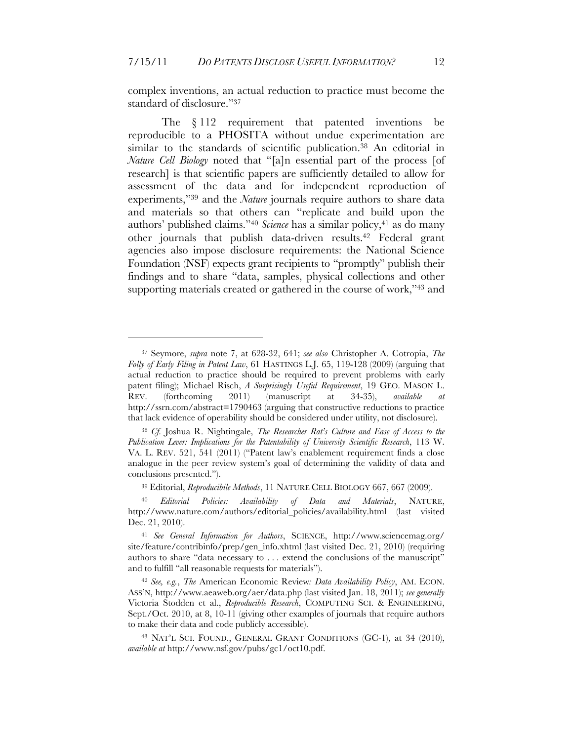complex inventions, an actual reduction to practice must become the standard of disclosure."[37]

The § 112 requirement that patented inventions be reproducible to a PHOSITA without undue experimentation are similar to the standards of scientific publication.[38] An editorial in *Nature Cell Biology* noted that "[a]n essential part of the process [of research] is that scientific papers are sufficiently detailed to allow for assessment of the data and for independent reproduction of experiments,"[39] and the *Nature* journals require authors to share data and materials so that others can "replicate and build upon the authors' published claims."[40] *Science* has a similar policy,[41] as do many other journals that publish data-driven results.[42] Federal grant agencies also impose disclosure requirements: the National Science Foundation (NSF) expects grant recipients to "promptly" publish their findings and to share "data, samples, physical collections and other supporting materials created or gathered in the course of work,"[43] and

---

[37] Seymore, *supra* note 7, at 628-32, 641; *see also* Christopher A. Cotropia, *The Folly of Early Filing in Patent Law*, 61 HASTINGS L.J. 65, 119-128 (2009) (arguing that actual reduction to practice should be required to prevent problems with early patent filing); Michael Risch, *A Surprisingly Useful Requirement*, 19 GEO. MASON L. REV. (forthcoming 2011) (manuscript at 34-35), *available at* http://ssrn.com/abstract=1790463 (arguing that constructive reductions to practice that lack evidence of operability should be considered under utility, not disclosure).

[38] *Cf.* Joshua R. Nightingale, *The Researcher Rat's Culture and Ease of Access to the Publication Lever: Implications for the Patentability of University Scientific Research*, 113 W. VA. L. REV. 521, 541 (2011) ("Patent law's enablement requirement finds a close analogue in the peer review system's goal of determining the validity of data and conclusions presented.").

[39] Editorial, *Reproducibile Methods*, 11 NATURE CELL BIOLOGY 667, 667 (2009).

[40] *Editorial Policies: Availability of Data and Materials*, NATURE, http://www.nature.com/authors/editorial_policies/availability.html (last visited Dec. 21, 2010).

[41] *See General Information for Authors*, SCIENCE, http://www.sciencemag.org/site/feature/contribinfo/prep/gen_info.xhtml (last visited Dec. 21, 2010) (requiring authors to share "data necessary to . . . extend the conclusions of the manuscript" and to fulfill "all reasonable requests for materials").

[42] *See, e.g.*, *The* American Economic Review*: Data Availability Policy*, AM. ECON. ASS'N, http://www.aeaweb.org/aer/data.php (last visited Jan. 18, 2011); *see generally* Victoria Stodden et al., *Reproducible Research*, COMPUTING SCI. & ENGINEERING, Sept./Oct. 2010, at 8, 10-11 (giving other examples of journals that require authors to make their data and code publicly accessible).

[43] NAT'L SCI. FOUND., GENERAL GRANT CONDITIONS (GC-1), at 34 (2010), *available at* http://www.nsf.gov/pubs/gc1/oct10.pdf.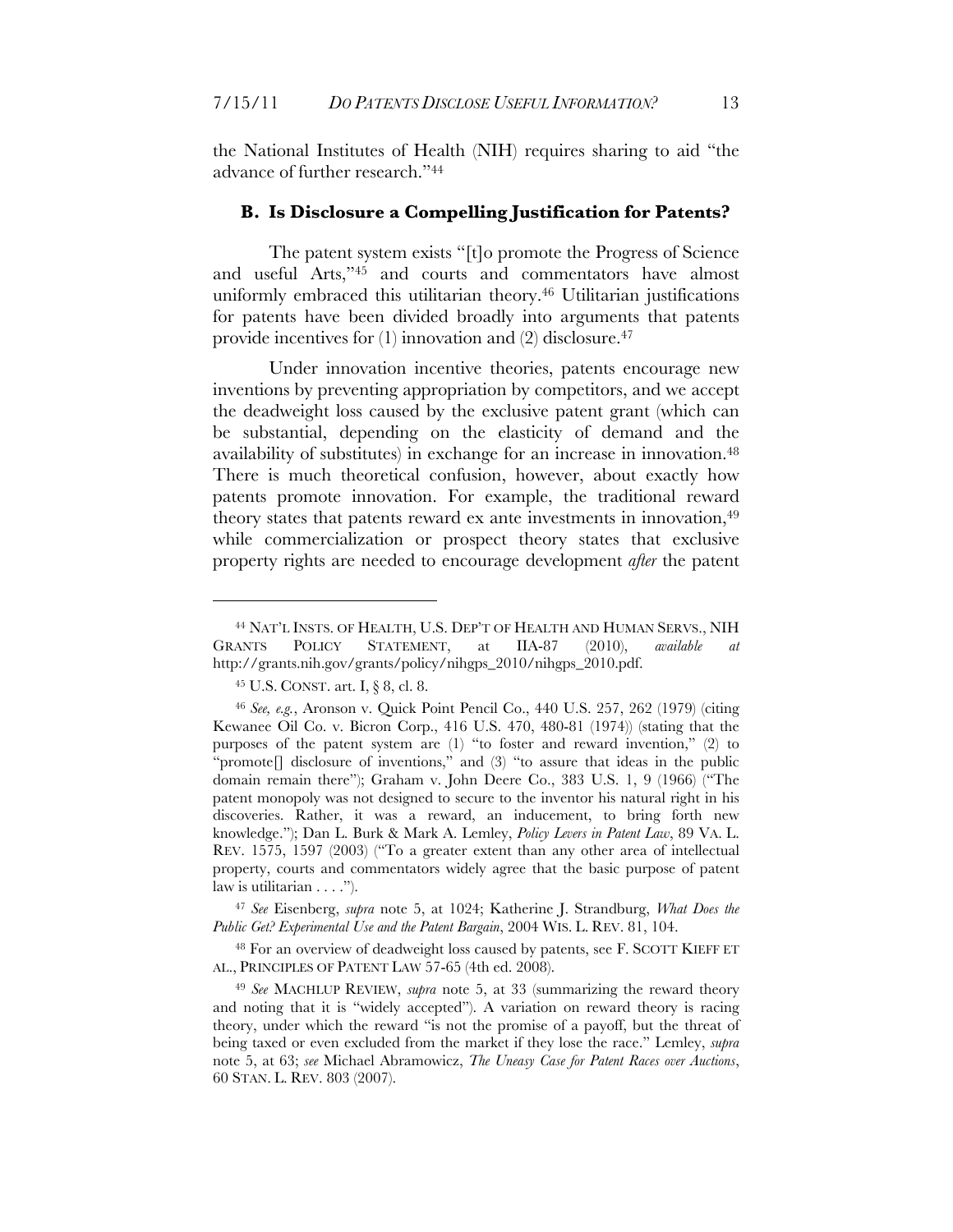the National Institutes of Health (NIH) requires sharing to aid "the advance of further research."[44]

### B. Is Disclosure a Compelling Justification for Patents?

The patent system exists "[t]o promote the Progress of Science and useful Arts,"[45] and courts and commentators have almost uniformly embraced this utilitarian theory.[46] Utilitarian justifications for patents have been divided broadly into arguments that patents provide incentives for (1) innovation and (2) disclosure.[47]

Under innovation incentive theories, patents encourage new inventions by preventing appropriation by competitors, and we accept the deadweight loss caused by the exclusive patent grant (which can be substantial, depending on the elasticity of demand and the availability of substitutes) in exchange for an increase in innovation.[48] There is much theoretical confusion, however, about exactly how patents promote innovation. For example, the traditional reward theory states that patents reward ex ante investments in innovation,[49] while commercialization or prospect theory states that exclusive property rights are needed to encourage development *after* the patent

---

[44] NAT'L INSTS. OF HEALTH, U.S. DEP'T OF HEALTH AND HUMAN SERVS., NIH GRANTS POLICY STATEMENT, at IIA-87 (2010), *available at* http://grants.nih.gov/grants/policy/nihgps_2010/nihgps_2010.pdf.

[45] U.S. CONST. art. I, § 8, cl. 8.

[46] *See, e.g.*, Aronson v. Quick Point Pencil Co., 440 U.S. 257, 262 (1979) (citing Kewanee Oil Co. v. Bicron Corp., 416 U.S. 470, 480-81 (1974)) (stating that the purposes of the patent system are (1) "to foster and reward invention," (2) to "promote[] disclosure of inventions," and (3) "to assure that ideas in the public domain remain there"); Graham v. John Deere Co., 383 U.S. 1, 9 (1966) ("The patent monopoly was not designed to secure to the inventor his natural right in his discoveries. Rather, it was a reward, an inducement, to bring forth new knowledge."); Dan L. Burk & Mark A. Lemley, *Policy Levers in Patent Law*, 89 VA. L. REV. 1575, 1597 (2003) ("To a greater extent than any other area of intellectual property, courts and commentators widely agree that the basic purpose of patent law is utilitarian . . . .").

[47] *See* Eisenberg, *supra* note 5, at 1024; Katherine J. Strandburg, *What Does the Public Get? Experimental Use and the Patent Bargain*, 2004 WIS. L. REV. 81, 104.

[48] For an overview of deadweight loss caused by patents, see F. SCOTT KIEFF ET AL., PRINCIPLES OF PATENT LAW 57-65 (4th ed. 2008).

[49] *See* MACHLUP REVIEW, *supra* note 5, at 33 (summarizing the reward theory and noting that it is "widely accepted"). A variation on reward theory is racing theory, under which the reward "is not the promise of a payoff, but the threat of being taxed or even excluded from the market if they lose the race." Lemley, *supra* note 5, at 63; *see* Michael Abramowicz, *The Uneasy Case for Patent Races over Auctions*, 60 STAN. L. REV. 803 (2007).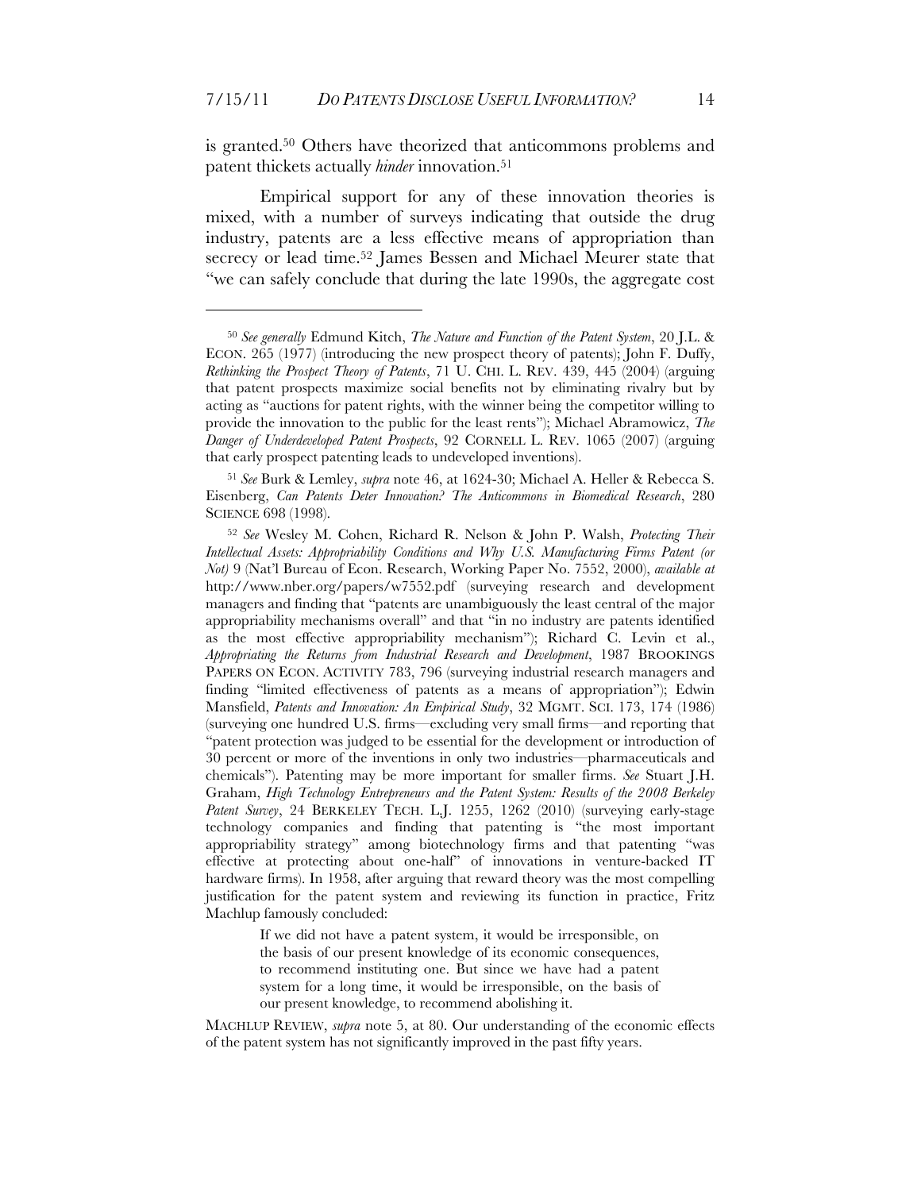is granted.[50] Others have theorized that anticommons problems and patent thickets actually *hinder* innovation.[51]

Empirical support for any of these innovation theories is mixed, with a number of surveys indicating that outside the drug industry, patents are a less effective means of appropriation than secrecy or lead time.[52] James Bessen and Michael Meurer state that "we can safely conclude that during the late 1990s, the aggregate cost

---

[50] *See generally* Edmund Kitch, *The Nature and Function of the Patent System*, 20 J.L. & ECON. 265 (1977) (introducing the new prospect theory of patents); John F. Duffy, *Rethinking the Prospect Theory of Patents*, 71 U. CHI. L. REV. 439, 445 (2004) (arguing that patent prospects maximize social benefits not by eliminating rivalry but by acting as "auctions for patent rights, with the winner being the competitor willing to provide the innovation to the public for the least rents"); Michael Abramowicz, *The Danger of Underdeveloped Patent Prospects*, 92 CORNELL L. REV. 1065 (2007) (arguing that early prospect patenting leads to undeveloped inventions).

[51] *See* Burk & Lemley, *supra* note 46, at 1624-30; Michael A. Heller & Rebecca S. Eisenberg, *Can Patents Deter Innovation? The Anticommons in Biomedical Research*, 280 SCIENCE 698 (1998).

[52] *See* Wesley M. Cohen, Richard R. Nelson & John P. Walsh, *Protecting Their Intellectual Assets: Appropriability Conditions and Why U.S. Manufacturing Firms Patent (or Not)* 9 (Nat'l Bureau of Econ. Research, Working Paper No. 7552, 2000), *available at* http://www.nber.org/papers/w7552.pdf (surveying research and development managers and finding that "patents are unambiguously the least central of the major appropriability mechanisms overall" and that "in no industry are patents identified as the most effective appropriability mechanism"); Richard C. Levin et al., *Appropriating the Returns from Industrial Research and Development*, 1987 BROOKINGS PAPERS ON ECON. ACTIVITY 783, 796 (surveying industrial research managers and finding "limited effectiveness of patents as a means of appropriation"); Edwin Mansfield, *Patents and Innovation: An Empirical Study*, 32 MGMT. SCI. 173, 174 (1986) (surveying one hundred U.S. firms—excluding very small firms—and reporting that "patent protection was judged to be essential for the development or introduction of 30 percent or more of the inventions in only two industries—pharmaceuticals and chemicals"). Patenting may be more important for smaller firms. *See* Stuart J.H. Graham, *High Technology Entrepreneurs and the Patent System: Results of the 2008 Berkeley Patent Survey*, 24 BERKELEY TECH. L.J. 1255, 1262 (2010) (surveying early-stage technology companies and finding that patenting is "the most important appropriability strategy" among biotechnology firms and that patenting "was effective at protecting about one-half" of innovations in venture-backed IT hardware firms). In 1958, after arguing that reward theory was the most compelling justification for the patent system and reviewing its function in practice, Fritz Machlup famously concluded:

> If we did not have a patent system, it would be irresponsible, on the basis of our present knowledge of its economic consequences, to recommend instituting one. But since we have had a patent system for a long time, it would be irresponsible, on the basis of our present knowledge, to recommend abolishing it.

MACHLUP REVIEW, *supra* note 5, at 80. Our understanding of the economic effects of the patent system has not significantly improved in the past fifty years.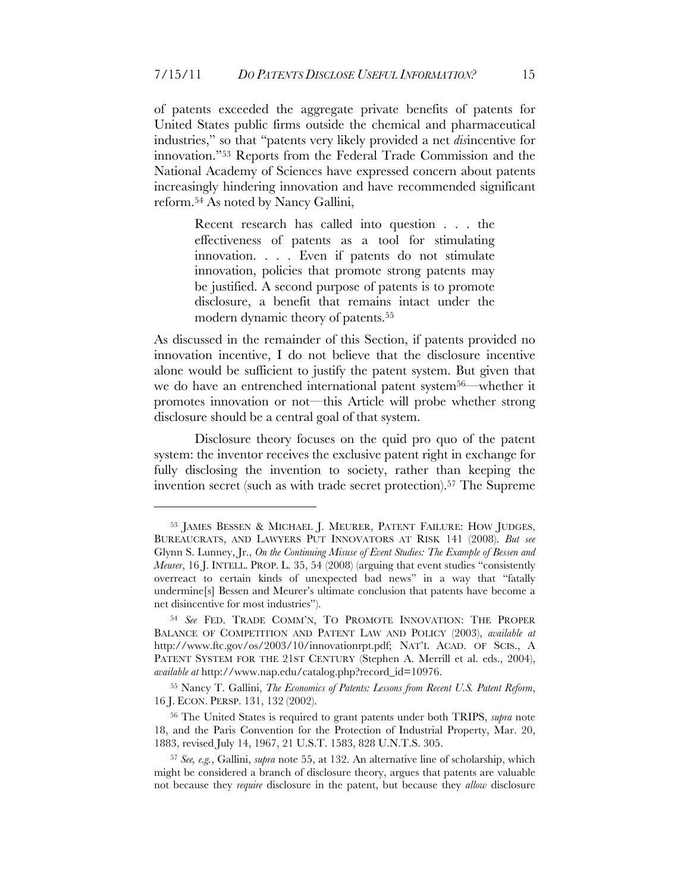of patents exceeded the aggregate private benefits of patents for United States public firms outside the chemical and pharmaceutical industries," so that "patents very likely provided a net *dis*incentive for innovation."[53] Reports from the Federal Trade Commission and the National Academy of Sciences have expressed concern about patents increasingly hindering innovation and have recommended significant reform.[54] As noted by Nancy Gallini,

> Recent research has called into question . . . the effectiveness of patents as a tool for stimulating innovation. . . . Even if patents do not stimulate innovation, policies that promote strong patents may be justified. A second purpose of patents is to promote disclosure, a benefit that remains intact under the modern dynamic theory of patents.[55]

As discussed in the remainder of this Section, if patents provided no innovation incentive, I do not believe that the disclosure incentive alone would be sufficient to justify the patent system. But given that we do have an entrenched international patent system[56]—whether it promotes innovation or not—this Article will probe whether strong disclosure should be a central goal of that system.

Disclosure theory focuses on the quid pro quo of the patent system: the inventor receives the exclusive patent right in exchange for fully disclosing the invention to society, rather than keeping the invention secret (such as with trade secret protection).[57] The Supreme

---

[53] JAMES BESSEN & MICHAEL J. MEURER, PATENT FAILURE: HOW JUDGES, BUREAUCRATS, AND LAWYERS PUT INNOVATORS AT RISK 141 (2008). *But see* Glynn S. Lunney, Jr., *On the Continuing Misuse of Event Studies: The Example of Bessen and Meurer*, 16 J. INTELL. PROP. L. 35, 54 (2008) (arguing that event studies "consistently overreact to certain kinds of unexpected bad news" in a way that "fatally undermine[s] Bessen and Meurer's ultimate conclusion that patents have become a net disincentive for most industries").

[54] *See* FED. TRADE COMM'N, TO PROMOTE INNOVATION: THE PROPER BALANCE OF COMPETITION AND PATENT LAW AND POLICY (2003), *available at* http://www.ftc.gov/os/2003/10/innovationrpt.pdf; NAT'L ACAD. OF SCIS., A PATENT SYSTEM FOR THE 21ST CENTURY (Stephen A. Merrill et al. eds., 2004), *available at* http://www.nap.edu/catalog.php?record_id=10976.

[55] Nancy T. Gallini, *The Economics of Patents: Lessons from Recent U.S. Patent Reform*, 16 J. ECON. PERSP. 131, 132 (2002).

[56] The United States is required to grant patents under both TRIPS, *supra* note 18, and the Paris Convention for the Protection of Industrial Property, Mar. 20, 1883, revised July 14, 1967, 21 U.S.T. 1583, 828 U.N.T.S. 305.

[57] *See, e.g.*, Gallini, *supra* note 55, at 132. An alternative line of scholarship, which might be considered a branch of disclosure theory, argues that patents are valuable not because they *require* disclosure in the patent, but because they *allow* disclosure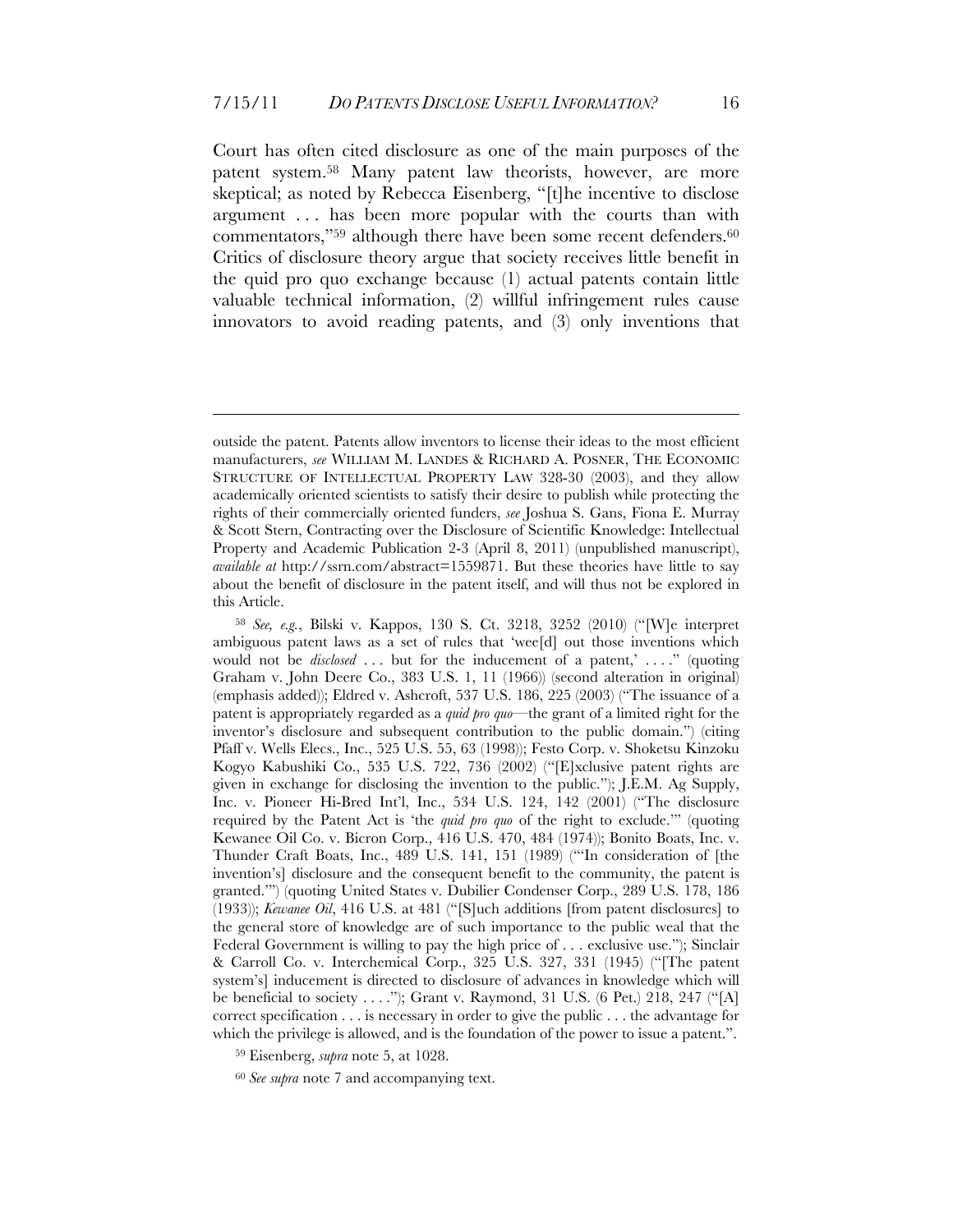Court has often cited disclosure as one of the main purposes of the patent system.[58] Many patent law theorists, however, are more skeptical; as noted by Rebecca Eisenberg, "[t]he incentive to disclose argument . . . has been more popular with the courts than with commentators,"[59] although there have been some recent defenders.[60] Critics of disclosure theory argue that society receives little benefit in the quid pro quo exchange because (1) actual patents contain little valuable technical information, (2) willful infringement rules cause innovators to avoid reading patents, and (3) only inventions that

---

outside the patent. Patents allow inventors to license their ideas to the most efficient manufacturers, *see* WILLIAM M. LANDES & RICHARD A. POSNER, THE ECONOMIC STRUCTURE OF INTELLECTUAL PROPERTY LAW 328-30 (2003), and they allow academically oriented scientists to satisfy their desire to publish while protecting the rights of their commercially oriented funders, *see* Joshua S. Gans, Fiona E. Murray & Scott Stern, Contracting over the Disclosure of Scientific Knowledge: Intellectual Property and Academic Publication 2-3 (April 8, 2011) (unpublished manuscript), *available at* http://ssrn.com/abstract=1559871. But these theories have little to say about the benefit of disclosure in the patent itself, and will thus not be explored in this Article.

[58] *See, e.g.*, Bilski v. Kappos, 130 S. Ct. 3218, 3252 (2010) ("[W]e interpret ambiguous patent laws as a set of rules that 'wee[d] out those inventions which would not be *disclosed* . . . but for the inducement of a patent,' . . . ." (quoting Graham v. John Deere Co., 383 U.S. 1, 11 (1966)) (second alteration in original) (emphasis added)); Eldred v. Ashcroft, 537 U.S. 186, 225 (2003) ("The issuance of a patent is appropriately regarded as a *quid pro quo*—the grant of a limited right for the inventor's disclosure and subsequent contribution to the public domain.") (citing Pfaff v. Wells Elecs., Inc., 525 U.S. 55, 63 (1998)); Festo Corp. v. Shoketsu Kinzoku Kogyo Kabushiki Co., 535 U.S. 722, 736 (2002) ("[E]xclusive patent rights are given in exchange for disclosing the invention to the public."); J.E.M. Ag Supply, Inc. v. Pioneer Hi-Bred Int'l, Inc., 534 U.S. 124, 142 (2001) ("The disclosure required by the Patent Act is 'the *quid pro quo* of the right to exclude.'" (quoting Kewanee Oil Co. v. Bicron Corp., 416 U.S. 470, 484 (1974)); Bonito Boats, Inc. v. Thunder Craft Boats, Inc., 489 U.S. 141, 151 (1989) ("'In consideration of [the invention's] disclosure and the consequent benefit to the community, the patent is granted.'") (quoting United States v. Dubilier Condenser Corp., 289 U.S. 178, 186 (1933)); *Kewanee Oil*, 416 U.S. at 481 ("[S]uch additions [from patent disclosures] to the general store of knowledge are of such importance to the public weal that the Federal Government is willing to pay the high price of . . . exclusive use."); Sinclair & Carroll Co. v. Interchemical Corp., 325 U.S. 327, 331 (1945) ("[The patent system's] inducement is directed to disclosure of advances in knowledge which will be beneficial to society . . . ."); Grant v. Raymond, 31 U.S. (6 Pet.) 218, 247 ("[A] correct specification . . . is necessary in order to give the public . . . the advantage for which the privilege is allowed, and is the foundation of the power to issue a patent.".

[59] Eisenberg, *supra* note 5, at 1028.

[60] *See supra* note 7 and accompanying text.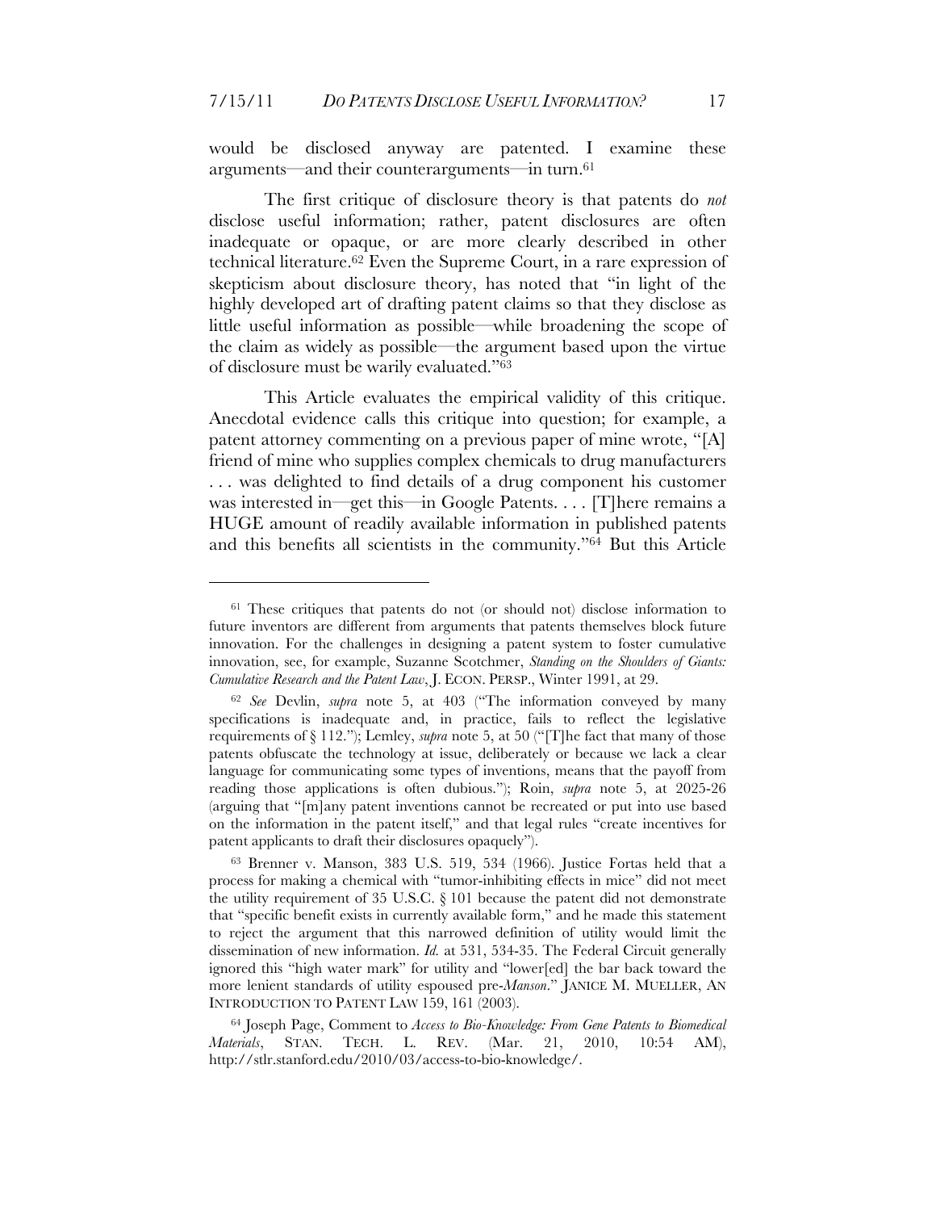would be disclosed anyway are patented. I examine these arguments—and their counterarguments—in turn.[61]

The first critique of disclosure theory is that patents do *not* disclose useful information; rather, patent disclosures are often inadequate or opaque, or are more clearly described in other technical literature.[62] Even the Supreme Court, in a rare expression of skepticism about disclosure theory, has noted that "in light of the highly developed art of drafting patent claims so that they disclose as little useful information as possible—while broadening the scope of the claim as widely as possible—the argument based upon the virtue of disclosure must be warily evaluated."[63]

This Article evaluates the empirical validity of this critique. Anecdotal evidence calls this critique into question; for example, a patent attorney commenting on a previous paper of mine wrote, "[A] friend of mine who supplies complex chemicals to drug manufacturers . . . was delighted to find details of a drug component his customer was interested in—get this—in Google Patents. . . . [T]here remains a HUGE amount of readily available information in published patents and this benefits all scientists in the community."[64] But this Article

---

[61] These critiques that patents do not (or should not) disclose information to future inventors are different from arguments that patents themselves block future innovation. For the challenges in designing a patent system to foster cumulative innovation, see, for example, Suzanne Scotchmer, *Standing on the Shoulders of Giants: Cumulative Research and the Patent Law*, J. ECON. PERSP., Winter 1991, at 29.

[62] *See* Devlin, *supra* note 5, at 403 ("The information conveyed by many specifications is inadequate and, in practice, fails to reflect the legislative requirements of § 112."); Lemley, *supra* note 5, at 50 ("[T]he fact that many of those patents obfuscate the technology at issue, deliberately or because we lack a clear language for communicating some types of inventions, means that the payoff from reading those applications is often dubious."); Roin, *supra* note 5, at 2025-26 (arguing that "[m]any patent inventions cannot be recreated or put into use based on the information in the patent itself," and that legal rules "create incentives for patent applicants to draft their disclosures opaquely").

[63] Brenner v. Manson, 383 U.S. 519, 534 (1966). Justice Fortas held that a process for making a chemical with "tumor-inhibiting effects in mice" did not meet the utility requirement of 35 U.S.C. § 101 because the patent did not demonstrate that "specific benefit exists in currently available form," and he made this statement to reject the argument that this narrowed definition of utility would limit the dissemination of new information. *Id.* at 531, 534-35. The Federal Circuit generally ignored this "high water mark" for utility and "lower[ed] the bar back toward the more lenient standards of utility espoused pre-*Manson*." JANICE M. MUELLER, AN INTRODUCTION TO PATENT LAW 159, 161 (2003).

[64] Joseph Page, Comment to *Access to Bio-Knowledge: From Gene Patents to Biomedical Materials*, STAN. TECH. L. REV. (Mar. 21, 2010, 10:54 AM), http://stlr.stanford.edu/2010/03/access-to-bio-knowledge/.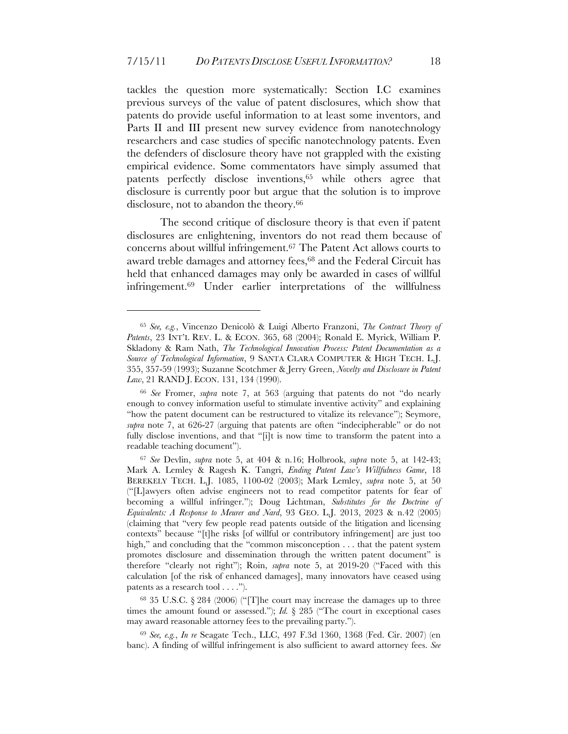tackles the question more systematically: Section I.C examines previous surveys of the value of patent disclosures, which show that patents do provide useful information to at least some inventors, and Parts II and III present new survey evidence from nanotechnology researchers and case studies of specific nanotechnology patents. Even the defenders of disclosure theory have not grappled with the existing empirical evidence. Some commentators have simply assumed that patents perfectly disclose inventions,[65] while others agree that disclosure is currently poor but argue that the solution is to improve disclosure, not to abandon the theory.[66]

The second critique of disclosure theory is that even if patent disclosures are enlightening, inventors do not read them because of concerns about willful infringement.[67] The Patent Act allows courts to award treble damages and attorney fees,[68] and the Federal Circuit has held that enhanced damages may only be awarded in cases of willful infringement.[69] Under earlier interpretations of the willfulness

---

[65] *See, e.g.*, Vincenzo Denicolò & Luigi Alberto Franzoni, *The Contract Theory of Patents*, 23 INT'L REV. L. & ECON. 365, 68 (2004); Ronald E. Myrick, William P. Skladony & Ram Nath, *The Technological Innovation Process: Patent Documentation as a Source of Technological Information*, 9 SANTA CLARA COMPUTER & HIGH TECH. L.J. 355, 357-59 (1993); Suzanne Scotchmer & Jerry Green, *Novelty and Disclosure in Patent Law*, 21 RAND J. ECON. 131, 134 (1990).

[66] *See* Fromer, *supra* note 7, at 563 (arguing that patents do not "do nearly enough to convey information useful to stimulate inventive activity" and explaining "how the patent document can be restructured to vitalize its relevance"); Seymore, *supra* note 7, at 626-27 (arguing that patents are often "indecipherable" or do not fully disclose inventions, and that "[i]t is now time to transform the patent into a readable teaching document").

[67] *See* Devlin, *supra* note 5, at 404 & n.16; Holbrook, *supra* note 5, at 142-43; Mark A. Lemley & Ragesh K. Tangri, *Ending Patent Law's Willfulness Game*, 18 BEREKELY TECH. L.J. 1085, 1100-02 (2003); Mark Lemley, *supra* note 5, at 50 ("[L]awyers often advise engineers not to read competitor patents for fear of becoming a willful infringer."); Doug Lichtman, *Substitutes for the Doctrine of Equivalents: A Response to Meurer and Nard*, 93 GEO. L.J. 2013, 2023 & n.42 (2005) (claiming that "very few people read patents outside of the litigation and licensing contexts" because "[t]he risks [of willful or contributory infringement] are just too high," and concluding that the "common misconception . . . that the patent system promotes disclosure and dissemination through the written patent document" is therefore "clearly not right"); Roin, *supra* note 5, at 2019-20 ("Faced with this calculation [of the risk of enhanced damages], many innovators have ceased using patents as a research tool . . . .").

[68] 35 U.S.C. § 284 (2006) ("[T]he court may increase the damages up to three times the amount found or assessed."); *Id.* § 285 ("The court in exceptional cases may award reasonable attorney fees to the prevailing party.").

[69] *See, e.g.*, *In re* Seagate Tech., LLC, 497 F.3d 1360, 1368 (Fed. Cir. 2007) (en banc). A finding of willful infringement is also sufficient to award attorney fees. *See*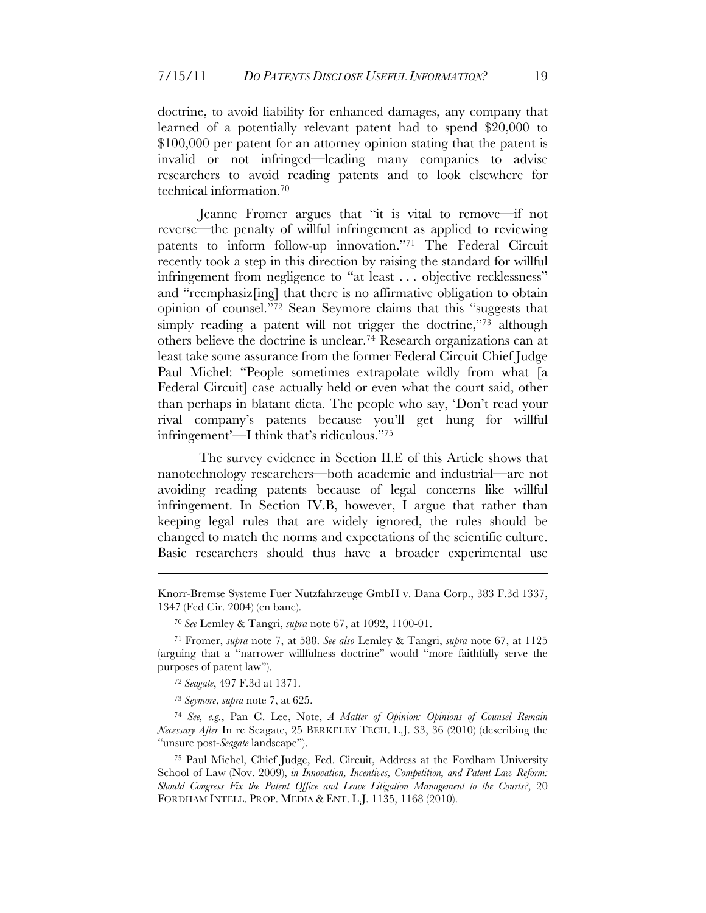doctrine, to avoid liability for enhanced damages, any company that learned of a potentially relevant patent had to spend $20,000 to $100,000 per patent for an attorney opinion stating that the patent is invalid or not infringed—leading many companies to advise researchers to avoid reading patents and to look elsewhere for technical information.[70]

Jeanne Fromer argues that "it is vital to remove—if not reverse—the penalty of willful infringement as applied to reviewing patents to inform follow-up innovation."[71] The Federal Circuit recently took a step in this direction by raising the standard for willful infringement from negligence to "at least . . . objective recklessness" and "reemphasiz[ing] that there is no affirmative obligation to obtain opinion of counsel."[72] Sean Seymore claims that this "suggests that simply reading a patent will not trigger the doctrine,"[73] although others believe the doctrine is unclear.[74] Research organizations can at least take some assurance from the former Federal Circuit Chief Judge Paul Michel: "People sometimes extrapolate wildly from what [a Federal Circuit] case actually held or even what the court said, other than perhaps in blatant dicta. The people who say, 'Don't read your rival company's patents because you'll get hung for willful infringement'—I think that's ridiculous."[75]

The survey evidence in Section II.E of this Article shows that nanotechnology researchers—both academic and industrial—are not avoiding reading patents because of legal concerns like willful infringement. In Section IV.B, however, I argue that rather than keeping legal rules that are widely ignored, the rules should be changed to match the norms and expectations of the scientific culture. Basic researchers should thus have a broader experimental use

---

Knorr-Bremse Systeme Fuer Nutzfahrzeuge GmbH v. Dana Corp., 383 F.3d 1337, 1347 (Fed Cir. 2004) (en banc).

[70] *See* Lemley & Tangri, *supra* note 67, at 1092, 1100-01.

[71] Fromer, *supra* note 7, at 588. *See also* Lemley & Tangri, *supra* note 67, at 1125 (arguing that a "narrower willfulness doctrine" would "more faithfully serve the purposes of patent law").

[72] *Seagate*, 497 F.3d at 1371.

[73] *Seymore*, *supra* note 7, at 625.

[74] *See, e.g.*, Pan C. Lee, Note, *A Matter of Opinion: Opinions of Counsel Remain Necessary After* In re Seagate, 25 BERKELEY TECH. L.J. 33, 36 (2010) (describing the "unsure post-*Seagate* landscape").

[75] Paul Michel, Chief Judge, Fed. Circuit, Address at the Fordham University School of Law (Nov. 2009), *in Innovation, Incentives, Competition, and Patent Law Reform: Should Congress Fix the Patent Office and Leave Litigation Management to the Courts?*, 20 FORDHAM INTELL. PROP. MEDIA & ENT. L.J. 1135, 1168 (2010).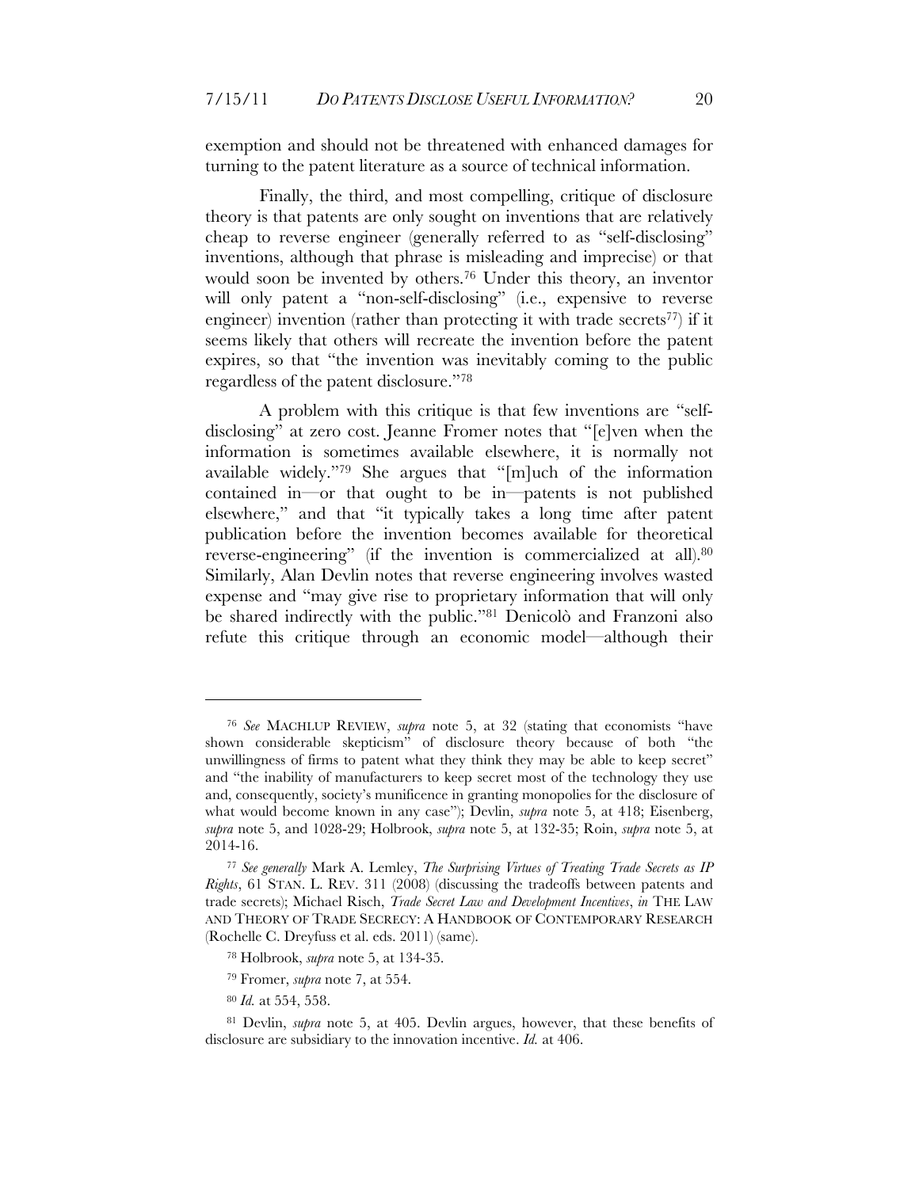exemption and should not be threatened with enhanced damages for turning to the patent literature as a source of technical information.

Finally, the third, and most compelling, critique of disclosure theory is that patents are only sought on inventions that are relatively cheap to reverse engineer (generally referred to as "self-disclosing" inventions, although that phrase is misleading and imprecise) or that would soon be invented by others.[76] Under this theory, an inventor will only patent a "non-self-disclosing" (i.e., expensive to reverse engineer) invention (rather than protecting it with trade secrets[77]) if it seems likely that others will recreate the invention before the patent expires, so that "the invention was inevitably coming to the public regardless of the patent disclosure."[78]

A problem with this critique is that few inventions are "self-disclosing" at zero cost. Jeanne Fromer notes that "[e]ven when the information is sometimes available elsewhere, it is normally not available widely."[79] She argues that "[m]uch of the information contained in—or that ought to be in—patents is not published elsewhere," and that "it typically takes a long time after patent publication before the invention becomes available for theoretical reverse-engineering" (if the invention is commercialized at all).[80] Similarly, Alan Devlin notes that reverse engineering involves wasted expense and "may give rise to proprietary information that will only be shared indirectly with the public."[81] Denicolò and Franzoni also refute this critique through an economic model—although their

---

[76] *See* MACHLUP REVIEW, *supra* note 5, at 32 (stating that economists "have shown considerable skepticism" of disclosure theory because of both "the unwillingness of firms to patent what they think they may be able to keep secret" and "the inability of manufacturers to keep secret most of the technology they use and, consequently, society's munificence in granting monopolies for the disclosure of what would become known in any case"); Devlin, *supra* note 5, at 418; Eisenberg, *supra* note 5, and 1028-29; Holbrook, *supra* note 5, at 132-35; Roin, *supra* note 5, at 2014-16.

[77] *See generally* Mark A. Lemley, *The Surprising Virtues of Treating Trade Secrets as IP Rights*, 61 STAN. L. REV. 311 (2008) (discussing the tradeoffs between patents and trade secrets); Michael Risch, *Trade Secret Law and Development Incentives*, *in* THE LAW AND THEORY OF TRADE SECRECY: A HANDBOOK OF CONTEMPORARY RESEARCH (Rochelle C. Dreyfuss et al. eds. 2011) (same).

[78] Holbrook, *supra* note 5, at 134-35.

[79] Fromer, *supra* note 7, at 554.

[80] *Id.* at 554, 558.

[81] Devlin, *supra* note 5, at 405. Devlin argues, however, that these benefits of disclosure are subsidiary to the innovation incentive. *Id.* at 406.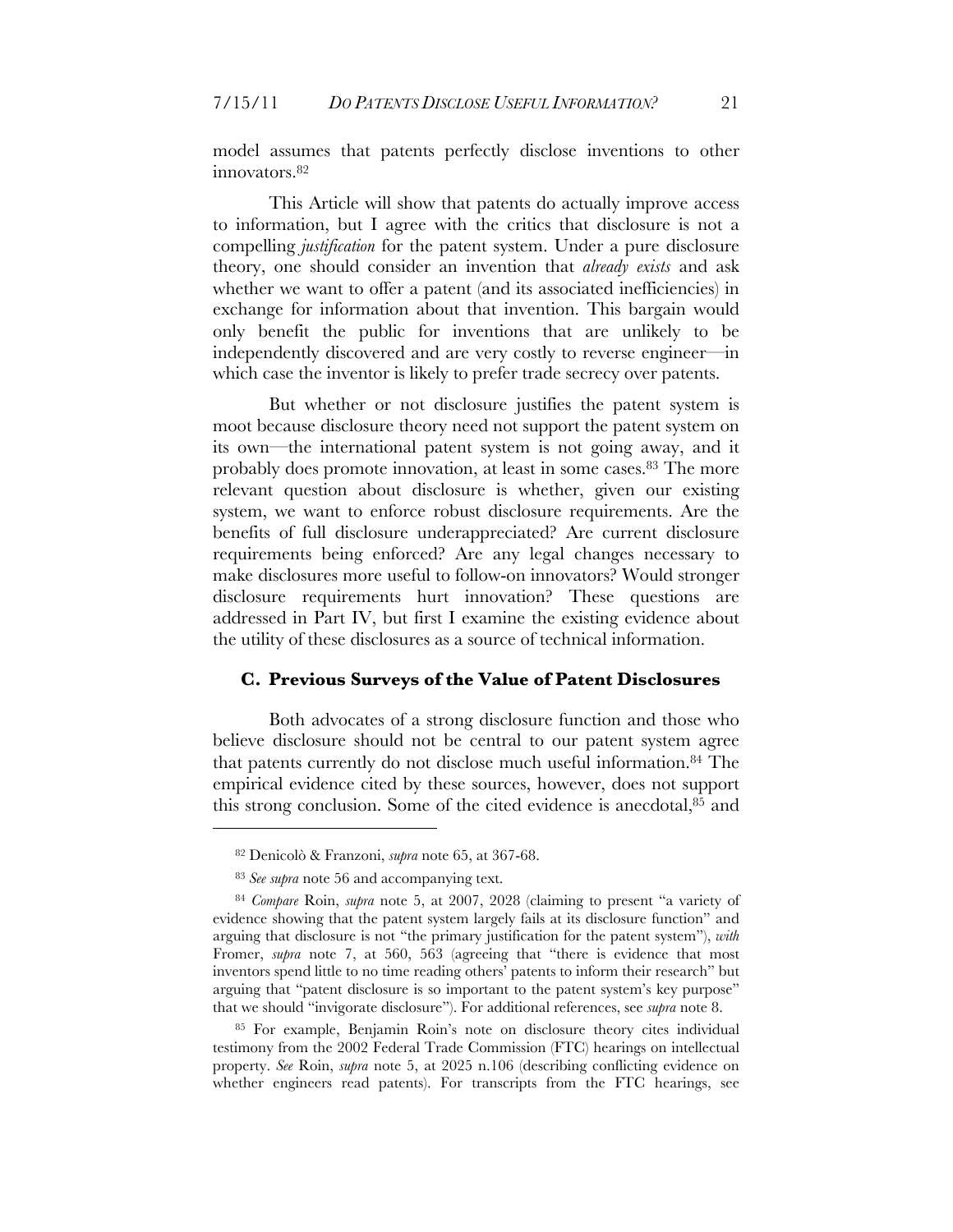model assumes that patents perfectly disclose inventions to other innovators.[82]

This Article will show that patents do actually improve access to information, but I agree with the critics that disclosure is not a compelling *justification* for the patent system. Under a pure disclosure theory, one should consider an invention that *already exists* and ask whether we want to offer a patent (and its associated inefficiencies) in exchange for information about that invention. This bargain would only benefit the public for inventions that are unlikely to be independently discovered and are very costly to reverse engineer—in which case the inventor is likely to prefer trade secrecy over patents.

But whether or not disclosure justifies the patent system is moot because disclosure theory need not support the patent system on its own—the international patent system is not going away, and it probably does promote innovation, at least in some cases.[83] The more relevant question about disclosure is whether, given our existing system, we want to enforce robust disclosure requirements. Are the benefits of full disclosure underappreciated? Are current disclosure requirements being enforced? Are any legal changes necessary to make disclosures more useful to follow-on innovators? Would stronger disclosure requirements hurt innovation? These questions are addressed in Part IV, but first I examine the existing evidence about the utility of these disclosures as a source of technical information.

### C. Previous Surveys of the Value of Patent Disclosures

Both advocates of a strong disclosure function and those who believe disclosure should not be central to our patent system agree that patents currently do not disclose much useful information.[84] The empirical evidence cited by these sources, however, does not support this strong conclusion. Some of the cited evidence is anecdotal,[85] and

---

[82] Denicolò & Franzoni, *supra* note 65, at 367-68.

[83] *See supra* note 56 and accompanying text.

[84] *Compare* Roin, *supra* note 5, at 2007, 2028 (claiming to present "a variety of evidence showing that the patent system largely fails at its disclosure function" and arguing that disclosure is not "the primary justification for the patent system"), *with* Fromer, *supra* note 7, at 560, 563 (agreeing that "there is evidence that most inventors spend little to no time reading others' patents to inform their research" but arguing that "patent disclosure is so important to the patent system's key purpose" that we should "invigorate disclosure"). For additional references, see *supra* note 8.

[85] For example, Benjamin Roin's note on disclosure theory cites individual testimony from the 2002 Federal Trade Commission (FTC) hearings on intellectual property. *See* Roin, *supra* note 5, at 2025 n.106 (describing conflicting evidence on whether engineers read patents). For transcripts from the FTC hearings, see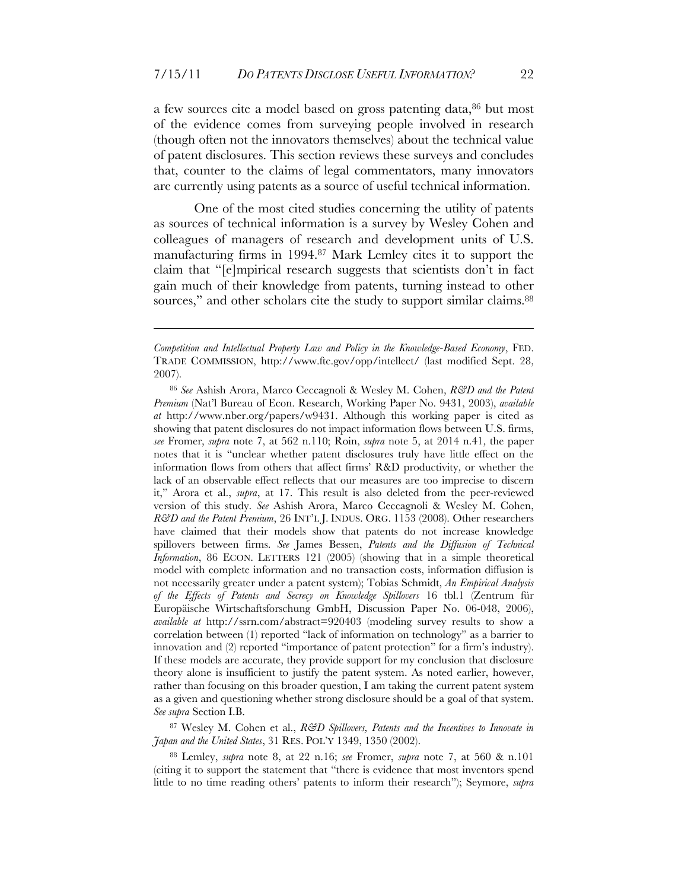a few sources cite a model based on gross patenting data,[86] but most of the evidence comes from surveying people involved in research (though often not the innovators themselves) about the technical value of patent disclosures. This section reviews these surveys and concludes that, counter to the claims of legal commentators, many innovators are currently using patents as a source of useful technical information.

One of the most cited studies concerning the utility of patents as sources of technical information is a survey by Wesley Cohen and colleagues of managers of research and development units of U.S. manufacturing firms in 1994.[87] Mark Lemley cites it to support the claim that "[e]mpirical research suggests that scientists don't in fact gain much of their knowledge from patents, turning instead to other sources," and other scholars cite the study to support similar claims.[88]

---

*Competition and Intellectual Property Law and Policy in the Knowledge-Based Economy*, FED. TRADE COMMISSION, http://www.ftc.gov/opp/intellect/ (last modified Sept. 28, 2007).

[86] *See* Ashish Arora, Marco Ceccagnoli & Wesley M. Cohen, *R&D and the Patent Premium* (Nat'l Bureau of Econ. Research, Working Paper No. 9431, 2003), *available at* http://www.nber.org/papers/w9431. Although this working paper is cited as showing that patent disclosures do not impact information flows between U.S. firms, *see* Fromer, *supra* note 7, at 562 n.110; Roin, *supra* note 5, at 2014 n.41, the paper notes that it is "unclear whether patent disclosures truly have little effect on the information flows from others that affect firms' R&D productivity, or whether the lack of an observable effect reflects that our measures are too imprecise to discern it," Arora et al., *supra*, at 17. This result is also deleted from the peer-reviewed version of this study. *See* Ashish Arora, Marco Ceccagnoli & Wesley M. Cohen, *R&D and the Patent Premium*, 26 INT'L J. INDUS. ORG. 1153 (2008). Other researchers have claimed that their models show that patents do not increase knowledge spillovers between firms. *See* James Bessen, *Patents and the Diffusion of Technical Information*, 86 ECON. LETTERS 121 (2005) (showing that in a simple theoretical model with complete information and no transaction costs, information diffusion is not necessarily greater under a patent system); Tobias Schmidt, *An Empirical Analysis of the Effects of Patents and Secrecy on Knowledge Spillovers* 16 tbl.1 (Zentrum für Europäische Wirtschaftsforschung GmbH, Discussion Paper No. 06-048, 2006), *available at* http://ssrn.com/abstract=920403 (modeling survey results to show a correlation between (1) reported "lack of information on technology" as a barrier to innovation and (2) reported "importance of patent protection" for a firm's industry). If these models are accurate, they provide support for my conclusion that disclosure theory alone is insufficient to justify the patent system. As noted earlier, however, rather than focusing on this broader question, I am taking the current patent system as a given and questioning whether strong disclosure should be a goal of that system. *See supra* Section I.B.

[87] Wesley M. Cohen et al., *R&D Spillovers, Patents and the Incentives to Innovate in Japan and the United States*, 31 RES. POL'Y 1349, 1350 (2002).

[88] Lemley, *supra* note 8, at 22 n.16; *see* Fromer, *supra* note 7, at 560 & n.101 (citing it to support the statement that "there is evidence that most inventors spend little to no time reading others' patents to inform their research"); Seymore, *supra*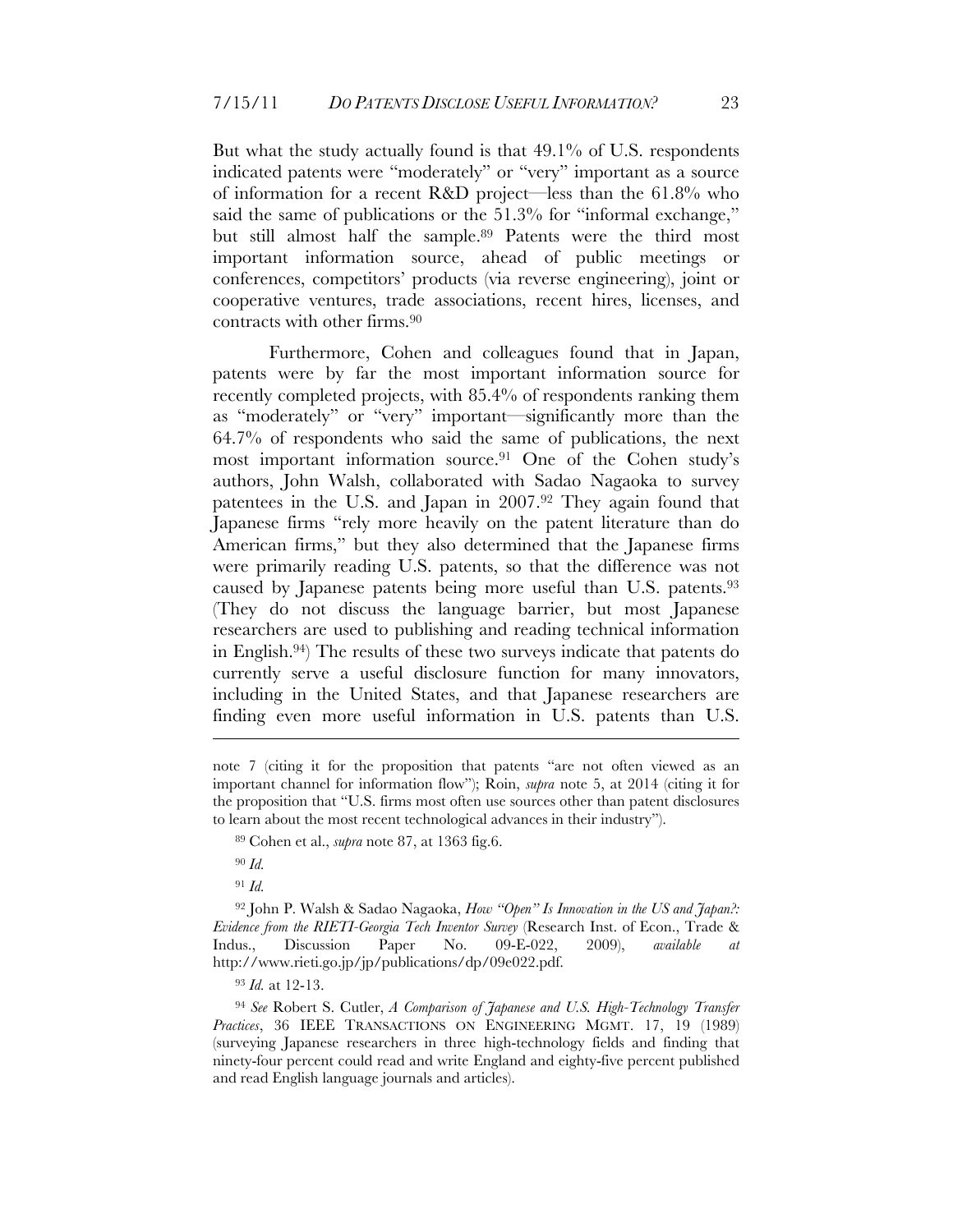But what the study actually found is that 49.1% of U.S. respondents indicated patents were "moderately" or "very" important as a source of information for a recent R&D project—less than the 61.8% who said the same of publications or the 51.3% for "informal exchange," but still almost half the sample.[89] Patents were the third most important information source, ahead of public meetings or conferences, competitors' products (via reverse engineering), joint or cooperative ventures, trade associations, recent hires, licenses, and contracts with other firms.[90]

Furthermore, Cohen and colleagues found that in Japan, patents were by far the most important information source for recently completed projects, with 85.4% of respondents ranking them as "moderately" or "very" important—significantly more than the 64.7% of respondents who said the same of publications, the next most important information source.[91] One of the Cohen study's authors, John Walsh, collaborated with Sadao Nagaoka to survey patentees in the U.S. and Japan in 2007.[92] They again found that Japanese firms "rely more heavily on the patent literature than do American firms," but they also determined that the Japanese firms were primarily reading U.S. patents, so that the difference was not caused by Japanese patents being more useful than U.S. patents.[93] (They do not discuss the language barrier, but most Japanese researchers are used to publishing and reading technical information in English.[94]) The results of these two surveys indicate that patents do currently serve a useful disclosure function for many innovators, including in the United States, and that Japanese researchers are finding even more useful information in U.S. patents than U.S.

---

note 7 (citing it for the proposition that patents "are not often viewed as an important channel for information flow"); Roin, *supra* note 5, at 2014 (citing it for the proposition that "U.S. firms most often use sources other than patent disclosures to learn about the most recent technological advances in their industry").

[89] Cohen et al., *supra* note 87, at 1363 fig.6.

[90] *Id.*

[91] *Id.*

[92] John P. Walsh & Sadao Nagaoka, *How "Open" Is Innovation in the US and Japan?: Evidence from the RIETI-Georgia Tech Inventor Survey* (Research Inst. of Econ., Trade & Indus., Discussion Paper No. 09-E-022, 2009), *available at* http://www.rieti.go.jp/jp/publications/dp/09e022.pdf.

[93] *Id.* at 12-13.

[94] *See* Robert S. Cutler, *A Comparison of Japanese and U.S. High-Technology Transfer Practices*, 36 IEEE TRANSACTIONS ON ENGINEERING MGMT. 17, 19 (1989) (surveying Japanese researchers in three high-technology fields and finding that ninety-four percent could read and write England and eighty-five percent published and read English language journals and articles).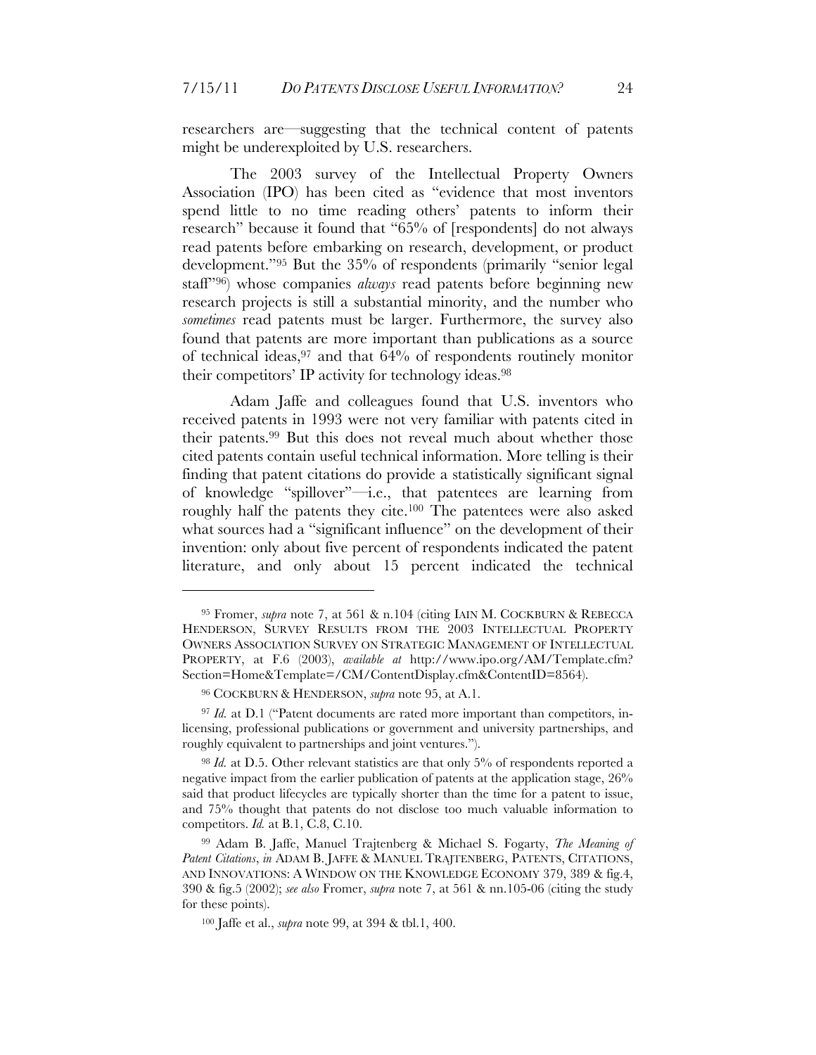researchers are—suggesting that the technical content of patents might be underexploited by U.S. researchers.

The 2003 survey of the Intellectual Property Owners Association (IPO) has been cited as "evidence that most inventors spend little to no time reading others' patents to inform their research" because it found that "65% of [respondents] do not always read patents before embarking on research, development, or product development."[95] But the 35% of respondents (primarily "senior legal staff"[96]) whose companies *always* read patents before beginning new research projects is still a substantial minority, and the number who *sometimes* read patents must be larger. Furthermore, the survey also found that patents are more important than publications as a source of technical ideas,[97] and that 64% of respondents routinely monitor their competitors' IP activity for technology ideas.[98]

Adam Jaffe and colleagues found that U.S. inventors who received patents in 1993 were not very familiar with patents cited in their patents.[99] But this does not reveal much about whether those cited patents contain useful technical information. More telling is their finding that patent citations do provide a statistically significant signal of knowledge "spillover"—i.e., that patentees are learning from roughly half the patents they cite.[100] The patentees were also asked what sources had a "significant influence" on the development of their invention: only about five percent of respondents indicated the patent literature, and only about 15 percent indicated the technical

---

[95] Fromer, *supra* note 7, at 561 & n.104 (citing IAIN M. COCKBURN & REBECCA HENDERSON, SURVEY RESULTS FROM THE 2003 INTELLECTUAL PROPERTY OWNERS ASSOCIATION SURVEY ON STRATEGIC MANAGEMENT OF INTELLECTUAL PROPERTY, at F.6 (2003), *available at* http://www.ipo.org/AM/Template.cfm?Section=Home&Template=/CM/ContentDisplay.cfm&ContentID=8564).

[96] COCKBURN & HENDERSON, *supra* note 95, at A.1.

[97] *Id.* at D.1 ("Patent documents are rated more important than competitors, in-licensing, professional publications or government and university partnerships, and roughly equivalent to partnerships and joint ventures.").

[98] *Id.* at D.5. Other relevant statistics are that only 5% of respondents reported a negative impact from the earlier publication of patents at the application stage, 26% said that product lifecycles are typically shorter than the time for a patent to issue, and 75% thought that patents do not disclose too much valuable information to competitors. *Id.* at B.1, C.8, C.10.

[99] Adam B. Jaffe, Manuel Trajtenberg & Michael S. Fogarty, *The Meaning of Patent Citations*, *in* ADAM B. JAFFE & MANUEL TRAJTENBERG, PATENTS, CITATIONS, AND INNOVATIONS: A WINDOW ON THE KNOWLEDGE ECONOMY 379, 389 & fig.4, 390 & fig.5 (2002); *see also* Fromer, *supra* note 7, at 561 & nn.105-06 (citing the study for these points).

[100] Jaffe et al., *supra* note 99, at 394 & tbl.1, 400.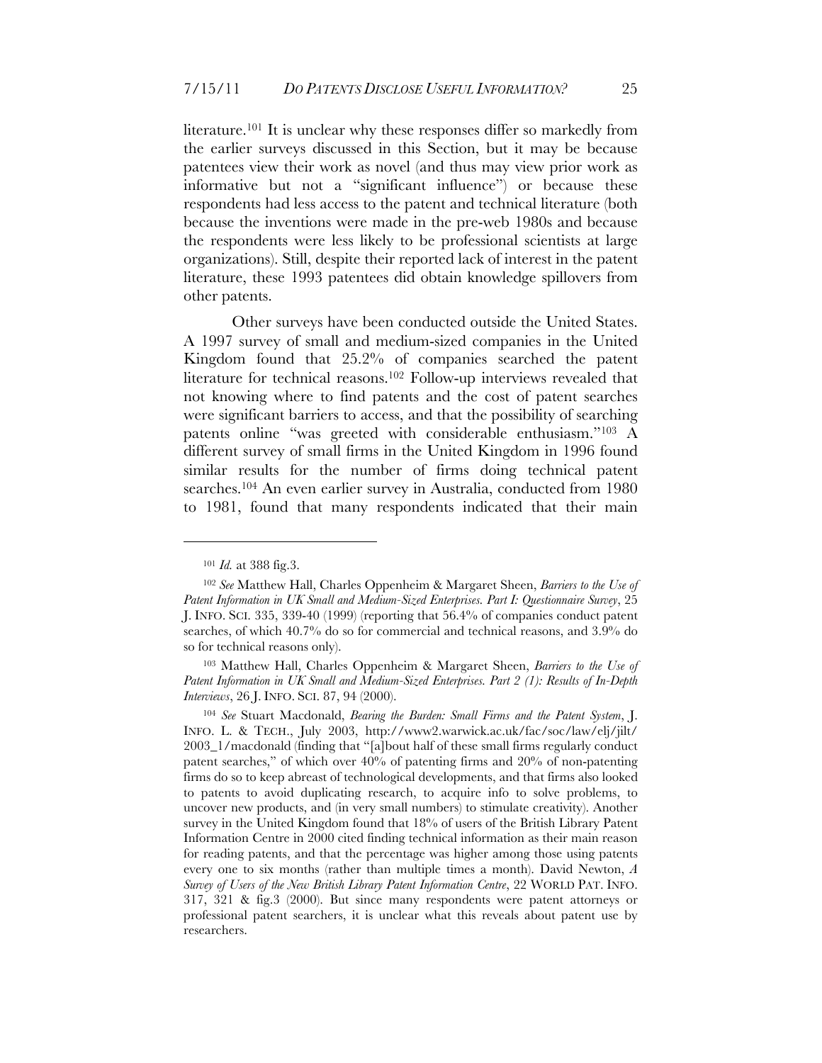literature.[101] It is unclear why these responses differ so markedly from the earlier surveys discussed in this Section, but it may be because patentees view their work as novel (and thus may view prior work as informative but not a "significant influence") or because these respondents had less access to the patent and technical literature (both because the inventions were made in the pre-web 1980s and because the respondents were less likely to be professional scientists at large organizations). Still, despite their reported lack of interest in the patent literature, these 1993 patentees did obtain knowledge spillovers from other patents.

Other surveys have been conducted outside the United States. A 1997 survey of small and medium-sized companies in the United Kingdom found that 25.2% of companies searched the patent literature for technical reasons.[102] Follow-up interviews revealed that not knowing where to find patents and the cost of patent searches were significant barriers to access, and that the possibility of searching patents online "was greeted with considerable enthusiasm."[103] A different survey of small firms in the United Kingdom in 1996 found similar results for the number of firms doing technical patent searches.[104] An even earlier survey in Australia, conducted from 1980 to 1981, found that many respondents indicated that their main

---

[101] *Id.* at 388 fig.3.

[102] *See* Matthew Hall, Charles Oppenheim & Margaret Sheen, *Barriers to the Use of Patent Information in UK Small and Medium-Sized Enterprises. Part I: Questionnaire Survey*, 25 J. INFO. SCI. 335, 339-40 (1999) (reporting that 56.4% of companies conduct patent searches, of which 40.7% do so for commercial and technical reasons, and 3.9% do so for technical reasons only).

[103] Matthew Hall, Charles Oppenheim & Margaret Sheen, *Barriers to the Use of Patent Information in UK Small and Medium-Sized Enterprises. Part 2 (1): Results of In-Depth Interviews*, 26 J. INFO. SCI. 87, 94 (2000).

[104] *See* Stuart Macdonald, *Bearing the Burden: Small Firms and the Patent System*, J. INFO. L. & TECH., July 2003, http://www2.warwick.ac.uk/fac/soc/law/elj/jilt/2003_1/macdonald (finding that "[a]bout half of these small firms regularly conduct patent searches," of which over 40% of patenting firms and 20% of non-patenting firms do so to keep abreast of technological developments, and that firms also looked to patents to avoid duplicating research, to acquire info to solve problems, to uncover new products, and (in very small numbers) to stimulate creativity). Another survey in the United Kingdom found that 18% of users of the British Library Patent Information Centre in 2000 cited finding technical information as their main reason for reading patents, and that the percentage was higher among those using patents every one to six months (rather than multiple times a month). David Newton, *A Survey of Users of the New British Library Patent Information Centre*, 22 WORLD PAT. INFO. 317, 321 & fig.3 (2000). But since many respondents were patent attorneys or professional patent searchers, it is unclear what this reveals about patent use by researchers.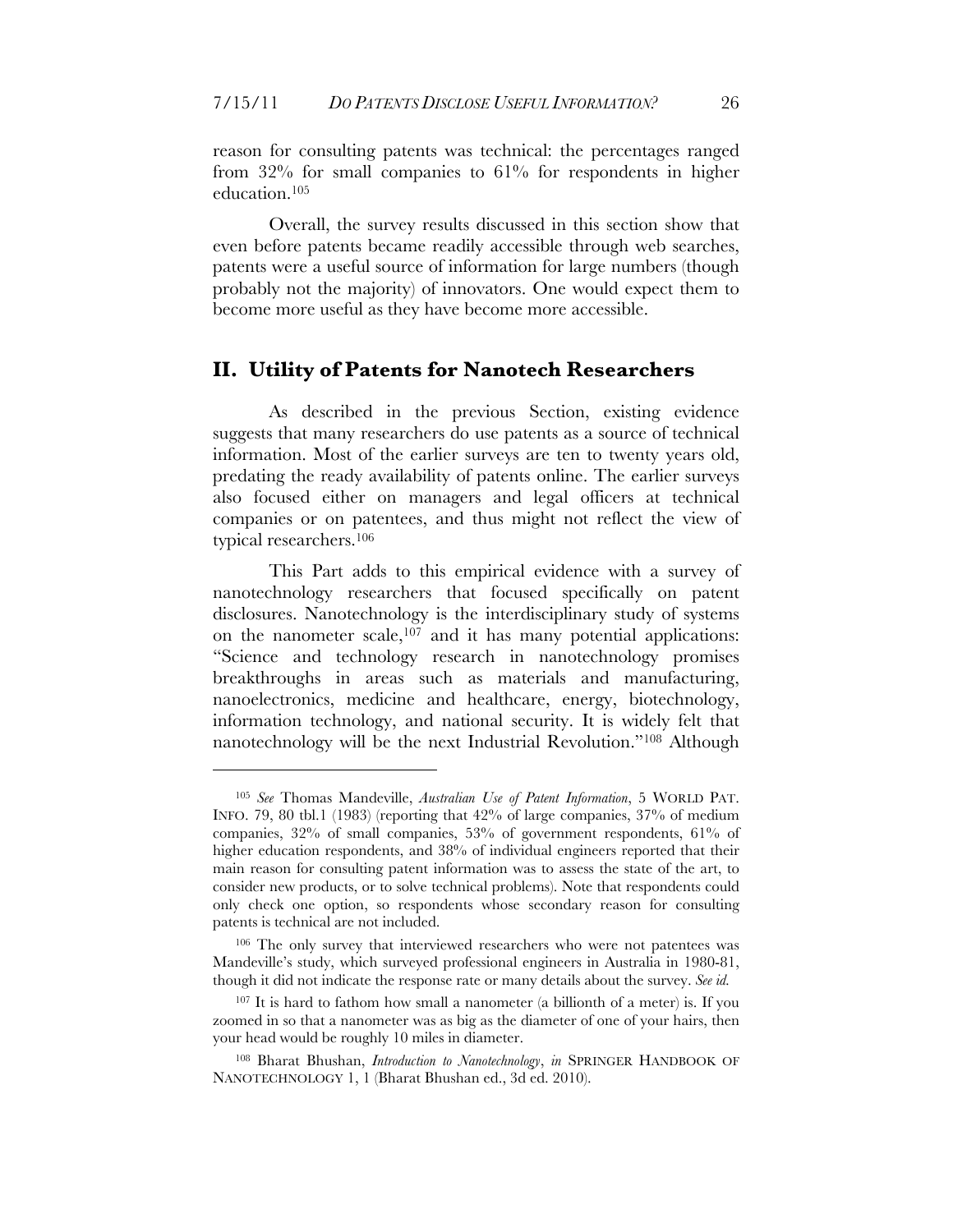reason for consulting patents was technical: the percentages ranged from 32% for small companies to 61% for respondents in higher education.[105]

Overall, the survey results discussed in this section show that even before patents became readily accessible through web searches, patents were a useful source of information for large numbers (though probably not the majority) of innovators. One would expect them to become more useful as they have become more accessible.

## II. Utility of Patents for Nanotech Researchers

As described in the previous Section, existing evidence suggests that many researchers do use patents as a source of technical information. Most of the earlier surveys are ten to twenty years old, predating the ready availability of patents online. The earlier surveys also focused either on managers and legal officers at technical companies or on patentees, and thus might not reflect the view of typical researchers.[106]

This Part adds to this empirical evidence with a survey of nanotechnology researchers that focused specifically on patent disclosures. Nanotechnology is the interdisciplinary study of systems on the nanometer scale,[107] and it has many potential applications: "Science and technology research in nanotechnology promises breakthroughs in areas such as materials and manufacturing, nanoelectronics, medicine and healthcare, energy, biotechnology, information technology, and national security. It is widely felt that nanotechnology will be the next Industrial Revolution."[108] Although

---

[105] *See* Thomas Mandeville, *Australian Use of Patent Information*, 5 WORLD PAT. INFO. 79, 80 tbl.1 (1983) (reporting that 42% of large companies, 37% of medium companies, 32% of small companies, 53% of government respondents, 61% of higher education respondents, and 38% of individual engineers reported that their main reason for consulting patent information was to assess the state of the art, to consider new products, or to solve technical problems). Note that respondents could only check one option, so respondents whose secondary reason for consulting patents is technical are not included.

[106] The only survey that interviewed researchers who were not patentees was Mandeville's study, which surveyed professional engineers in Australia in 1980-81, though it did not indicate the response rate or many details about the survey. *See id.*

[107] It is hard to fathom how small a nanometer (a billionth of a meter) is. If you zoomed in so that a nanometer was as big as the diameter of one of your hairs, then your head would be roughly 10 miles in diameter.

[108] Bharat Bhushan, *Introduction to Nanotechnology*, *in* SPRINGER HANDBOOK OF NANOTECHNOLOGY 1, 1 (Bharat Bhushan ed., 3d ed. 2010).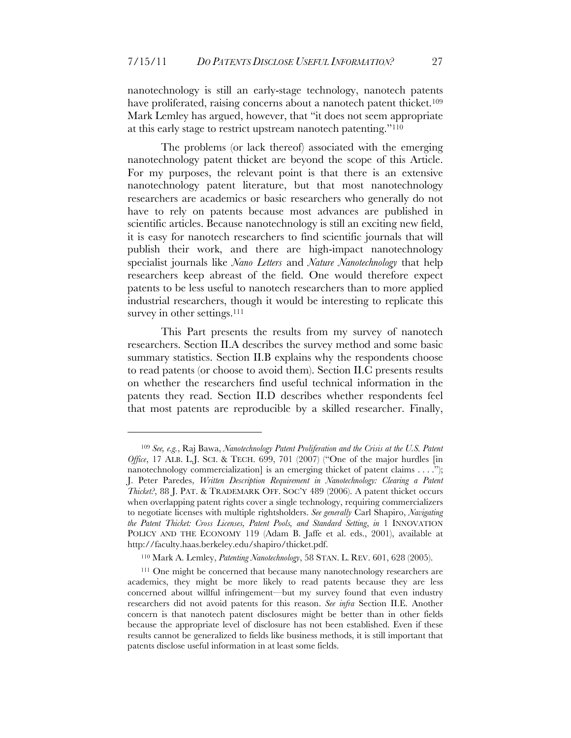nanotechnology is still an early-stage technology, nanotech patents have proliferated, raising concerns about a nanotech patent thicket.[109] Mark Lemley has argued, however, that "it does not seem appropriate at this early stage to restrict upstream nanotech patenting."[110]

The problems (or lack thereof) associated with the emerging nanotechnology patent thicket are beyond the scope of this Article. For my purposes, the relevant point is that there is an extensive nanotechnology patent literature, but that most nanotechnology researchers are academics or basic researchers who generally do not have to rely on patents because most advances are published in scientific articles. Because nanotechnology is still an exciting new field, it is easy for nanotech researchers to find scientific journals that will publish their work, and there are high-impact nanotechnology specialist journals like *Nano Letters* and *Nature Nanotechnology* that help researchers keep abreast of the field. One would therefore expect patents to be less useful to nanotech researchers than to more applied industrial researchers, though it would be interesting to replicate this survey in other settings.[111]

This Part presents the results from my survey of nanotech researchers. Section II.A describes the survey method and some basic summary statistics. Section II.B explains why the respondents choose to read patents (or choose to avoid them). Section II.C presents results on whether the researchers find useful technical information in the patents they read. Section II.D describes whether respondents feel that most patents are reproducible by a skilled researcher. Finally,

---

[109] *See, e.g.*, Raj Bawa, *Nanotechnology Patent Proliferation and the Crisis at the U.S. Patent Office*, 17 ALB. L.J. SCI. & TECH. 699, 701 (2007) ("One of the major hurdles [in nanotechnology commercialization] is an emerging thicket of patent claims . . . ."); J. Peter Paredes, *Written Description Requirement in Nanotechnology: Clearing a Patent Thicket?*, 88 J. PAT. & TRADEMARK OFF. SOC'Y 489 (2006). A patent thicket occurs when overlapping patent rights cover a single technology, requiring commercializers to negotiate licenses with multiple rightsholders. *See generally* Carl Shapiro, *Navigating the Patent Thicket: Cross Licenses, Patent Pools, and Standard Setting*, *in* 1 INNOVATION POLICY AND THE ECONOMY 119 (Adam B. Jaffe et al. eds., 2001), available at http://faculty.haas.berkeley.edu/shapiro/thicket.pdf.

[110] Mark A. Lemley, *Patenting Nanotechnology*, 58 STAN. L. REV. 601, 628 (2005).

[111] One might be concerned that because many nanotechnology researchers are academics, they might be more likely to read patents because they are less concerned about willful infringement—but my survey found that even industry researchers did not avoid patents for this reason. *See infra* Section II.E. Another concern is that nanotech patent disclosures might be better than in other fields because the appropriate level of disclosure has not been established. Even if these results cannot be generalized to fields like business methods, it is still important that patents disclose useful information in at least some fields.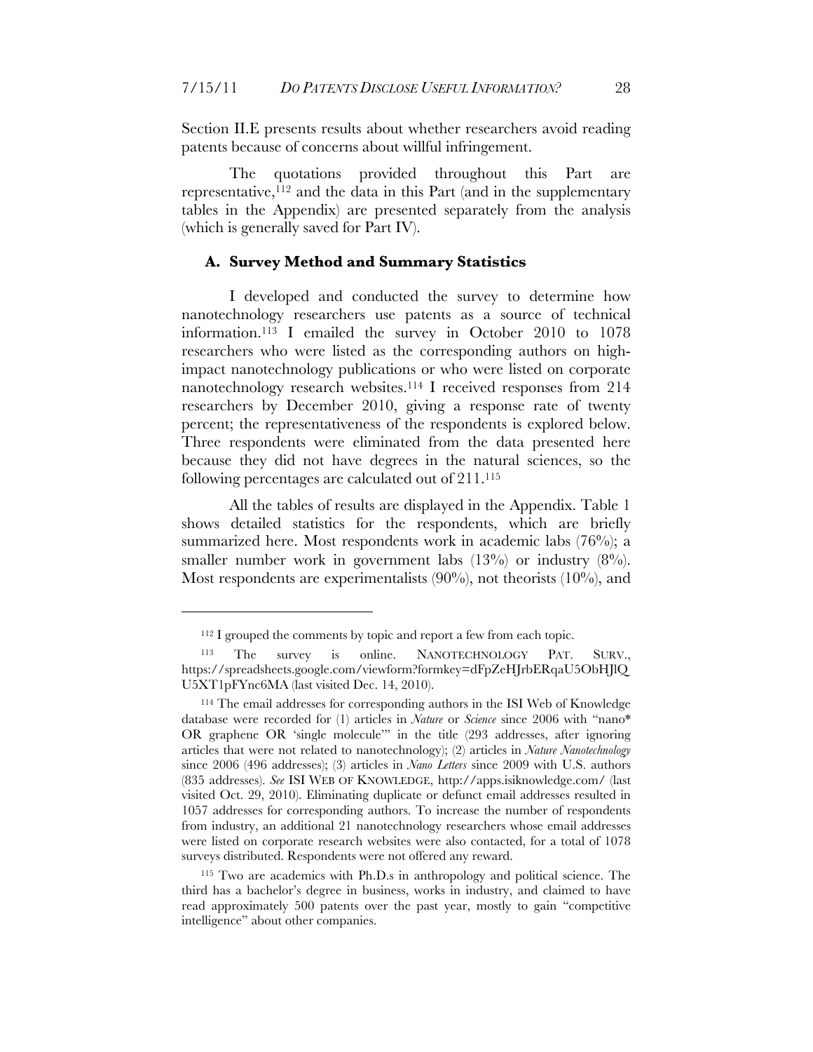Section II.E presents results about whether researchers avoid reading patents because of concerns about willful infringement.

The quotations provided throughout this Part are representative,[112] and the data in this Part (and in the supplementary tables in the Appendix) are presented separately from the analysis (which is generally saved for Part IV).

## A. Survey Method and Summary Statistics

I developed and conducted the survey to determine how nanotechnology researchers use patents as a source of technical information.[113] I emailed the survey in October 2010 to 1078 researchers who were listed as the corresponding authors on high-impact nanotechnology publications or who were listed on corporate nanotechnology research websites.[114] I received responses from 214 researchers by December 2010, giving a response rate of twenty percent; the representativeness of the respondents is explored below. Three respondents were eliminated from the data presented here because they did not have degrees in the natural sciences, so the following percentages are calculated out of 211.[115]

All the tables of results are displayed in the Appendix. Table 1 shows detailed statistics for the respondents, which are briefly summarized here. Most respondents work in academic labs (76%); a smaller number work in government labs (13%) or industry (8%). Most respondents are experimentalists (90%), not theorists (10%), and

---

[112] I grouped the comments by topic and report a few from each topic.

[113] The survey is online. NANOTECHNOLOGY PAT. SURV., https://spreadsheets.google.com/viewform?formkey=dFpZeHJrbERqaU5ObHJlQU5XT1pFYnc6MA (last visited Dec. 14, 2010).

[114] The email addresses for corresponding authors in the ISI Web of Knowledge database were recorded for (1) articles in *Nature* or *Science* since 2006 with "nano* OR graphene OR 'single molecule'" in the title (293 addresses, after ignoring articles that were not related to nanotechnology); (2) articles in *Nature Nanotechnology* since 2006 (496 addresses); (3) articles in *Nano Letters* since 2009 with U.S. authors (835 addresses). *See* ISI WEB OF KNOWLEDGE, http://apps.isiknowledge.com/ (last visited Oct. 29, 2010). Eliminating duplicate or defunct email addresses resulted in 1057 addresses for corresponding authors. To increase the number of respondents from industry, an additional 21 nanotechnology researchers whose email addresses were listed on corporate research websites were also contacted, for a total of 1078 surveys distributed. Respondents were not offered any reward.

[115] Two are academics with Ph.D.s in anthropology and political science. The third has a bachelor's degree in business, works in industry, and claimed to have read approximately 500 patents over the past year, mostly to gain "competitive intelligence" about other companies.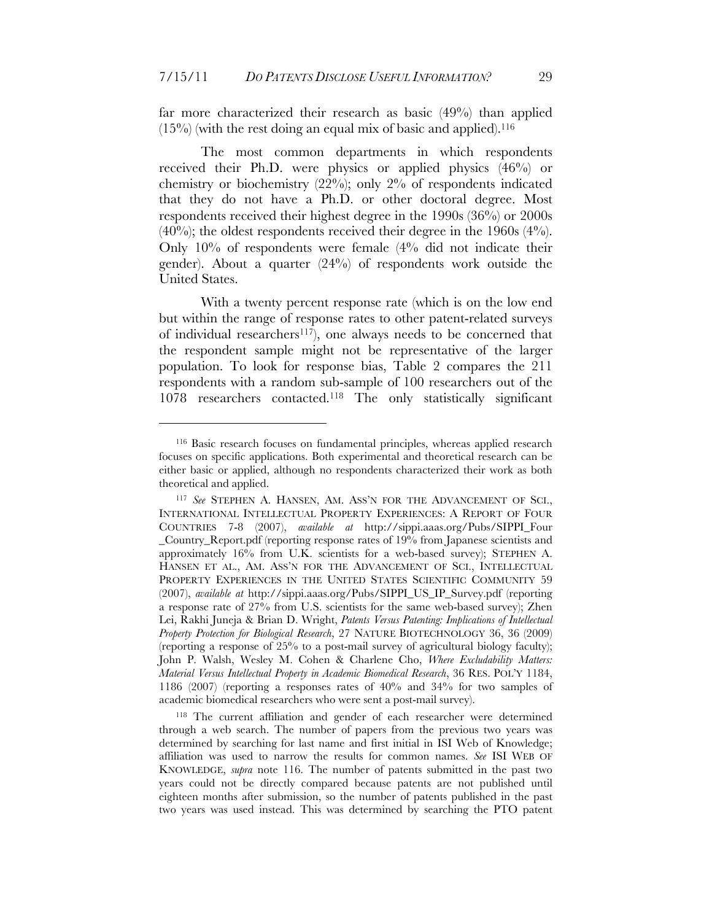far more characterized their research as basic (49%) than applied (15%) (with the rest doing an equal mix of basic and applied).[116]

The most common departments in which respondents received their Ph.D. were physics or applied physics (46%) or chemistry or biochemistry (22%); only 2% of respondents indicated that they do not have a Ph.D. or other doctoral degree. Most respondents received their highest degree in the 1990s (36%) or 2000s (40%); the oldest respondents received their degree in the 1960s (4%). Only 10% of respondents were female (4% did not indicate their gender). About a quarter (24%) of respondents work outside the United States.

With a twenty percent response rate (which is on the low end but within the range of response rates to other patent-related surveys of individual researchers[117]), one always needs to be concerned that the respondent sample might not be representative of the larger population. To look for response bias, Table 2 compares the 211 respondents with a random sub-sample of 100 researchers out of the 1078 researchers contacted.[118] The only statistically significant

---

[116] Basic research focuses on fundamental principles, whereas applied research focuses on specific applications. Both experimental and theoretical research can be either basic or applied, although no respondents characterized their work as both theoretical and applied.

[117] *See* STEPHEN A. HANSEN, AM. ASS'N FOR THE ADVANCEMENT OF SCI., INTERNATIONAL INTELLECTUAL PROPERTY EXPERIENCES: A REPORT OF FOUR COUNTRIES 7-8 (2007), *available at* http://sippi.aaas.org/Pubs/SIPPI_Four_Country_Report.pdf (reporting response rates of 19% from Japanese scientists and approximately 16% from U.K. scientists for a web-based survey); STEPHEN A. HANSEN ET AL., AM. ASS'N FOR THE ADVANCEMENT OF SCI., INTELLECTUAL PROPERTY EXPERIENCES IN THE UNITED STATES SCIENTIFIC COMMUNITY 59 (2007), *available at* http://sippi.aaas.org/Pubs/SIPPI_US_IP_Survey.pdf (reporting a response rate of 27% from U.S. scientists for the same web-based survey); Zhen Lei, Rakhi Juneja & Brian D. Wright, *Patents Versus Patenting: Implications of Intellectual Property Protection for Biological Research*, 27 NATURE BIOTECHNOLOGY 36, 36 (2009) (reporting a response of 25% to a post-mail survey of agricultural biology faculty); John P. Walsh, Wesley M. Cohen & Charlene Cho, *Where Excludability Matters: Material Versus Intellectual Property in Academic Biomedical Research*, 36 RES. POL'Y 1184, 1186 (2007) (reporting a responses rates of 40% and 34% for two samples of academic biomedical researchers who were sent a post-mail survey).

[118] The current affiliation and gender of each researcher were determined through a web search. The number of papers from the previous two years was determined by searching for last name and first initial in ISI Web of Knowledge; affiliation was used to narrow the results for common names. *See* ISI WEB OF KNOWLEDGE, *supra* note 116. The number of patents submitted in the past two years could not be directly compared because patents are not published until eighteen months after submission, so the number of patents published in the past two years was used instead. This was determined by searching the PTO patent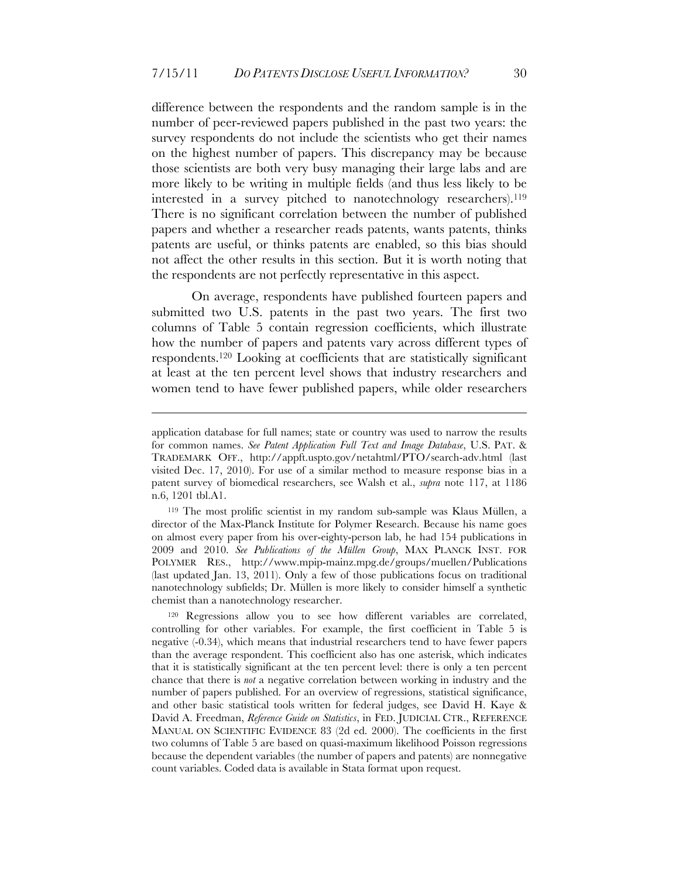difference between the respondents and the random sample is in the number of peer-reviewed papers published in the past two years: the survey respondents do not include the scientists who get their names on the highest number of papers. This discrepancy may be because those scientists are both very busy managing their large labs and are more likely to be writing in multiple fields (and thus less likely to be interested in a survey pitched to nanotechnology researchers).[119] There is no significant correlation between the number of published papers and whether a researcher reads patents, wants patents, thinks patents are useful, or thinks patents are enabled, so this bias should not affect the other results in this section. But it is worth noting that the respondents are not perfectly representative in this aspect.

On average, respondents have published fourteen papers and submitted two U.S. patents in the past two years. The first two columns of Table 5 contain regression coefficients, which illustrate how the number of papers and patents vary across different types of respondents.[120] Looking at coefficients that are statistically significant at least at the ten percent level shows that industry researchers and women tend to have fewer published papers, while older researchers

---

application database for full names; state or country was used to narrow the results for common names. *See Patent Application Full Text and Image Database*, U.S. PAT. & TRADEMARK OFF., http://appft.uspto.gov/netahtml/PTO/search-adv.html (last visited Dec. 17, 2010). For use of a similar method to measure response bias in a patent survey of biomedical researchers, see Walsh et al., *supra* note 117, at 1186 n.6, 1201 tbl.A1.

[119] The most prolific scientist in my random sub-sample was Klaus Müllen, a director of the Max-Planck Institute for Polymer Research. Because his name goes on almost every paper from his over-eighty-person lab, he had 154 publications in 2009 and 2010. *See Publications of the Müllen Group*, MAX PLANCK INST. FOR POLYMER RES., http://www.mpip-mainz.mpg.de/groups/muellen/Publications (last updated Jan. 13, 2011). Only a few of those publications focus on traditional nanotechnology subfields; Dr. Müllen is more likely to consider himself a synthetic chemist than a nanotechnology researcher.

[120] Regressions allow you to see how different variables are correlated, controlling for other variables. For example, the first coefficient in Table 5 is negative (-0.34), which means that industrial researchers tend to have fewer papers than the average respondent. This coefficient also has one asterisk, which indicates that it is statistically significant at the ten percent level: there is only a ten percent chance that there is *not* a negative correlation between working in industry and the number of papers published. For an overview of regressions, statistical significance, and other basic statistical tools written for federal judges, see David H. Kaye & David A. Freedman, *Reference Guide on Statistics*, in FED. JUDICIAL CTR., REFERENCE MANUAL ON SCIENTIFIC EVIDENCE 83 (2d ed. 2000). The coefficients in the first two columns of Table 5 are based on quasi-maximum likelihood Poisson regressions because the dependent variables (the number of papers and patents) are nonnegative count variables. Coded data is available in Stata format upon request.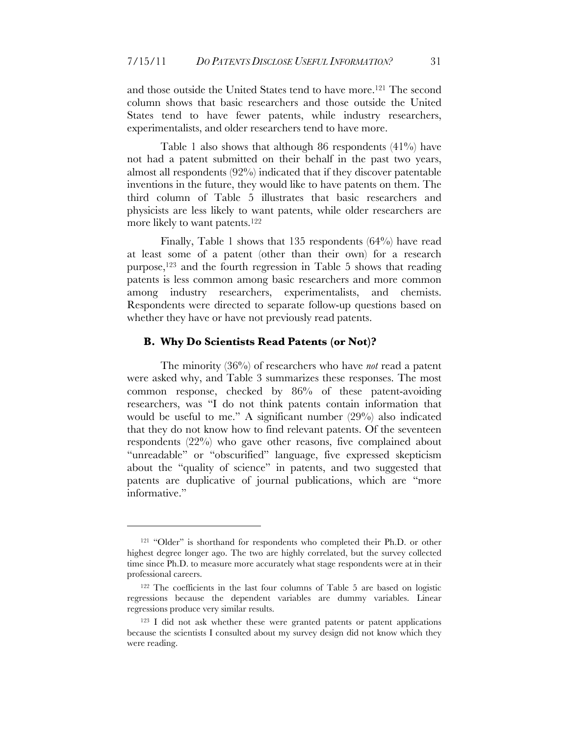and those outside the United States tend to have more.[121] The second column shows that basic researchers and those outside the United States tend to have fewer patents, while industry researchers, experimentalists, and older researchers tend to have more.

Table 1 also shows that although 86 respondents (41%) have not had a patent submitted on their behalf in the past two years, almost all respondents (92%) indicated that if they discover patentable inventions in the future, they would like to have patents on them. The third column of Table 5 illustrates that basic researchers and physicists are less likely to want patents, while older researchers are more likely to want patents.[122]

Finally, Table 1 shows that 135 respondents (64%) have read at least some of a patent (other than their own) for a research purpose,[123] and the fourth regression in Table 5 shows that reading patents is less common among basic researchers and more common among industry researchers, experimentalists, and chemists. Respondents were directed to separate follow-up questions based on whether they have or have not previously read patents.

### B. Why Do Scientists Read Patents (or Not)?

The minority (36%) of researchers who have *not* read a patent were asked why, and Table 3 summarizes these responses. The most common response, checked by 86% of these patent-avoiding researchers, was "I do not think patents contain information that would be useful to me." A significant number (29%) also indicated that they do not know how to find relevant patents. Of the seventeen respondents (22%) who gave other reasons, five complained about "unreadable" or "obscurified" language, five expressed skepticism about the "quality of science" in patents, and two suggested that patents are duplicative of journal publications, which are "more informative."

---

[121] "Older" is shorthand for respondents who completed their Ph.D. or other highest degree longer ago. The two are highly correlated, but the survey collected time since Ph.D. to measure more accurately what stage respondents were at in their professional careers.

[122] The coefficients in the last four columns of Table 5 are based on logistic regressions because the dependent variables are dummy variables. Linear regressions produce very similar results.

[123] I did not ask whether these were granted patents or patent applications because the scientists I consulted about my survey design did not know which they were reading.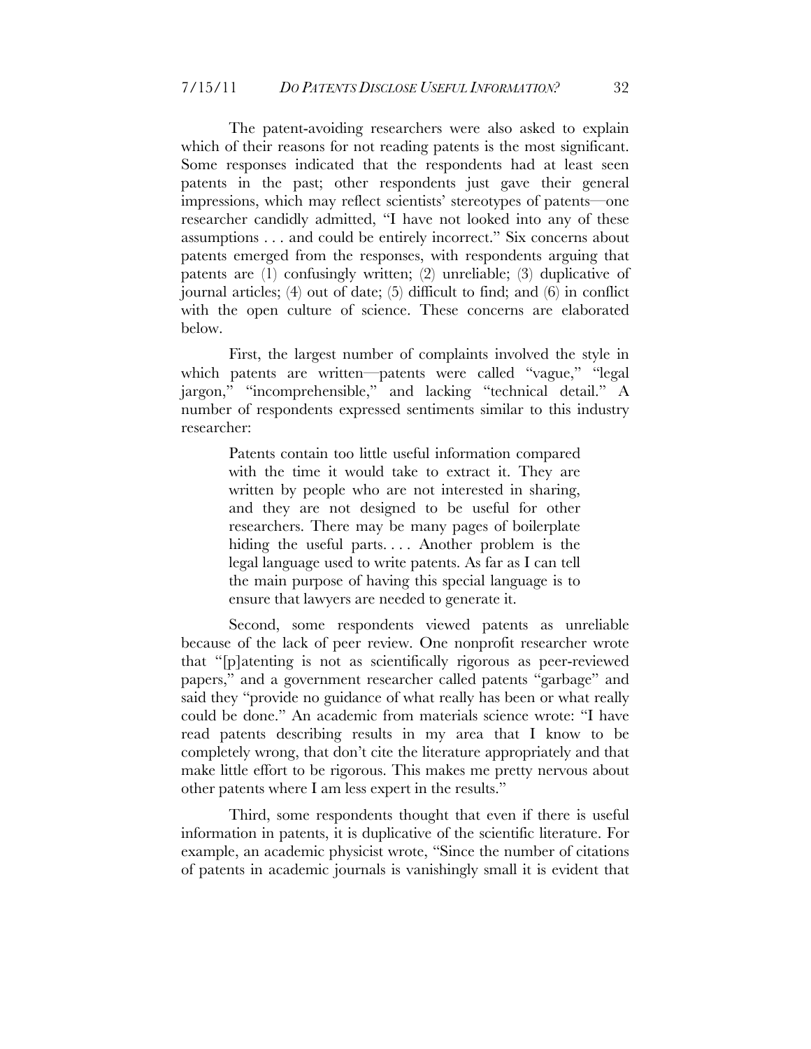The patent-avoiding researchers were also asked to explain which of their reasons for not reading patents is the most significant. Some responses indicated that the respondents had at least seen patents in the past; other respondents just gave their general impressions, which may reflect scientists' stereotypes of patents—one researcher candidly admitted, "I have not looked into any of these assumptions . . . and could be entirely incorrect." Six concerns about patents emerged from the responses, with respondents arguing that patents are (1) confusingly written; (2) unreliable; (3) duplicative of journal articles; (4) out of date; (5) difficult to find; and (6) in conflict with the open culture of science. These concerns are elaborated below.

First, the largest number of complaints involved the style in which patents are written—patents were called "vague," "legal jargon," "incomprehensible," and lacking "technical detail." A number of respondents expressed sentiments similar to this industry researcher:

> Patents contain too little useful information compared with the time it would take to extract it. They are written by people who are not interested in sharing, and they are not designed to be useful for other researchers. There may be many pages of boilerplate hiding the useful parts. . . . Another problem is the legal language used to write patents. As far as I can tell the main purpose of having this special language is to ensure that lawyers are needed to generate it.

Second, some respondents viewed patents as unreliable because of the lack of peer review. One nonprofit researcher wrote that "[p]atenting is not as scientifically rigorous as peer-reviewed papers," and a government researcher called patents "garbage" and said they "provide no guidance of what really has been or what really could be done." An academic from materials science wrote: "I have read patents describing results in my area that I know to be completely wrong, that don't cite the literature appropriately and that make little effort to be rigorous. This makes me pretty nervous about other patents where I am less expert in the results."

Third, some respondents thought that even if there is useful information in patents, it is duplicative of the scientific literature. For example, an academic physicist wrote, "Since the number of citations of patents in academic journals is vanishingly small it is evident that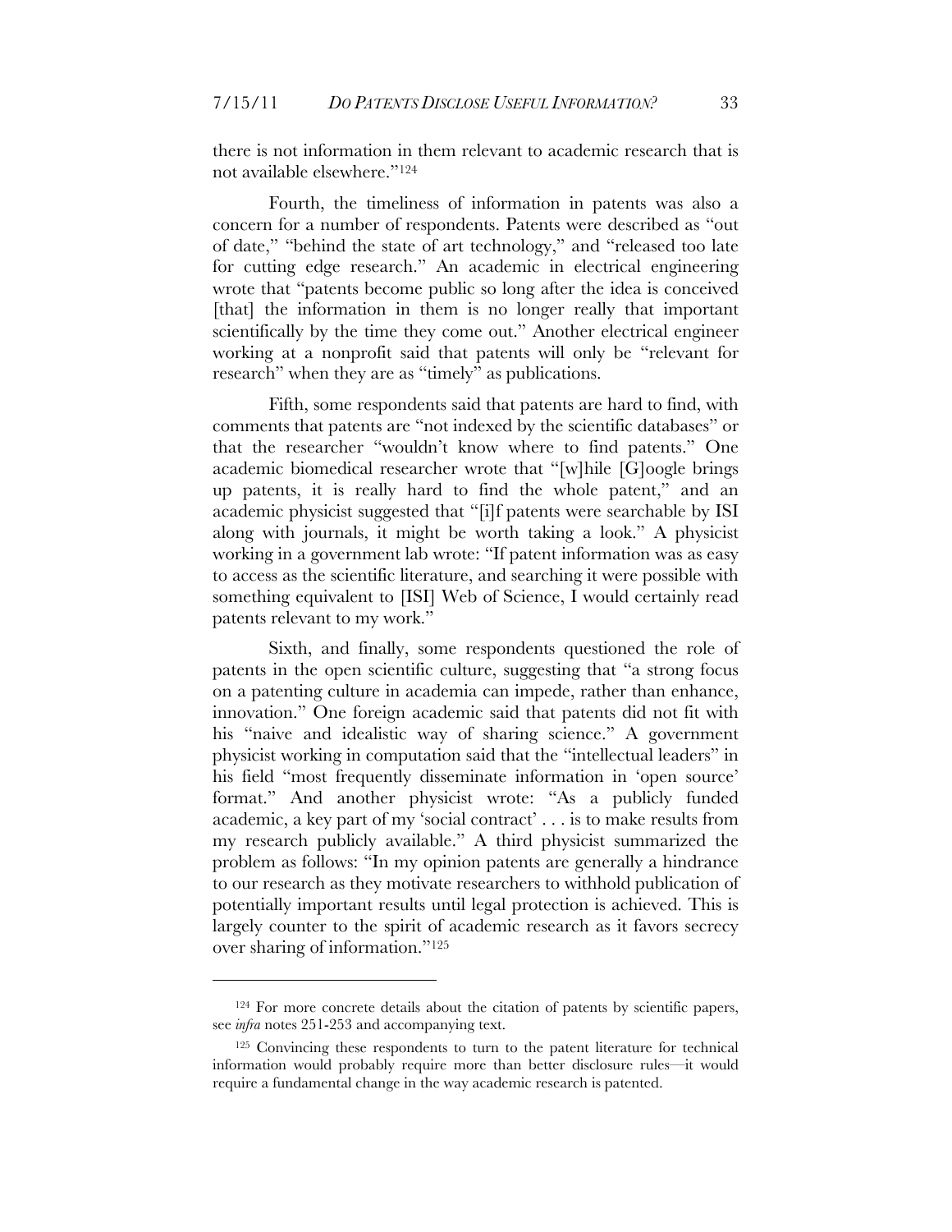there is not information in them relevant to academic research that is not available elsewhere."[124]

Fourth, the timeliness of information in patents was also a concern for a number of respondents. Patents were described as "out of date," "behind the state of art technology," and "released too late for cutting edge research." An academic in electrical engineering wrote that "patents become public so long after the idea is conceived [that] the information in them is no longer really that important scientifically by the time they come out." Another electrical engineer working at a nonprofit said that patents will only be "relevant for research" when they are as "timely" as publications.

Fifth, some respondents said that patents are hard to find, with comments that patents are "not indexed by the scientific databases" or that the researcher "wouldn't know where to find patents." One academic biomedical researcher wrote that "[w]hile [G]oogle brings up patents, it is really hard to find the whole patent," and an academic physicist suggested that "[i]f patents were searchable by ISI along with journals, it might be worth taking a look." A physicist working in a government lab wrote: "If patent information was as easy to access as the scientific literature, and searching it were possible with something equivalent to [ISI] Web of Science, I would certainly read patents relevant to my work."

Sixth, and finally, some respondents questioned the role of patents in the open scientific culture, suggesting that "a strong focus on a patenting culture in academia can impede, rather than enhance, innovation." One foreign academic said that patents did not fit with his "naive and idealistic way of sharing science." A government physicist working in computation said that the "intellectual leaders" in his field "most frequently disseminate information in 'open source' format." And another physicist wrote: "As a publicly funded academic, a key part of my 'social contract' . . . is to make results from my research publicly available." A third physicist summarized the problem as follows: "In my opinion patents are generally a hindrance to our research as they motivate researchers to withhold publication of potentially important results until legal protection is achieved. This is largely counter to the spirit of academic research as it favors secrecy over sharing of information."[125]

---

[124] For more concrete details about the citation of patents by scientific papers, see *infra* notes 251-253 and accompanying text.

[125] Convincing these respondents to turn to the patent literature for technical information would probably require more than better disclosure rules—it would require a fundamental change in the way academic research is patented.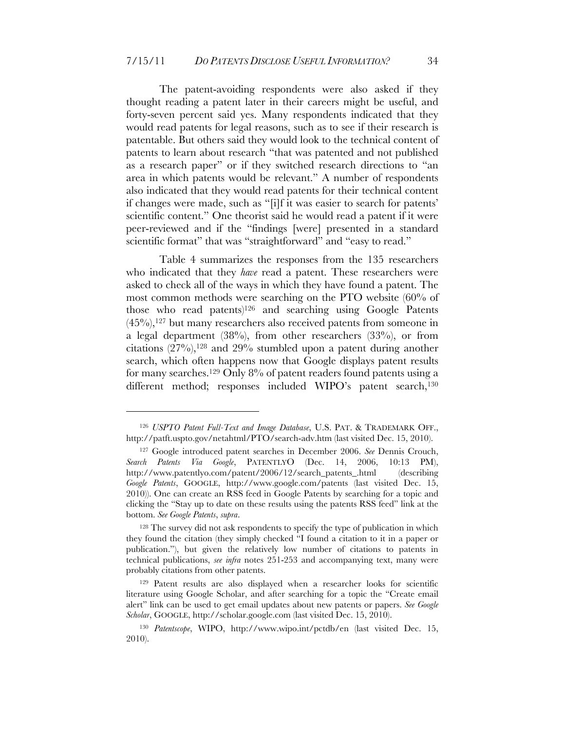The patent-avoiding respondents were also asked if they thought reading a patent later in their careers might be useful, and forty-seven percent said yes. Many respondents indicated that they would read patents for legal reasons, such as to see if their research is patentable. But others said they would look to the technical content of patents to learn about research "that was patented and not published as a research paper" or if they switched research directions to "an area in which patents would be relevant." A number of respondents also indicated that they would read patents for their technical content if changes were made, such as "[i]f it was easier to search for patents' scientific content." One theorist said he would read a patent if it were peer-reviewed and if the "findings [were] presented in a standard scientific format" that was "straightforward" and "easy to read."

Table 4 summarizes the responses from the 135 researchers who indicated that they *have* read a patent. These researchers were asked to check all of the ways in which they have found a patent. The most common methods were searching on the PTO website (60% of those who read patents)[126] and searching using Google Patents (45%),[127] but many researchers also received patents from someone in a legal department (38%), from other researchers (33%), or from citations (27%),[128] and 29% stumbled upon a patent during another search, which often happens now that Google displays patent results for many searches.[129] Only 8% of patent readers found patents using a different method; responses included WIPO's patent search,[130]

---

[126] *USPTO Patent Full-Text and Image Database*, U.S. PAT. & TRADEMARK OFF., http://patft.uspto.gov/netahtml/PTO/search-adv.htm (last visited Dec. 15, 2010).

[127] Google introduced patent searches in December 2006. *See* Dennis Crouch, *Search Patents Via Google*, PATENTLYO (Dec. 14, 2006, 10:13 PM), http://www.patentlyo.com/patent/2006/12/search_patents_.html (describing *Google Patents*, GOOGLE, http://www.google.com/patents (last visited Dec. 15, 2010)). One can create an RSS feed in Google Patents by searching for a topic and clicking the "Stay up to date on these results using the patents RSS feed" link at the bottom. *See Google Patents*, *supra*.

[128] The survey did not ask respondents to specify the type of publication in which they found the citation (they simply checked "I found a citation to it in a paper or publication."), but given the relatively low number of citations to patents in technical publications, *see infra* notes 251-253 and accompanying text, many were probably citations from other patents.

[129] Patent results are also displayed when a researcher looks for scientific literature using Google Scholar, and after searching for a topic the "Create email alert" link can be used to get email updates about new patents or papers. *See Google Scholar*, GOOGLE, http://scholar.google.com (last visited Dec. 15, 2010).

[130] *Patentscope*, WIPO, http://www.wipo.int/pctdb/en (last visited Dec. 15, 2010).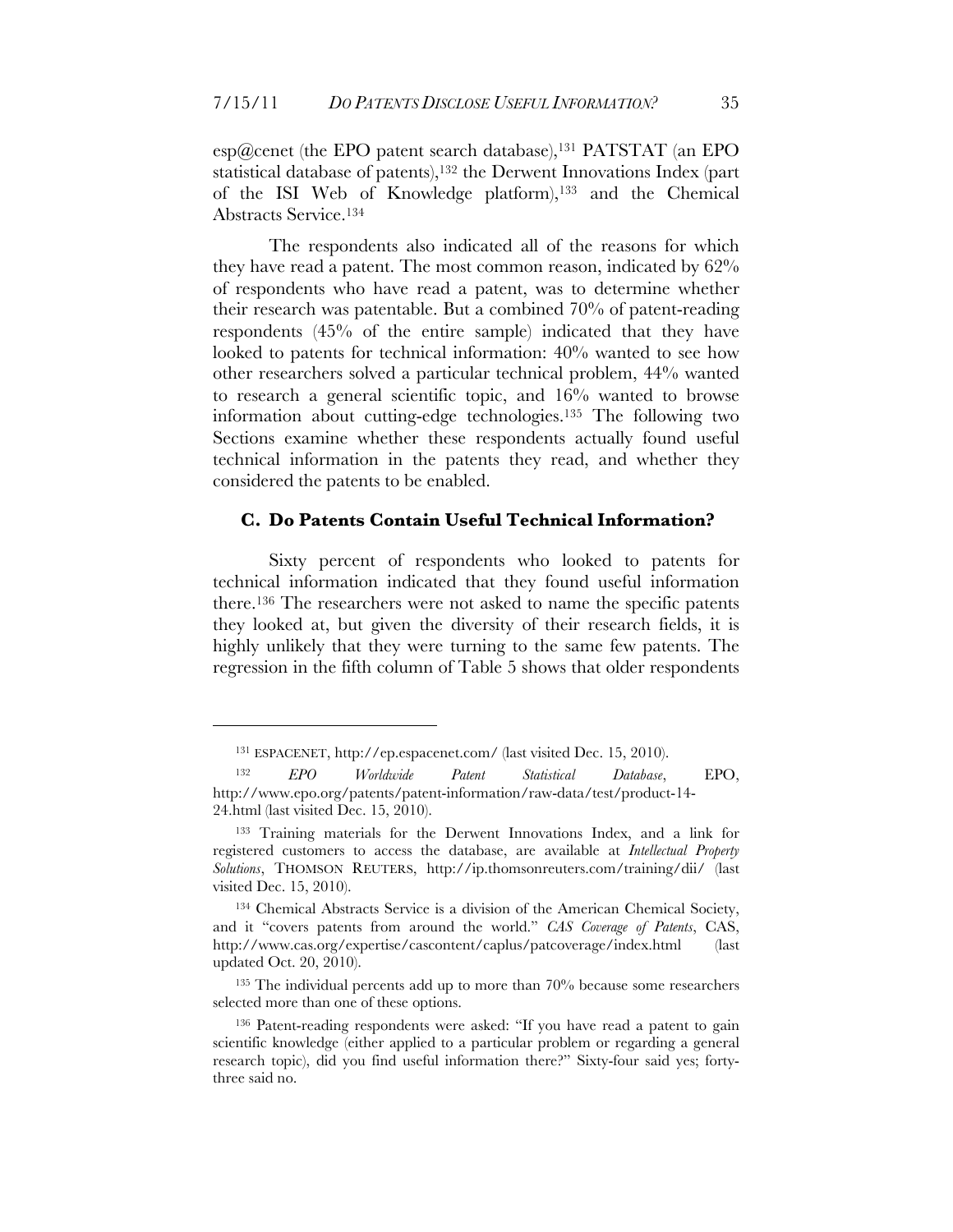esp@cenet (the EPO patent search database),[131] PATSTAT (an EPO statistical database of patents),[132] the Derwent Innovations Index (part of the ISI Web of Knowledge platform),[133] and the Chemical Abstracts Service.[134]

The respondents also indicated all of the reasons for which they have read a patent. The most common reason, indicated by 62% of respondents who have read a patent, was to determine whether their research was patentable. But a combined 70% of patent-reading respondents (45% of the entire sample) indicated that they have looked to patents for technical information: 40% wanted to see how other researchers solved a particular technical problem, 44% wanted to research a general scientific topic, and 16% wanted to browse information about cutting-edge technologies.[135] The following two Sections examine whether these respondents actually found useful technical information in the patents they read, and whether they considered the patents to be enabled.

### C. Do Patents Contain Useful Technical Information?

Sixty percent of respondents who looked to patents for technical information indicated that they found useful information there.[136] The researchers were not asked to name the specific patents they looked at, but given the diversity of their research fields, it is highly unlikely that they were turning to the same few patents. The regression in the fifth column of Table 5 shows that older respondents

---

[131] ESPACENET, http://ep.espacenet.com/ (last visited Dec. 15, 2010).

[132] *EPO Worldwide Patent Statistical Database*, EPO, http://www.epo.org/patents/patent-information/raw-data/test/product-14-24.html (last visited Dec. 15, 2010).

[133] Training materials for the Derwent Innovations Index, and a link for registered customers to access the database, are available at *Intellectual Property Solutions*, THOMSON REUTERS, http://ip.thomsonreuters.com/training/dii/ (last visited Dec. 15, 2010).

[134] Chemical Abstracts Service is a division of the American Chemical Society, and it "covers patents from around the world." *CAS Coverage of Patents*, CAS, http://www.cas.org/expertise/cascontent/caplus/patcoverage/index.html (last updated Oct. 20, 2010).

[135] The individual percents add up to more than 70% because some researchers selected more than one of these options.

[136] Patent-reading respondents were asked: "If you have read a patent to gain scientific knowledge (either applied to a particular problem or regarding a general research topic), did you find useful information there?" Sixty-four said yes; forty-three said no.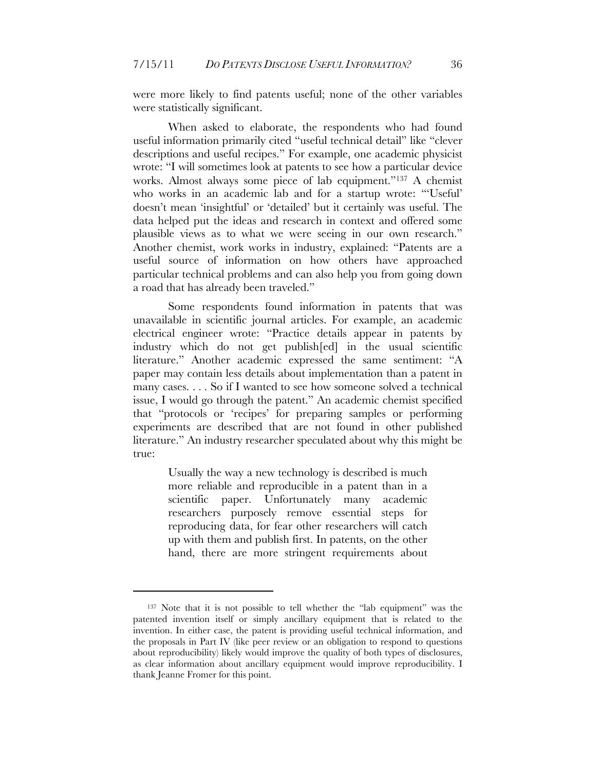were more likely to find patents useful; none of the other variables were statistically significant.

When asked to elaborate, the respondents who had found useful information primarily cited "useful technical detail" like "clever descriptions and useful recipes." For example, one academic physicist wrote: "I will sometimes look at patents to see how a particular device works. Almost always some piece of lab equipment."[137] A chemist who works in an academic lab and for a startup wrote: "'Useful' doesn't mean 'insightful' or 'detailed' but it certainly was useful. The data helped put the ideas and research in context and offered some plausible views as to what we were seeing in our own research." Another chemist, work works in industry, explained: "Patents are a useful source of information on how others have approached particular technical problems and can also help you from going down a road that has already been traveled."

Some respondents found information in patents that was unavailable in scientific journal articles. For example, an academic electrical engineer wrote: "Practice details appear in patents by industry which do not get publish[ed] in the usual scientific literature." Another academic expressed the same sentiment: "A paper may contain less details about implementation than a patent in many cases. . . . So if I wanted to see how someone solved a technical issue, I would go through the patent." An academic chemist specified that "protocols or 'recipes' for preparing samples or performing experiments are described that are not found in other published literature." An industry researcher speculated about why this might be true:

> Usually the way a new technology is described is much more reliable and reproducible in a patent than in a scientific paper. Unfortunately many academic researchers purposely remove essential steps for reproducing data, for fear other researchers will catch up with them and publish first. In patents, on the other hand, there are more stringent requirements about

---

[137] Note that it is not possible to tell whether the "lab equipment" was the patented invention itself or simply ancillary equipment that is related to the invention. In either case, the patent is providing useful technical information, and the proposals in Part IV (like peer review or an obligation to respond to questions about reproducibility) likely would improve the quality of both types of disclosures, as clear information about ancillary equipment would improve reproducibility. I thank Jeanne Fromer for this point.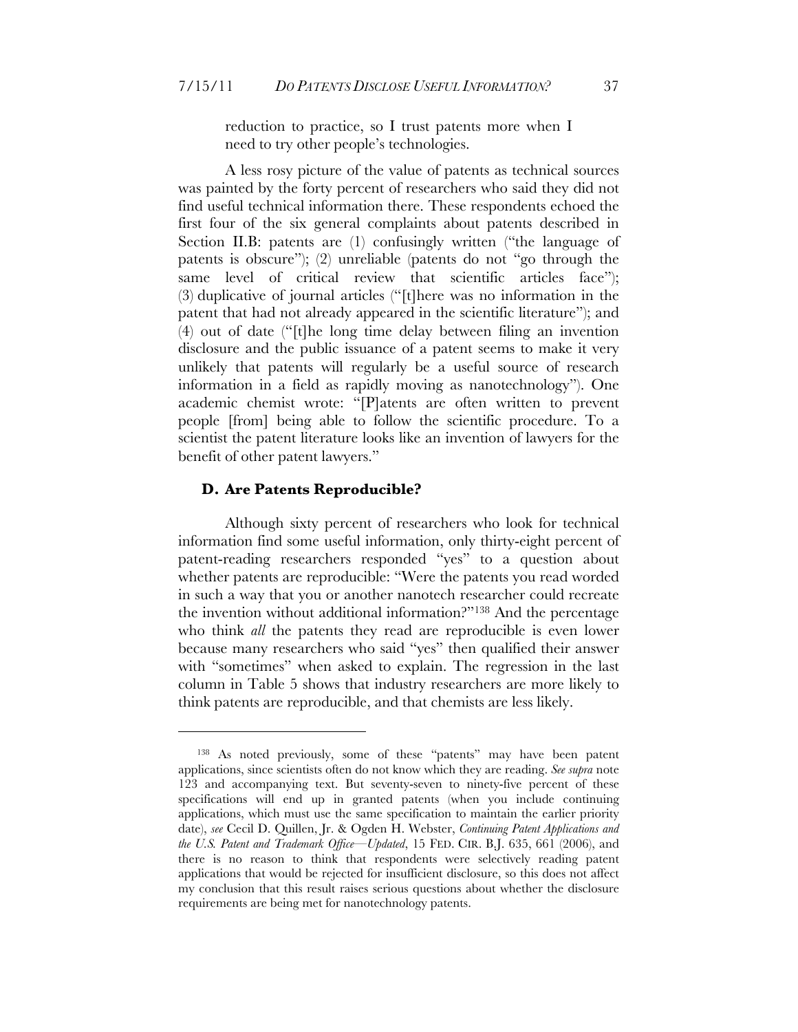> reduction to practice, so I trust patents more when I need to try other people's technologies.

A less rosy picture of the value of patents as technical sources was painted by the forty percent of researchers who said they did not find useful technical information there. These respondents echoed the first four of the six general complaints about patents described in Section II.B: patents are (1) confusingly written ("the language of patents is obscure"); (2) unreliable (patents do not "go through the same level of critical review that scientific articles face"); (3) duplicative of journal articles ("[t]here was no information in the patent that had not already appeared in the scientific literature"); and (4) out of date ("[t]he long time delay between filing an invention disclosure and the public issuance of a patent seems to make it very unlikely that patents will regularly be a useful source of research information in a field as rapidly moving as nanotechnology"). One academic chemist wrote: "[P]atents are often written to prevent people [from] being able to follow the scientific procedure. To a scientist the patent literature looks like an invention of lawyers for the benefit of other patent lawyers."

### D. Are Patents Reproducible?

Although sixty percent of researchers who look for technical information find some useful information, only thirty-eight percent of patent-reading researchers responded "yes" to a question about whether patents are reproducible: "Were the patents you read worded in such a way that you or another nanotech researcher could recreate the invention without additional information?"[138] And the percentage who think *all* the patents they read are reproducible is even lower because many researchers who said "yes" then qualified their answer with "sometimes" when asked to explain. The regression in the last column in Table 5 shows that industry researchers are more likely to think patents are reproducible, and that chemists are less likely.

---

[138] As noted previously, some of these "patents" may have been patent applications, since scientists often do not know which they are reading. *See supra* note 123 and accompanying text. But seventy-seven to ninety-five percent of these specifications will end up in granted patents (when you include continuing applications, which must use the same specification to maintain the earlier priority date), *see* Cecil D. Quillen, Jr. & Ogden H. Webster, *Continuing Patent Applications and the U.S. Patent and Trademark Office—Updated*, 15 FED. CIR. B.J. 635, 661 (2006), and there is no reason to think that respondents were selectively reading patent applications that would be rejected for insufficient disclosure, so this does not affect my conclusion that this result raises serious questions about whether the disclosure requirements are being met for nanotechnology patents.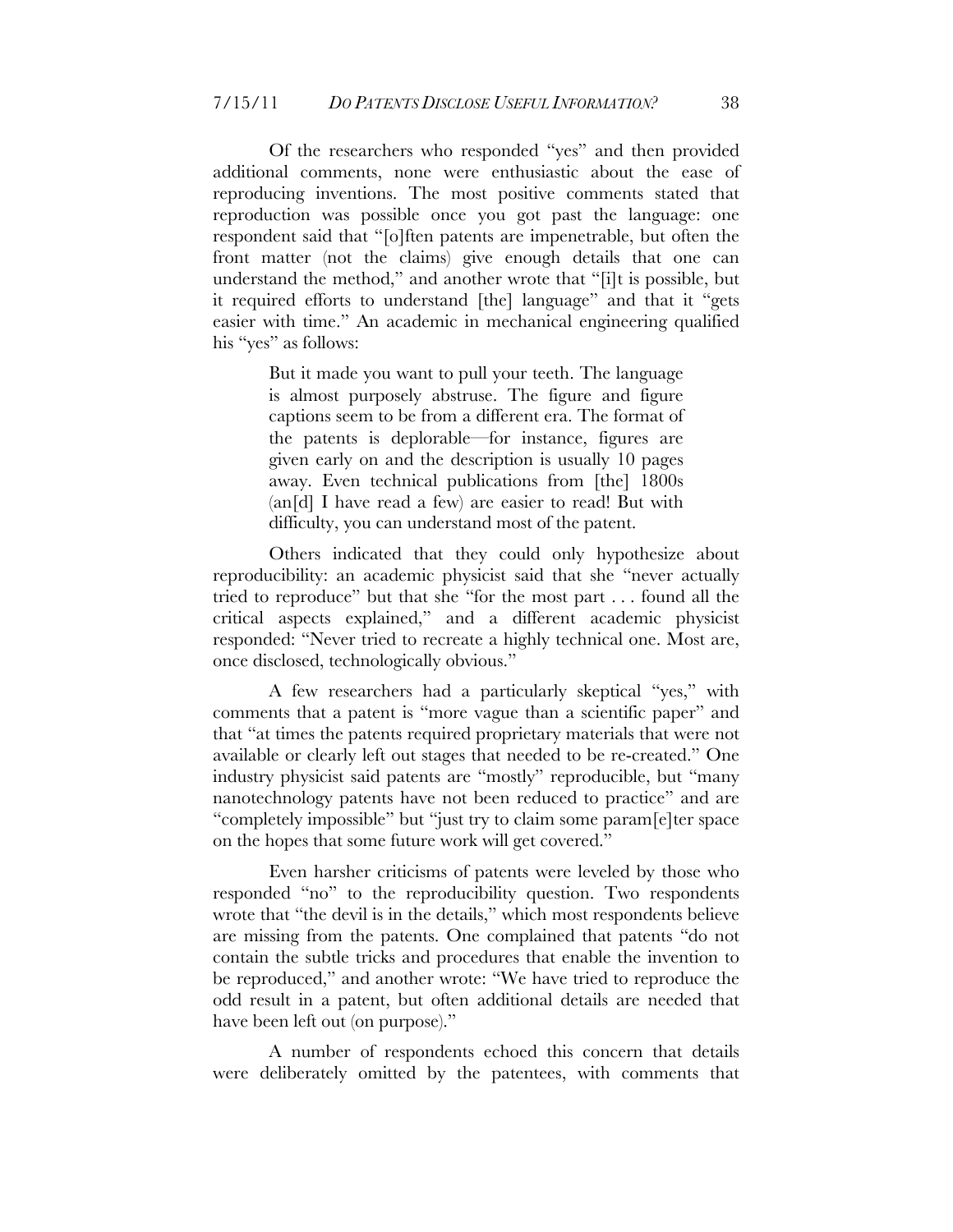Of the researchers who responded "yes" and then provided additional comments, none were enthusiastic about the ease of reproducing inventions. The most positive comments stated that reproduction was possible once you got past the language: one respondent said that "[o]ften patents are impenetrable, but often the front matter (not the claims) give enough details that one can understand the method," and another wrote that "[i]t is possible, but it required efforts to understand [the] language" and that it "gets easier with time." An academic in mechanical engineering qualified his "yes" as follows:

> But it made you want to pull your teeth. The language is almost purposely abstruse. The figure and figure captions seem to be from a different era. The format of the patents is deplorable—for instance, figures are given early on and the description is usually 10 pages away. Even technical publications from [the] 1800s (an[d] I have read a few) are easier to read! But with difficulty, you can understand most of the patent.

Others indicated that they could only hypothesize about reproducibility: an academic physicist said that she "never actually tried to reproduce" but that she "for the most part . . . found all the critical aspects explained," and a different academic physicist responded: "Never tried to recreate a highly technical one. Most are, once disclosed, technologically obvious."

A few researchers had a particularly skeptical "yes," with comments that a patent is "more vague than a scientific paper" and that "at times the patents required proprietary materials that were not available or clearly left out stages that needed to be re-created." One industry physicist said patents are "mostly" reproducible, but "many nanotechnology patents have not been reduced to practice" and are "completely impossible" but "just try to claim some param[e]ter space on the hopes that some future work will get covered."

Even harsher criticisms of patents were leveled by those who responded "no" to the reproducibility question. Two respondents wrote that "the devil is in the details," which most respondents believe are missing from the patents. One complained that patents "do not contain the subtle tricks and procedures that enable the invention to be reproduced," and another wrote: "We have tried to reproduce the odd result in a patent, but often additional details are needed that have been left out (on purpose)."

A number of respondents echoed this concern that details were deliberately omitted by the patentees, with comments that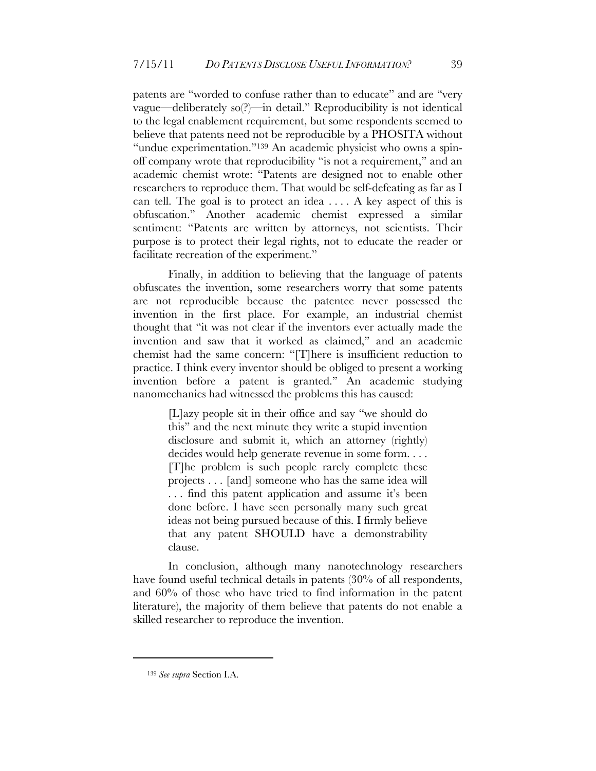patents are "worded to confuse rather than to educate" and are "very vague—deliberately so(?)—in detail." Reproducibility is not identical to the legal enablement requirement, but some respondents seemed to believe that patents need not be reproducible by a PHOSITA without "undue experimentation."[139] An academic physicist who owns a spin-off company wrote that reproducibility "is not a requirement," and an academic chemist wrote: "Patents are designed not to enable other researchers to reproduce them. That would be self-defeating as far as I can tell. The goal is to protect an idea . . . . A key aspect of this is obfuscation." Another academic chemist expressed a similar sentiment: "Patents are written by attorneys, not scientists. Their purpose is to protect their legal rights, not to educate the reader or facilitate recreation of the experiment."

Finally, in addition to believing that the language of patents obfuscates the invention, some researchers worry that some patents are not reproducible because the patentee never possessed the invention in the first place. For example, an industrial chemist thought that "it was not clear if the inventors ever actually made the invention and saw that it worked as claimed," and an academic chemist had the same concern: "[T]here is insufficient reduction to practice. I think every inventor should be obliged to present a working invention before a patent is granted." An academic studying nanomechanics had witnessed the problems this has caused:

> [L]azy people sit in their office and say "we should do this" and the next minute they write a stupid invention disclosure and submit it, which an attorney (rightly) decides would help generate revenue in some form. . . . [T]he problem is such people rarely complete these projects . . . [and] someone who has the same idea will . . . find this patent application and assume it's been done before. I have seen personally many such great ideas not being pursued because of this. I firmly believe that any patent SHOULD have a demonstrability clause.

In conclusion, although many nanotechnology researchers have found useful technical details in patents (30% of all respondents, and 60% of those who have tried to find information in the patent literature), the majority of them believe that patents do not enable a skilled researcher to reproduce the invention.

---

[139] *See supra* Section I.A.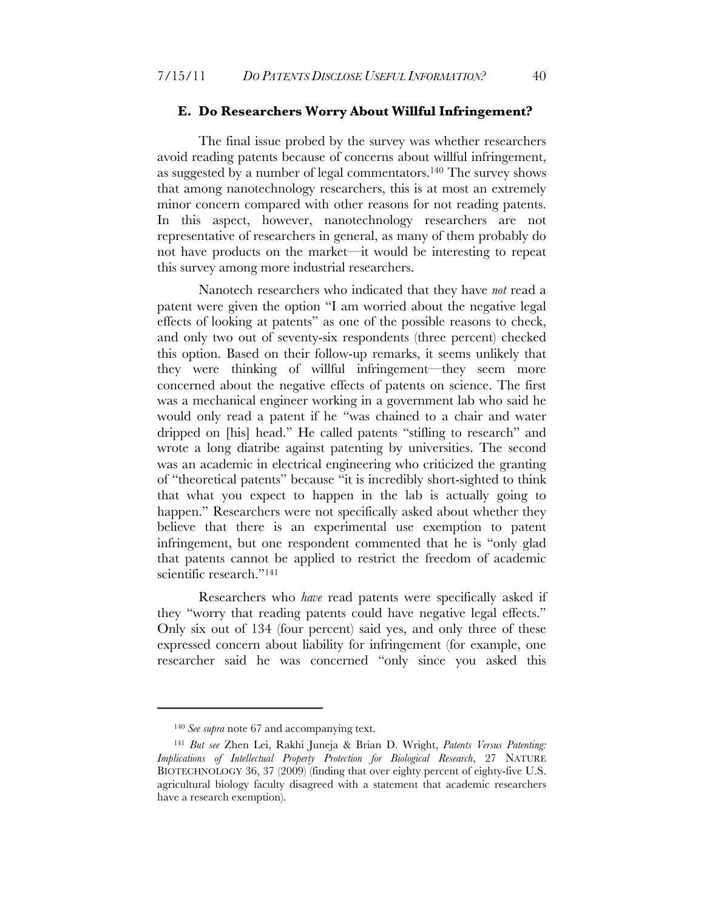### E. Do Researchers Worry About Willful Infringement?

The final issue probed by the survey was whether researchers avoid reading patents because of concerns about willful infringement, as suggested by a number of legal commentators.[140] The survey shows that among nanotechnology researchers, this is at most an extremely minor concern compared with other reasons for not reading patents. In this aspect, however, nanotechnology researchers are not representative of researchers in general, as many of them probably do not have products on the market—it would be interesting to repeat this survey among more industrial researchers.

Nanotech researchers who indicated that they have *not* read a patent were given the option "I am worried about the negative legal effects of looking at patents" as one of the possible reasons to check, and only two out of seventy-six respondents (three percent) checked this option. Based on their follow-up remarks, it seems unlikely that they were thinking of willful infringement—they seem more concerned about the negative effects of patents on science. The first was a mechanical engineer working in a government lab who said he would only read a patent if he "was chained to a chair and water dripped on [his] head." He called patents "stifling to research" and wrote a long diatribe against patenting by universities. The second was an academic in electrical engineering who criticized the granting of "theoretical patents" because "it is incredibly short-sighted to think that what you expect to happen in the lab is actually going to happen." Researchers were not specifically asked about whether they believe that there is an experimental use exemption to patent infringement, but one respondent commented that he is "only glad that patents cannot be applied to restrict the freedom of academic scientific research."[141]

Researchers who *have* read patents were specifically asked if they "worry that reading patents could have negative legal effects." Only six out of 134 (four percent) said yes, and only three of these expressed concern about liability for infringement (for example, one researcher said he was concerned "only since you asked this

---

[140] *See supra* note 67 and accompanying text.

[141] *But see* Zhen Lei, Rakhi Juneja & Brian D. Wright, *Patents Versus Patenting: Implications of Intellectual Property Protection for Biological Research*, 27 NATURE BIOTECHNOLOGY 36, 37 (2009) (finding that over eighty percent of eighty-five U.S. agricultural biology faculty disagreed with a statement that academic researchers have a research exemption).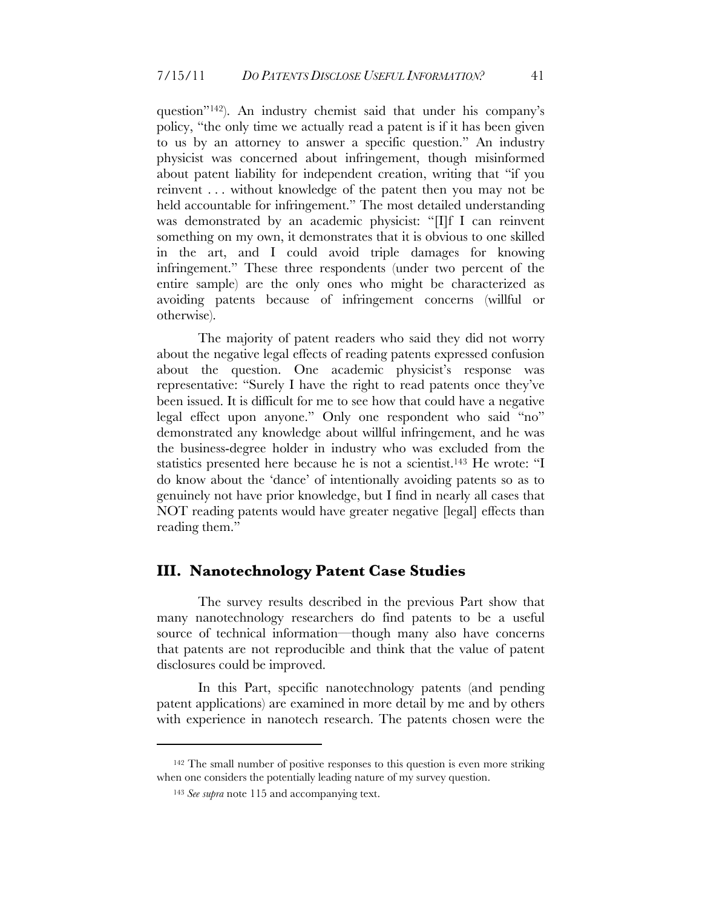question"[142]). An industry chemist said that under his company's policy, "the only time we actually read a patent is if it has been given to us by an attorney to answer a specific question." An industry physicist was concerned about infringement, though misinformed about patent liability for independent creation, writing that "if you reinvent . . . without knowledge of the patent then you may not be held accountable for infringement." The most detailed understanding was demonstrated by an academic physicist: "[I]f I can reinvent something on my own, it demonstrates that it is obvious to one skilled in the art, and I could avoid triple damages for knowing infringement." These three respondents (under two percent of the entire sample) are the only ones who might be characterized as avoiding patents because of infringement concerns (willful or otherwise).

The majority of patent readers who said they did not worry about the negative legal effects of reading patents expressed confusion about the question. One academic physicist's response was representative: "Surely I have the right to read patents once they've been issued. It is difficult for me to see how that could have a negative legal effect upon anyone." Only one respondent who said "no" demonstrated any knowledge about willful infringement, and he was the business-degree holder in industry who was excluded from the statistics presented here because he is not a scientist.[143] He wrote: "I do know about the 'dance' of intentionally avoiding patents so as to genuinely not have prior knowledge, but I find in nearly all cases that NOT reading patents would have greater negative [legal] effects than reading them."

## III. Nanotechnology Patent Case Studies

The survey results described in the previous Part show that many nanotechnology researchers do find patents to be a useful source of technical information—though many also have concerns that patents are not reproducible and think that the value of patent disclosures could be improved.

In this Part, specific nanotechnology patents (and pending patent applications) are examined in more detail by me and by others with experience in nanotech research. The patents chosen were the

---

[142] The small number of positive responses to this question is even more striking when one considers the potentially leading nature of my survey question.

[143] *See supra* note 115 and accompanying text.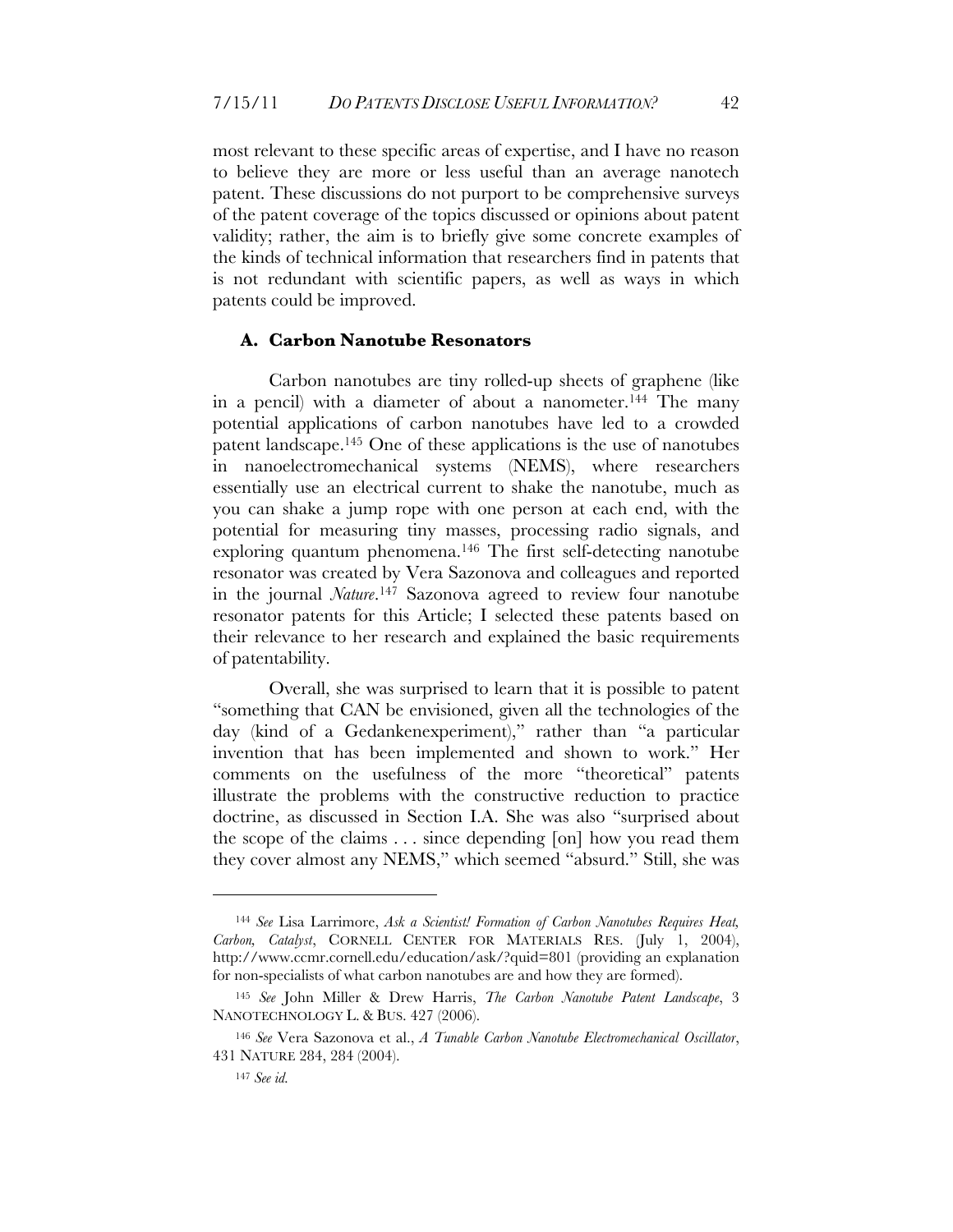most relevant to these specific areas of expertise, and I have no reason to believe they are more or less useful than an average nanotech patent. These discussions do not purport to be comprehensive surveys of the patent coverage of the topics discussed or opinions about patent validity; rather, the aim is to briefly give some concrete examples of the kinds of technical information that researchers find in patents that is not redundant with scientific papers, as well as ways in which patents could be improved.

### A. Carbon Nanotube Resonators

Carbon nanotubes are tiny rolled-up sheets of graphene (like in a pencil) with a diameter of about a nanometer.[144] The many potential applications of carbon nanotubes have led to a crowded patent landscape.[145] One of these applications is the use of nanotubes in nanoelectromechanical systems (NEMS), where researchers essentially use an electrical current to shake the nanotube, much as you can shake a jump rope with one person at each end, with the potential for measuring tiny masses, processing radio signals, and exploring quantum phenomena.[146] The first self-detecting nanotube resonator was created by Vera Sazonova and colleagues and reported in the journal *Nature*.[147] Sazonova agreed to review four nanotube resonator patents for this Article; I selected these patents based on their relevance to her research and explained the basic requirements of patentability.

Overall, she was surprised to learn that it is possible to patent "something that CAN be envisioned, given all the technologies of the day (kind of a Gedankenexperiment)," rather than "a particular invention that has been implemented and shown to work." Her comments on the usefulness of the more "theoretical" patents illustrate the problems with the constructive reduction to practice doctrine, as discussed in Section I.A. She was also "surprised about the scope of the claims . . . since depending [on] how you read them they cover almost any NEMS," which seemed "absurd." Still, she was

---

[144] *See* Lisa Larrimore, *Ask a Scientist! Formation of Carbon Nanotubes Requires Heat, Carbon, Catalyst*, CORNELL CENTER FOR MATERIALS RES. (July 1, 2004), http://www.ccmr.cornell.edu/education/ask/?quid=801 (providing an explanation for non-specialists of what carbon nanotubes are and how they are formed).

[145] *See* John Miller & Drew Harris, *The Carbon Nanotube Patent Landscape*, 3 NANOTECHNOLOGY L. & BUS. 427 (2006).

[146] *See* Vera Sazonova et al., *A Tunable Carbon Nanotube Electromechanical Oscillator*, 431 NATURE 284, 284 (2004).

[147] *See id.*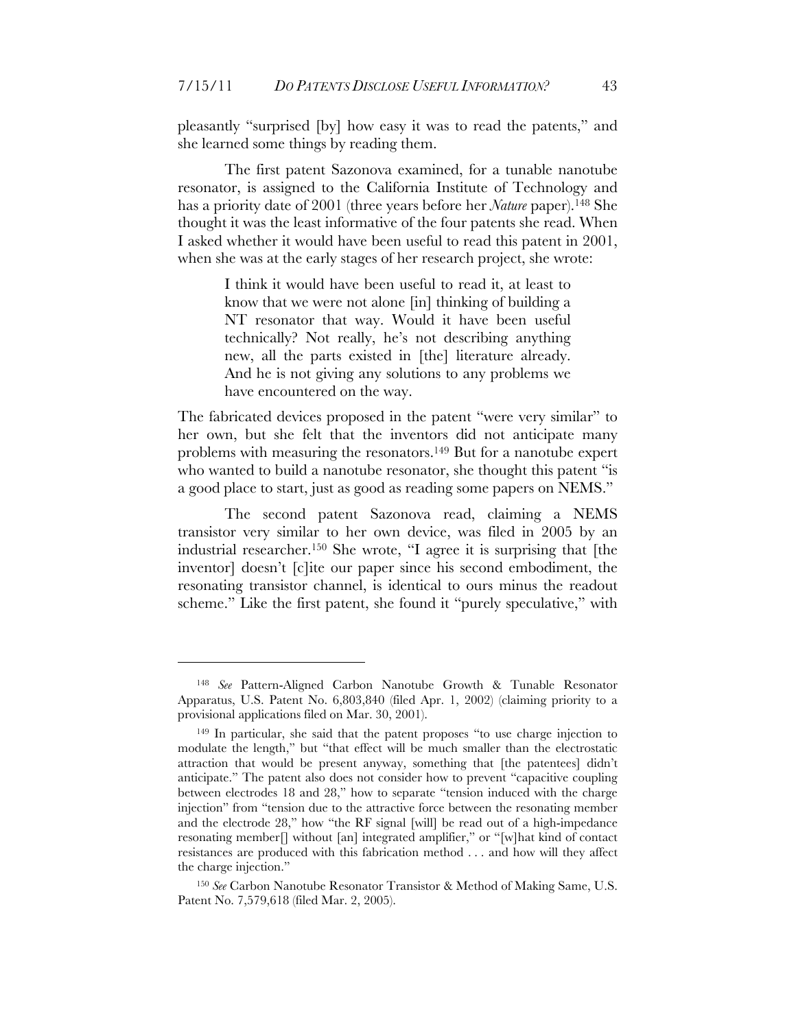pleasantly "surprised [by] how easy it was to read the patents," and she learned some things by reading them.

The first patent Sazonova examined, for a tunable nanotube resonator, is assigned to the California Institute of Technology and has a priority date of 2001 (three years before her *Nature* paper).[148] She thought it was the least informative of the four patents she read. When I asked whether it would have been useful to read this patent in 2001, when she was at the early stages of her research project, she wrote:

> I think it would have been useful to read it, at least to know that we were not alone [in] thinking of building a NT resonator that way. Would it have been useful technically? Not really, he's not describing anything new, all the parts existed in [the] literature already. And he is not giving any solutions to any problems we have encountered on the way.

The fabricated devices proposed in the patent "were very similar" to her own, but she felt that the inventors did not anticipate many problems with measuring the resonators.[149] But for a nanotube expert who wanted to build a nanotube resonator, she thought this patent "is a good place to start, just as good as reading some papers on NEMS."

The second patent Sazonova read, claiming a NEMS transistor very similar to her own device, was filed in 2005 by an industrial researcher.[150] She wrote, "I agree it is surprising that [the inventor] doesn't [c]ite our paper since his second embodiment, the resonating transistor channel, is identical to ours minus the readout scheme." Like the first patent, she found it "purely speculative," with

---

[148] *See* Pattern-Aligned Carbon Nanotube Growth & Tunable Resonator Apparatus, U.S. Patent No. 6,803,840 (filed Apr. 1, 2002) (claiming priority to a provisional applications filed on Mar. 30, 2001).

[149] In particular, she said that the patent proposes "to use charge injection to modulate the length," but "that effect will be much smaller than the electrostatic attraction that would be present anyway, something that [the patentees] didn't anticipate." The patent also does not consider how to prevent "capacitive coupling between electrodes 18 and 28," how to separate "tension induced with the charge injection" from "tension due to the attractive force between the resonating member and the electrode 28," how "the RF signal [will] be read out of a high-impedance resonating member[] without [an] integrated amplifier," or "[w]hat kind of contact resistances are produced with this fabrication method . . . and how will they affect the charge injection."

[150] *See* Carbon Nanotube Resonator Transistor & Method of Making Same, U.S. Patent No. 7,579,618 (filed Mar. 2, 2005).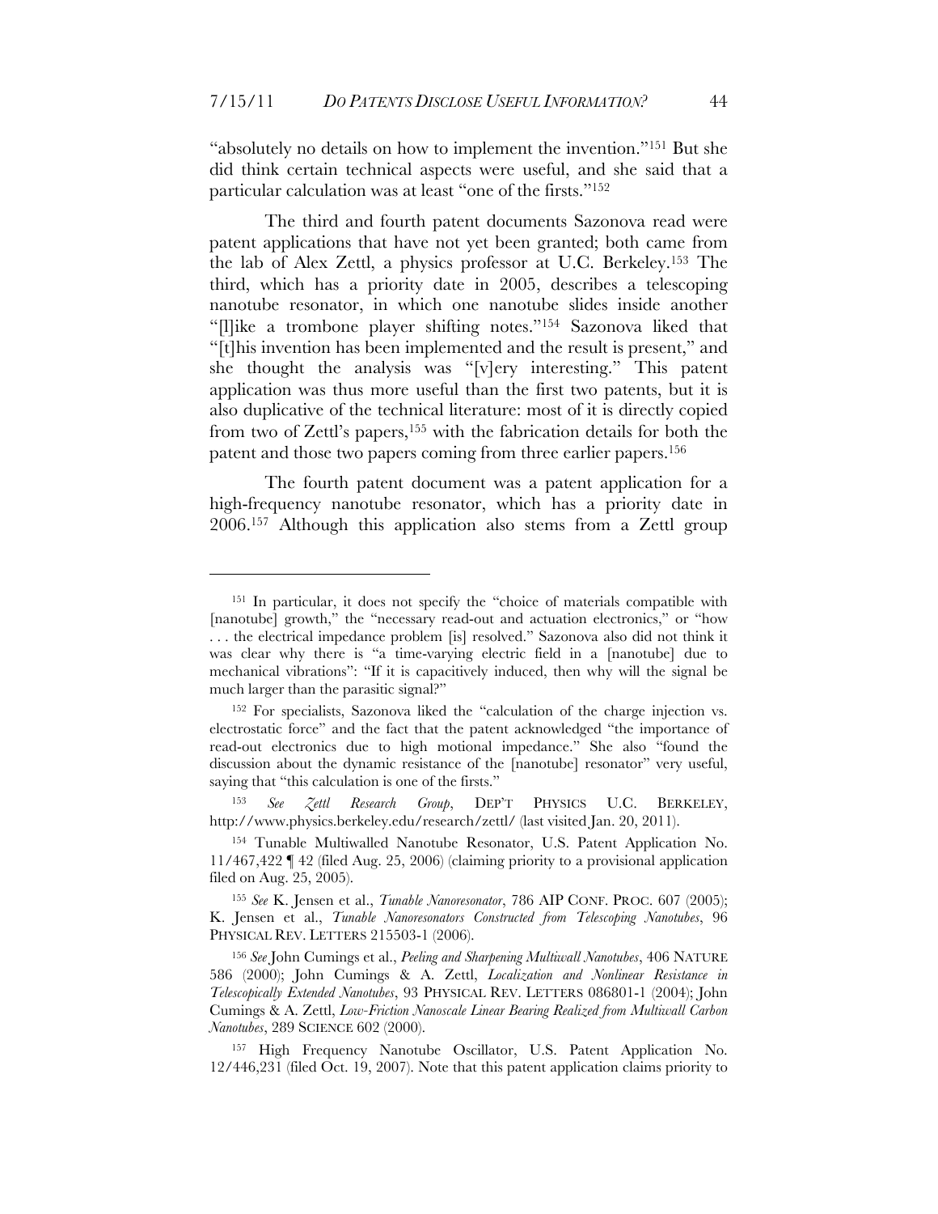"absolutely no details on how to implement the invention."[151] But she did think certain technical aspects were useful, and she said that a particular calculation was at least "one of the firsts."[152]

The third and fourth patent documents Sazonova read were patent applications that have not yet been granted; both came from the lab of Alex Zettl, a physics professor at U.C. Berkeley.[153] The third, which has a priority date in 2005, describes a telescoping nanotube resonator, in which one nanotube slides inside another "[l]ike a trombone player shifting notes."[154] Sazonova liked that "[t]his invention has been implemented and the result is present," and she thought the analysis was "[v]ery interesting." This patent application was thus more useful than the first two patents, but it is also duplicative of the technical literature: most of it is directly copied from two of Zettl's papers,[155] with the fabrication details for both the patent and those two papers coming from three earlier papers.[156]

The fourth patent document was a patent application for a high-frequency nanotube resonator, which has a priority date in 2006.[157] Although this application also stems from a Zettl group

---

[151] In particular, it does not specify the "choice of materials compatible with [nanotube] growth," the "necessary read-out and actuation electronics," or "how . . . the electrical impedance problem [is] resolved." Sazonova also did not think it was clear why there is "a time-varying electric field in a [nanotube] due to mechanical vibrations": "If it is capacitively induced, then why will the signal be much larger than the parasitic signal?"

[152] For specialists, Sazonova liked the "calculation of the charge injection vs. electrostatic force" and the fact that the patent acknowledged "the importance of read-out electronics due to high motional impedance." She also "found the discussion about the dynamic resistance of the [nanotube] resonator" very useful, saying that "this calculation is one of the firsts."

[153] *See Zettl Research Group*, DEP'T PHYSICS U.C. BERKELEY, http://www.physics.berkeley.edu/research/zettl/ (last visited Jan. 20, 2011).

[154] Tunable Multiwalled Nanotube Resonator, U.S. Patent Application No. 11/467,422 ¶ 42 (filed Aug. 25, 2006) (claiming priority to a provisional application filed on Aug. 25, 2005).

[155] *See* K. Jensen et al., *Tunable Nanoresonator*, 786 AIP CONF. PROC. 607 (2005); K. Jensen et al., *Tunable Nanoresonators Constructed from Telescoping Nanotubes*, 96 PHYSICAL REV. LETTERS 215503-1 (2006).

[156] *See* John Cumings et al., *Peeling and Sharpening Multiwall Nanotubes*, 406 NATURE 586 (2000); John Cumings & A. Zettl, *Localization and Nonlinear Resistance in Telescopically Extended Nanotubes*, 93 PHYSICAL REV. LETTERS 086801-1 (2004); John Cumings & A. Zettl, *Low-Friction Nanoscale Linear Bearing Realized from Multiwall Carbon Nanotubes*, 289 SCIENCE 602 (2000).

[157] High Frequency Nanotube Oscillator, U.S. Patent Application No. 12/446,231 (filed Oct. 19, 2007). Note that this patent application claims priority to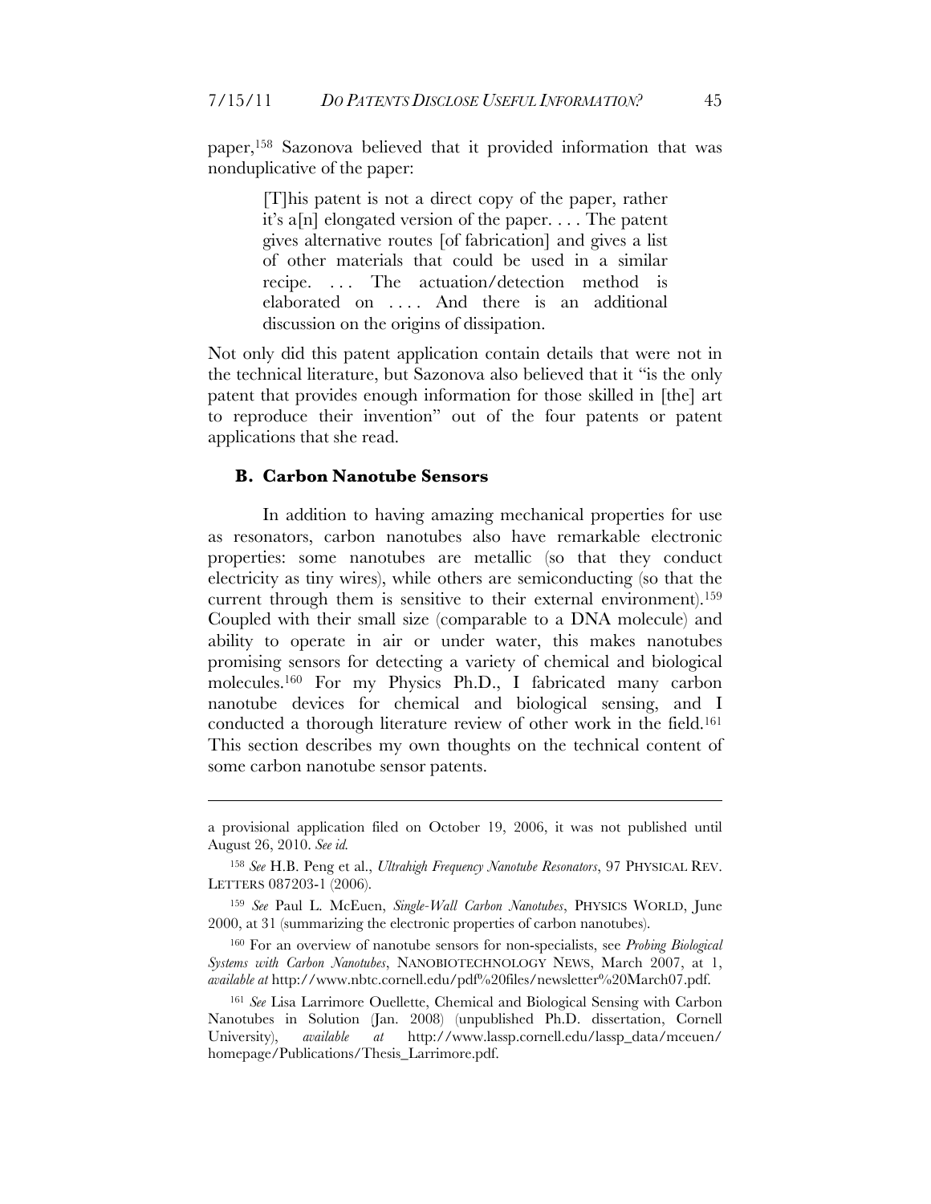paper,[158] Sazonova believed that it provided information that was nonduplicative of the paper:

> [T]his patent is not a direct copy of the paper, rather it's a[n] elongated version of the paper. . . . The patent gives alternative routes [of fabrication] and gives a list of other materials that could be used in a similar recipe. . . . The actuation/detection method is elaborated on . . . . And there is an additional discussion on the origins of dissipation.

Not only did this patent application contain details that were not in the technical literature, but Sazonova also believed that it "is the only patent that provides enough information for those skilled in [the] art to reproduce their invention" out of the four patents or patent applications that she read.

### B. Carbon Nanotube Sensors

In addition to having amazing mechanical properties for use as resonators, carbon nanotubes also have remarkable electronic properties: some nanotubes are metallic (so that they conduct electricity as tiny wires), while others are semiconducting (so that the current through them is sensitive to their external environment).[159] Coupled with their small size (comparable to a DNA molecule) and ability to operate in air or under water, this makes nanotubes promising sensors for detecting a variety of chemical and biological molecules.[160] For my Physics Ph.D., I fabricated many carbon nanotube devices for chemical and biological sensing, and I conducted a thorough literature review of other work in the field.[161] This section describes my own thoughts on the technical content of some carbon nanotube sensor patents.

---

a provisional application filed on October 19, 2006, it was not published until August 26, 2010. *See id.*

[158] *See* H.B. Peng et al., *Ultrahigh Frequency Nanotube Resonators*, 97 PHYSICAL REV. LETTERS 087203-1 (2006).

[159] *See* Paul L. McEuen, *Single-Wall Carbon Nanotubes*, PHYSICS WORLD, June 2000, at 31 (summarizing the electronic properties of carbon nanotubes).

[160] For an overview of nanotube sensors for non-specialists, see *Probing Biological Systems with Carbon Nanotubes*, NANOBIOTECHNOLOGY NEWS, March 2007, at 1, *available at* http://www.nbtc.cornell.edu/pdf%20files/newsletter%20March07.pdf.

[161] *See* Lisa Larrimore Ouellette, Chemical and Biological Sensing with Carbon Nanotubes in Solution (Jan. 2008) (unpublished Ph.D. dissertation, Cornell University), *available at* http://www.lassp.cornell.edu/lassp_data/mceuen/homepage/Publications/Thesis_Larrimore.pdf.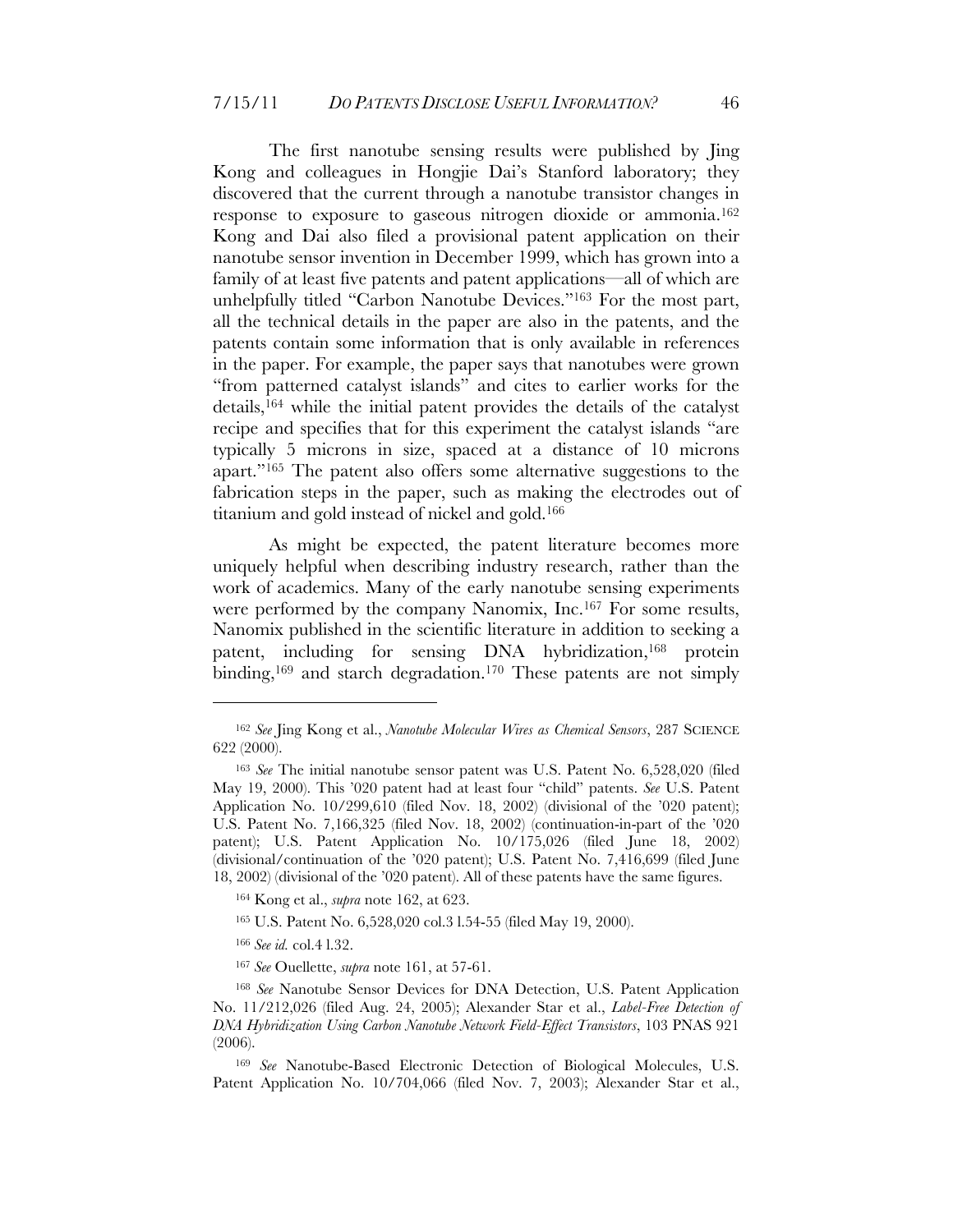The first nanotube sensing results were published by Jing Kong and colleagues in Hongjie Dai's Stanford laboratory; they discovered that the current through a nanotube transistor changes in response to exposure to gaseous nitrogen dioxide or ammonia.[162] Kong and Dai also filed a provisional patent application on their nanotube sensor invention in December 1999, which has grown into a family of at least five patents and patent applications—all of which are unhelpfully titled "Carbon Nanotube Devices."[163] For the most part, all the technical details in the paper are also in the patents, and the patents contain some information that is only available in references in the paper. For example, the paper says that nanotubes were grown "from patterned catalyst islands" and cites to earlier works for the details,[164] while the initial patent provides the details of the catalyst recipe and specifies that for this experiment the catalyst islands "are typically 5 microns in size, spaced at a distance of 10 microns apart."[165] The patent also offers some alternative suggestions to the fabrication steps in the paper, such as making the electrodes out of titanium and gold instead of nickel and gold.[166]

As might be expected, the patent literature becomes more uniquely helpful when describing industry research, rather than the work of academics. Many of the early nanotube sensing experiments were performed by the company Nanomix, Inc.[167] For some results, Nanomix published in the scientific literature in addition to seeking a patent, including for sensing DNA hybridization,[168] protein binding,[169] and starch degradation.[170] These patents are not simply

---

[162] *See* Jing Kong et al., *Nanotube Molecular Wires as Chemical Sensors*, 287 SCIENCE 622 (2000).

[163] *See* The initial nanotube sensor patent was U.S. Patent No. 6,528,020 (filed May 19, 2000). This '020 patent had at least four "child" patents. *See* U.S. Patent Application No. 10/299,610 (filed Nov. 18, 2002) (divisional of the '020 patent); U.S. Patent No. 7,166,325 (filed Nov. 18, 2002) (continuation-in-part of the '020 patent); U.S. Patent Application No. 10/175,026 (filed June 18, 2002) (divisional/continuation of the '020 patent); U.S. Patent No. 7,416,699 (filed June 18, 2002) (divisional of the '020 patent). All of these patents have the same figures.

[164] Kong et al., *supra* note 162, at 623.

[165] U.S. Patent No. 6,528,020 col.3 l.54-55 (filed May 19, 2000).

[166] *See id.* col.4 l.32.

[167] *See* Ouellette, *supra* note 161, at 57-61.

[168] *See* Nanotube Sensor Devices for DNA Detection, U.S. Patent Application No. 11/212,026 (filed Aug. 24, 2005); Alexander Star et al., *Label-Free Detection of DNA Hybridization Using Carbon Nanotube Network Field-Effect Transistors*, 103 PNAS 921 (2006).

[169] *See* Nanotube-Based Electronic Detection of Biological Molecules, U.S. Patent Application No. 10/704,066 (filed Nov. 7, 2003); Alexander Star et al.,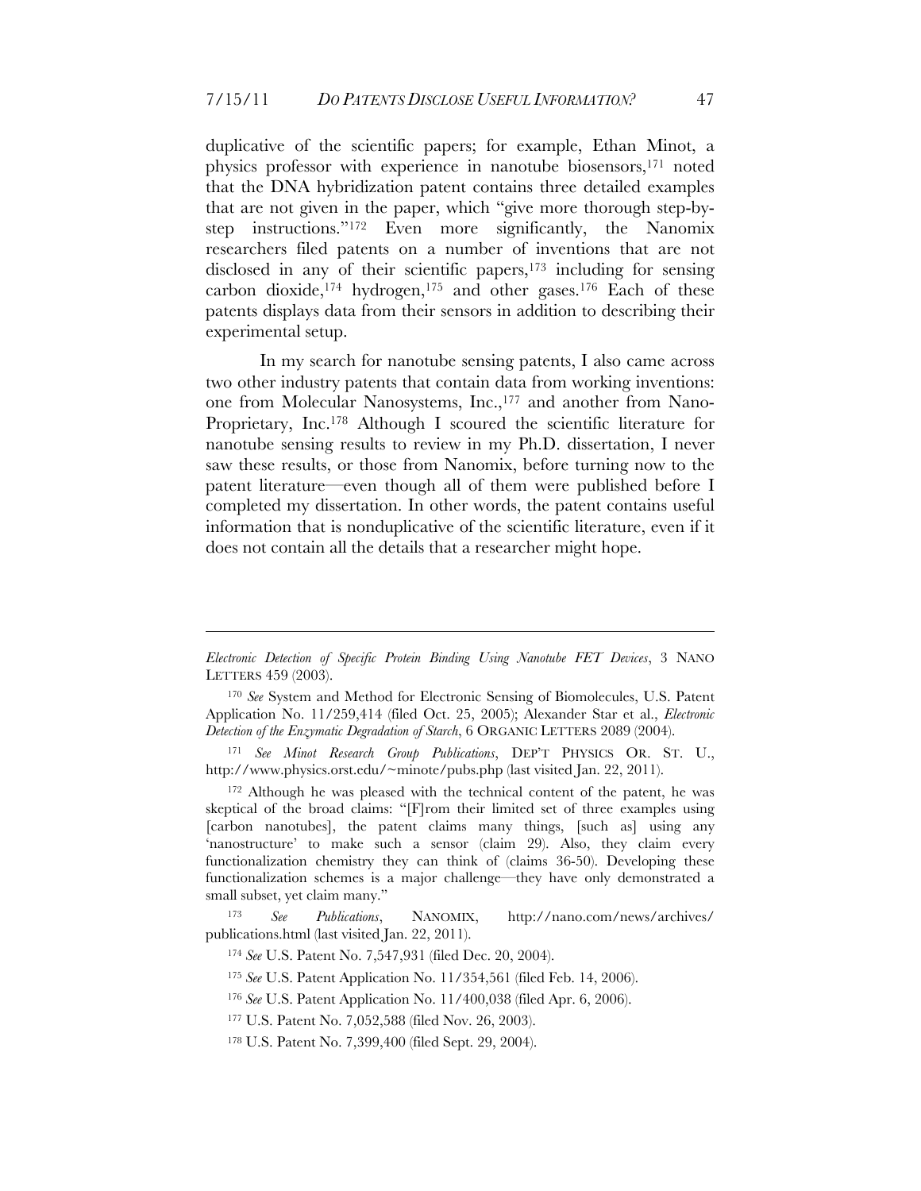duplicative of the scientific papers; for example, Ethan Minot, a physics professor with experience in nanotube biosensors,[171] noted that the DNA hybridization patent contains three detailed examples that are not given in the paper, which "give more thorough step-by-step instructions."[172] Even more significantly, the Nanomix researchers filed patents on a number of inventions that are not disclosed in any of their scientific papers,[173] including for sensing carbon dioxide,[174] hydrogen,[175] and other gases.[176] Each of these patents displays data from their sensors in addition to describing their experimental setup.

In my search for nanotube sensing patents, I also came across two other industry patents that contain data from working inventions: one from Molecular Nanosystems, Inc.,[177] and another from Nano-Proprietary, Inc.[178] Although I scoured the scientific literature for nanotube sensing results to review in my Ph.D. dissertation, I never saw these results, or those from Nanomix, before turning now to the patent literature—even though all of them were published before I completed my dissertation. In other words, the patent contains useful information that is nonduplicative of the scientific literature, even if it does not contain all the details that a researcher might hope.

---

*Electronic Detection of Specific Protein Binding Using Nanotube FET Devices*, 3 NANO LETTERS 459 (2003).

[170] *See* System and Method for Electronic Sensing of Biomolecules, U.S. Patent Application No. 11/259,414 (filed Oct. 25, 2005); Alexander Star et al., *Electronic Detection of the Enzymatic Degradation of Starch*, 6 ORGANIC LETTERS 2089 (2004).

[171] *See Minot Research Group Publications*, DEP'T PHYSICS OR. ST. U., http://www.physics.orst.edu/~minote/pubs.php (last visited Jan. 22, 2011).

[172] Although he was pleased with the technical content of the patent, he was skeptical of the broad claims: "[F]rom their limited set of three examples using [carbon nanotubes], the patent claims many things, [such as] using any 'nanostructure' to make such a sensor (claim 29). Also, they claim every functionalization chemistry they can think of (claims 36-50). Developing these functionalization schemes is a major challenge—they have only demonstrated a small subset, yet claim many."

[173] *See Publications*, NANOMIX, http://nano.com/news/archives/publications.html (last visited Jan. 22, 2011).

[174] *See* U.S. Patent No. 7,547,931 (filed Dec. 20, 2004).

[175] *See* U.S. Patent Application No. 11/354,561 (filed Feb. 14, 2006).

[176] *See* U.S. Patent Application No. 11/400,038 (filed Apr. 6, 2006).

[177] U.S. Patent No. 7,052,588 (filed Nov. 26, 2003).

[178] U.S. Patent No. 7,399,400 (filed Sept. 29, 2004).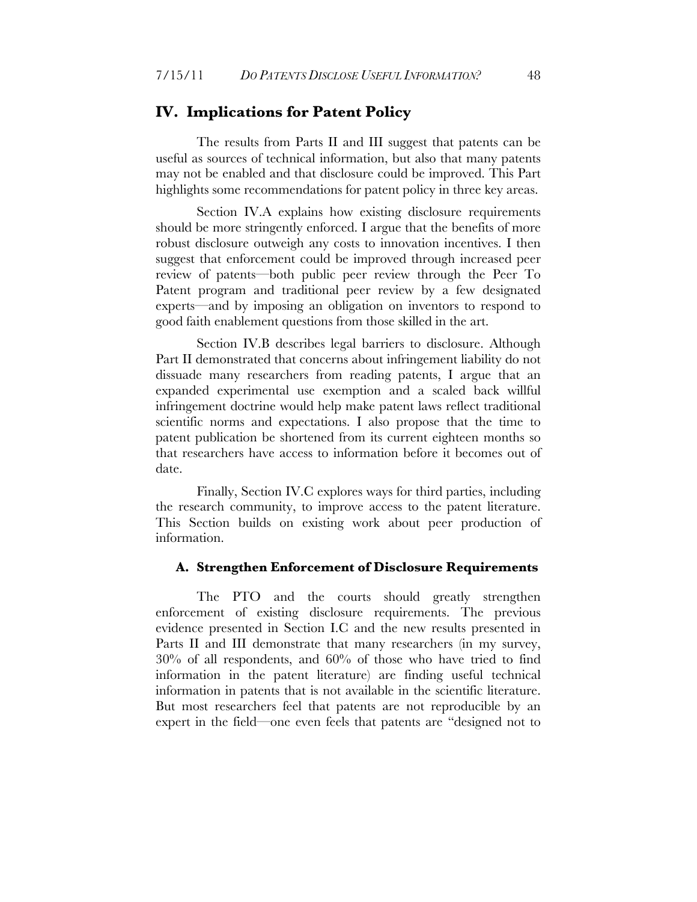## IV. Implications for Patent Policy

The results from Parts II and III suggest that patents can be useful as sources of technical information, but also that many patents may not be enabled and that disclosure could be improved. This Part highlights some recommendations for patent policy in three key areas.

Section IV.A explains how existing disclosure requirements should be more stringently enforced. I argue that the benefits of more robust disclosure outweigh any costs to innovation incentives. I then suggest that enforcement could be improved through increased peer review of patents—both public peer review through the Peer To Patent program and traditional peer review by a few designated experts—and by imposing an obligation on inventors to respond to good faith enablement questions from those skilled in the art.

Section IV.B describes legal barriers to disclosure. Although Part II demonstrated that concerns about infringement liability do not dissuade many researchers from reading patents, I argue that an expanded experimental use exemption and a scaled back willful infringement doctrine would help make patent laws reflect traditional scientific norms and expectations. I also propose that the time to patent publication be shortened from its current eighteen months so that researchers have access to information before it becomes out of date.

Finally, Section IV.C explores ways for third parties, including the research community, to improve access to the patent literature. This Section builds on existing work about peer production of information.

### A. Strengthen Enforcement of Disclosure Requirements

The PTO and the courts should greatly strengthen enforcement of existing disclosure requirements. The previous evidence presented in Section I.C and the new results presented in Parts II and III demonstrate that many researchers (in my survey, 30% of all respondents, and 60% of those who have tried to find information in the patent literature) are finding useful technical information in patents that is not available in the scientific literature. But most researchers feel that patents are not reproducible by an expert in the field—one even feels that patents are "designed not to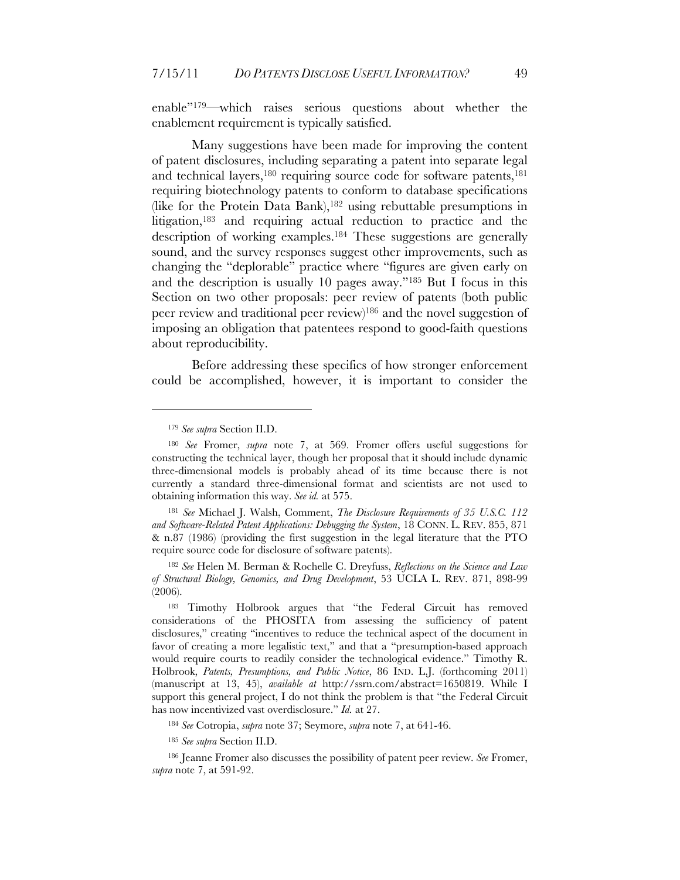enable"[179]—which raises serious questions about whether the enablement requirement is typically satisfied.

Many suggestions have been made for improving the content of patent disclosures, including separating a patent into separate legal and technical layers,[180] requiring source code for software patents,[181] requiring biotechnology patents to conform to database specifications (like for the Protein Data Bank),[182] using rebuttable presumptions in litigation,[183] and requiring actual reduction to practice and the description of working examples.[184] These suggestions are generally sound, and the survey responses suggest other improvements, such as changing the "deplorable" practice where "figures are given early on and the description is usually 10 pages away."[185] But I focus in this Section on two other proposals: peer review of patents (both public peer review and traditional peer review)[186] and the novel suggestion of imposing an obligation that patentees respond to good-faith questions about reproducibility.

Before addressing these specifics of how stronger enforcement could be accomplished, however, it is important to consider the

---

[179] *See supra* Section II.D.

[180] *See* Fromer, *supra* note 7, at 569. Fromer offers useful suggestions for constructing the technical layer, though her proposal that it should include dynamic three-dimensional models is probably ahead of its time because there is not currently a standard three-dimensional format and scientists are not used to obtaining information this way. *See id.* at 575.

[181] *See* Michael J. Walsh, Comment, *The Disclosure Requirements of 35 U.S.C. 112 and Software-Related Patent Applications: Debugging the System*, 18 CONN. L. REV. 855, 871 & n.87 (1986) (providing the first suggestion in the legal literature that the PTO require source code for disclosure of software patents).

[182] *See* Helen M. Berman & Rochelle C. Dreyfuss, *Reflections on the Science and Law of Structural Biology, Genomics, and Drug Development*, 53 UCLA L. REV. 871, 898-99 (2006).

[183] Timothy Holbrook argues that "the Federal Circuit has removed considerations of the PHOSITA from assessing the sufficiency of patent disclosures," creating "incentives to reduce the technical aspect of the document in favor of creating a more legalistic text," and that a "presumption-based approach would require courts to readily consider the technological evidence." Timothy R. Holbrook, *Patents, Presumptions, and Public Notice*, 86 IND. L.J. (forthcoming 2011) (manuscript at 13, 45), *available at* http://ssrn.com/abstract=1650819. While I support this general project, I do not think the problem is that "the Federal Circuit has now incentivized vast overdisclosure." *Id.* at 27.

[184] *See* Cotropia, *supra* note 37; Seymore, *supra* note 7, at 641-46.

[185] *See supra* Section II.D.

[186] Jeanne Fromer also discusses the possibility of patent peer review. *See* Fromer, *supra* note 7, at 591-92.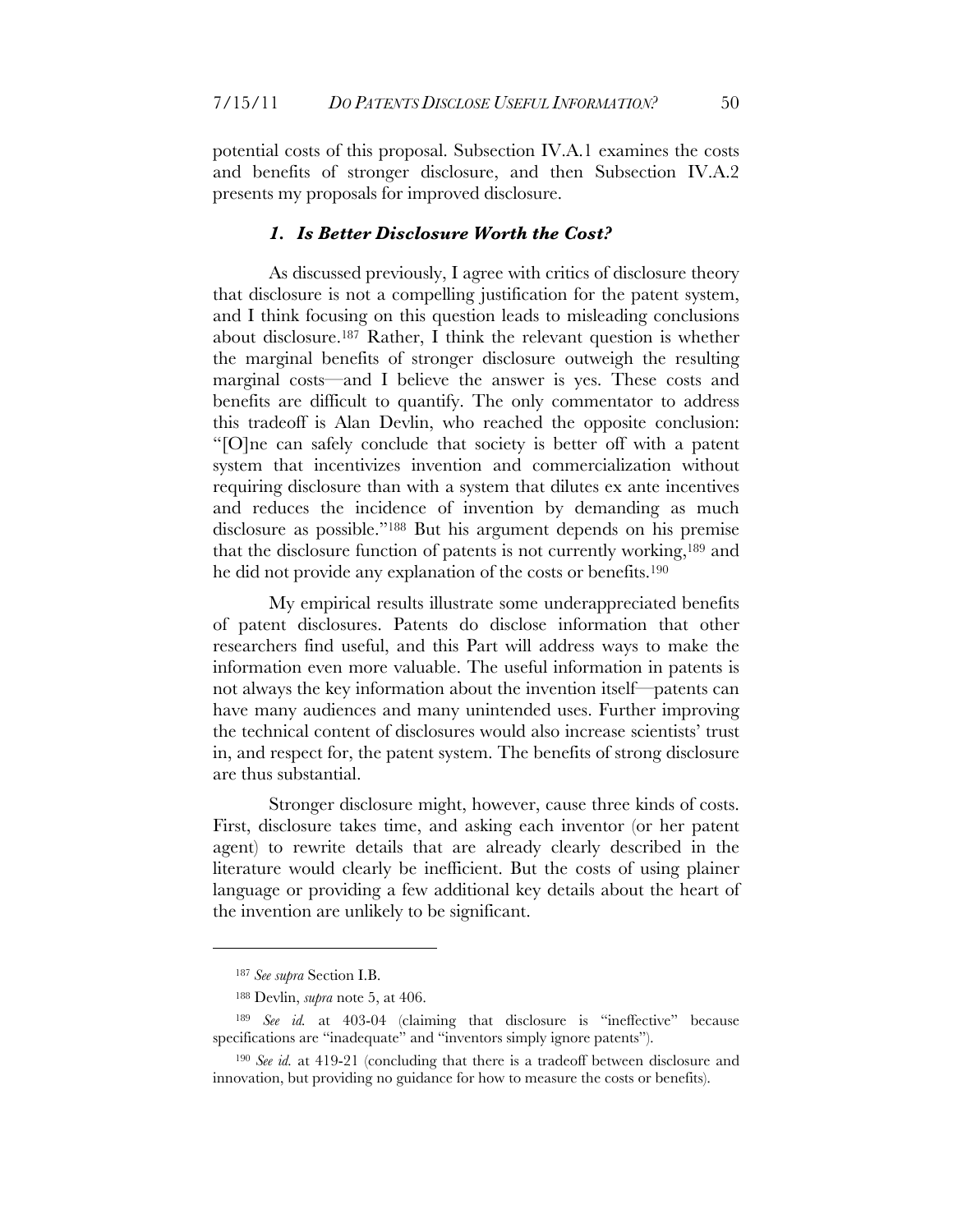potential costs of this proposal. Subsection IV.A.1 examines the costs and benefits of stronger disclosure, and then Subsection IV.A.2 presents my proposals for improved disclosure.

### *1. Is Better Disclosure Worth the Cost?*

As discussed previously, I agree with critics of disclosure theory that disclosure is not a compelling justification for the patent system, and I think focusing on this question leads to misleading conclusions about disclosure.[187] Rather, I think the relevant question is whether the marginal benefits of stronger disclosure outweigh the resulting marginal costs—and I believe the answer is yes. These costs and benefits are difficult to quantify. The only commentator to address this tradeoff is Alan Devlin, who reached the opposite conclusion: "[O]ne can safely conclude that society is better off with a patent system that incentivizes invention and commercialization without requiring disclosure than with a system that dilutes ex ante incentives and reduces the incidence of invention by demanding as much disclosure as possible."[188] But his argument depends on his premise that the disclosure function of patents is not currently working,[189] and he did not provide any explanation of the costs or benefits.[190]

My empirical results illustrate some underappreciated benefits of patent disclosures. Patents do disclose information that other researchers find useful, and this Part will address ways to make the information even more valuable. The useful information in patents is not always the key information about the invention itself—patents can have many audiences and many unintended uses. Further improving the technical content of disclosures would also increase scientists' trust in, and respect for, the patent system. The benefits of strong disclosure are thus substantial.

Stronger disclosure might, however, cause three kinds of costs. First, disclosure takes time, and asking each inventor (or her patent agent) to rewrite details that are already clearly described in the literature would clearly be inefficient. But the costs of using plainer language or providing a few additional key details about the heart of the invention are unlikely to be significant.

---

[187] *See supra* Section I.B.

[188] Devlin, *supra* note 5, at 406.

[189] *See id.* at 403-04 (claiming that disclosure is "ineffective" because specifications are "inadequate" and "inventors simply ignore patents").

[190] *See id.* at 419-21 (concluding that there is a tradeoff between disclosure and innovation, but providing no guidance for how to measure the costs or benefits).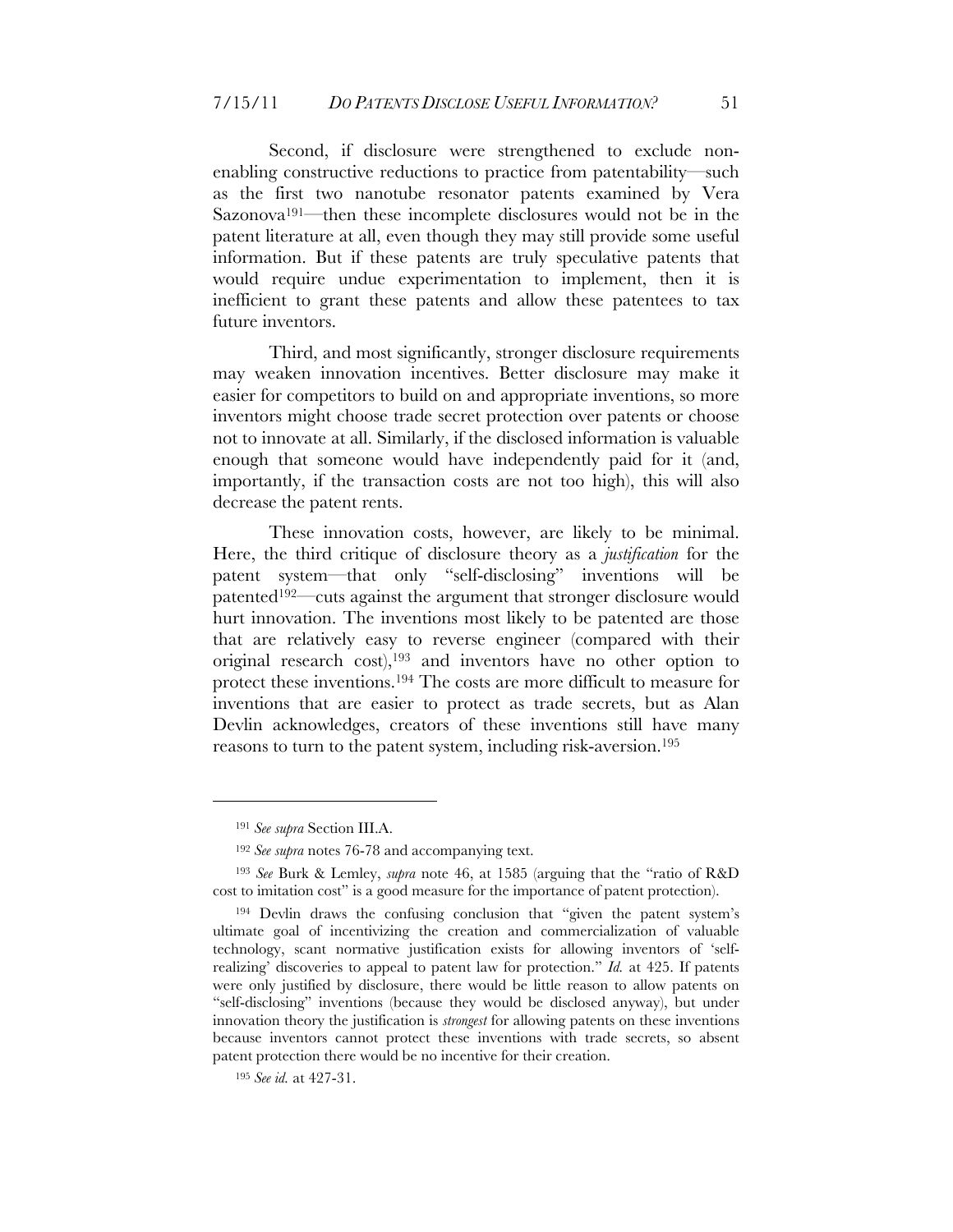Second, if disclosure were strengthened to exclude non-enabling constructive reductions to practice from patentability—such as the first two nanotube resonator patents examined by Vera Sazonova[191]—then these incomplete disclosures would not be in the patent literature at all, even though they may still provide some useful information. But if these patents are truly speculative patents that would require undue experimentation to implement, then it is inefficient to grant these patents and allow these patentees to tax future inventors.

Third, and most significantly, stronger disclosure requirements may weaken innovation incentives. Better disclosure may make it easier for competitors to build on and appropriate inventions, so more inventors might choose trade secret protection over patents or choose not to innovate at all. Similarly, if the disclosed information is valuable enough that someone would have independently paid for it (and, importantly, if the transaction costs are not too high), this will also decrease the patent rents.

These innovation costs, however, are likely to be minimal. Here, the third critique of disclosure theory as a *justification* for the patent system—that only "self-disclosing" inventions will be patented[192]—cuts against the argument that stronger disclosure would hurt innovation. The inventions most likely to be patented are those that are relatively easy to reverse engineer (compared with their original research cost),[193] and inventors have no other option to protect these inventions.[194] The costs are more difficult to measure for inventions that are easier to protect as trade secrets, but as Alan Devlin acknowledges, creators of these inventions still have many reasons to turn to the patent system, including risk-aversion.[195]

---

[191] *See supra* Section III.A.

[192] *See supra* notes 76-78 and accompanying text.

[193] *See* Burk & Lemley, *supra* note 46, at 1585 (arguing that the "ratio of R&D cost to imitation cost" is a good measure for the importance of patent protection).

[194] Devlin draws the confusing conclusion that "given the patent system's ultimate goal of incentivizing the creation and commercialization of valuable technology, scant normative justification exists for allowing inventors of 'self-realizing' discoveries to appeal to patent law for protection." *Id.* at 425. If patents were only justified by disclosure, there would be little reason to allow patents on "self-disclosing" inventions (because they would be disclosed anyway), but under innovation theory the justification is *strongest* for allowing patents on these inventions because inventors cannot protect these inventions with trade secrets, so absent patent protection there would be no incentive for their creation.

[195] *See id.* at 427-31.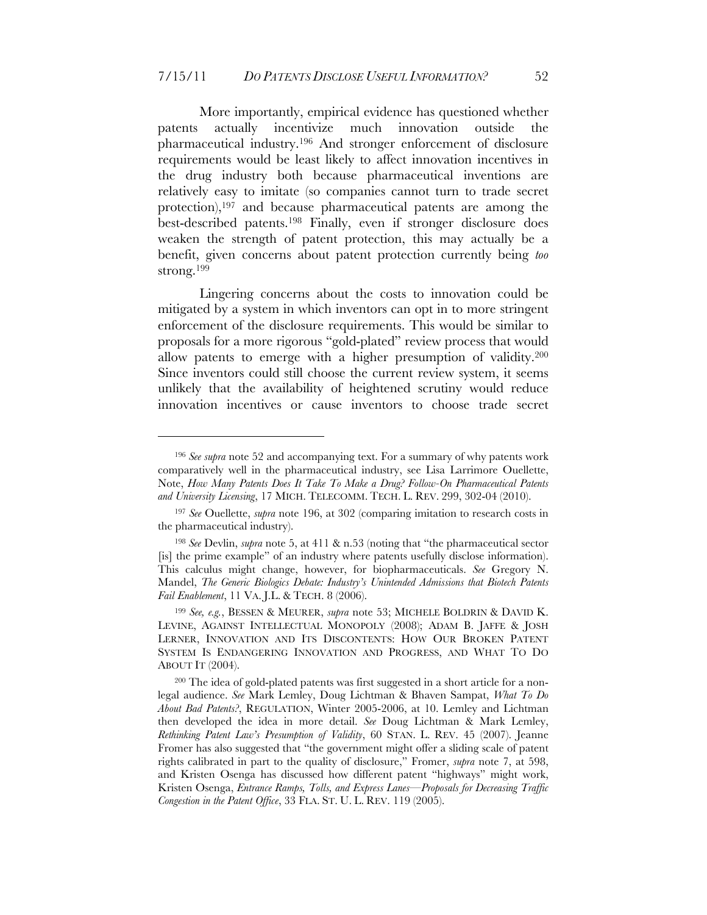More importantly, empirical evidence has questioned whether patents actually incentivize much innovation outside the pharmaceutical industry.[196] And stronger enforcement of disclosure requirements would be least likely to affect innovation incentives in the drug industry both because pharmaceutical inventions are relatively easy to imitate (so companies cannot turn to trade secret protection),[197] and because pharmaceutical patents are among the best-described patents.[198] Finally, even if stronger disclosure does weaken the strength of patent protection, this may actually be a benefit, given concerns about patent protection currently being *too* strong.[199]

Lingering concerns about the costs to innovation could be mitigated by a system in which inventors can opt in to more stringent enforcement of the disclosure requirements. This would be similar to proposals for a more rigorous "gold-plated" review process that would allow patents to emerge with a higher presumption of validity.[200] Since inventors could still choose the current review system, it seems unlikely that the availability of heightened scrutiny would reduce innovation incentives or cause inventors to choose trade secret

---

[196] *See supra* note 52 and accompanying text. For a summary of why patents work comparatively well in the pharmaceutical industry, see Lisa Larrimore Ouellette, Note, *How Many Patents Does It Take To Make a Drug? Follow-On Pharmaceutical Patents and University Licensing*, 17 MICH. TELECOMM. TECH. L. REV. 299, 302-04 (2010).

[197] *See* Ouellette, *supra* note 196, at 302 (comparing imitation to research costs in the pharmaceutical industry).

[198] *See* Devlin, *supra* note 5, at 411 & n.53 (noting that "the pharmaceutical sector [is] the prime example" of an industry where patents usefully disclose information). This calculus might change, however, for biopharmaceuticals. *See* Gregory N. Mandel, *The Generic Biologics Debate: Industry's Unintended Admissions that Biotech Patents Fail Enablement*, 11 VA. J.L. & TECH. 8 (2006).

[199] *See, e.g.*, BESSEN & MEURER, *supra* note 53; MICHELE BOLDRIN & DAVID K. LEVINE, AGAINST INTELLECTUAL MONOPOLY (2008); ADAM B. JAFFE & JOSH LERNER, INNOVATION AND ITS DISCONTENTS: HOW OUR BROKEN PATENT SYSTEM IS ENDANGERING INNOVATION AND PROGRESS, AND WHAT TO DO ABOUT IT (2004).

[200] The idea of gold-plated patents was first suggested in a short article for a non-legal audience. *See* Mark Lemley, Doug Lichtman & Bhaven Sampat, *What To Do About Bad Patents?*, REGULATION, Winter 2005-2006, at 10. Lemley and Lichtman then developed the idea in more detail. *See* Doug Lichtman & Mark Lemley, *Rethinking Patent Law's Presumption of Validity*, 60 STAN. L. REV. 45 (2007). Jeanne Fromer has also suggested that "the government might offer a sliding scale of patent rights calibrated in part to the quality of disclosure," Fromer, *supra* note 7, at 598, and Kristen Osenga has discussed how different patent "highways" might work, Kristen Osenga, *Entrance Ramps, Tolls, and Express Lanes—Proposals for Decreasing Traffic Congestion in the Patent Office*, 33 FLA. ST. U. L. REV. 119 (2005).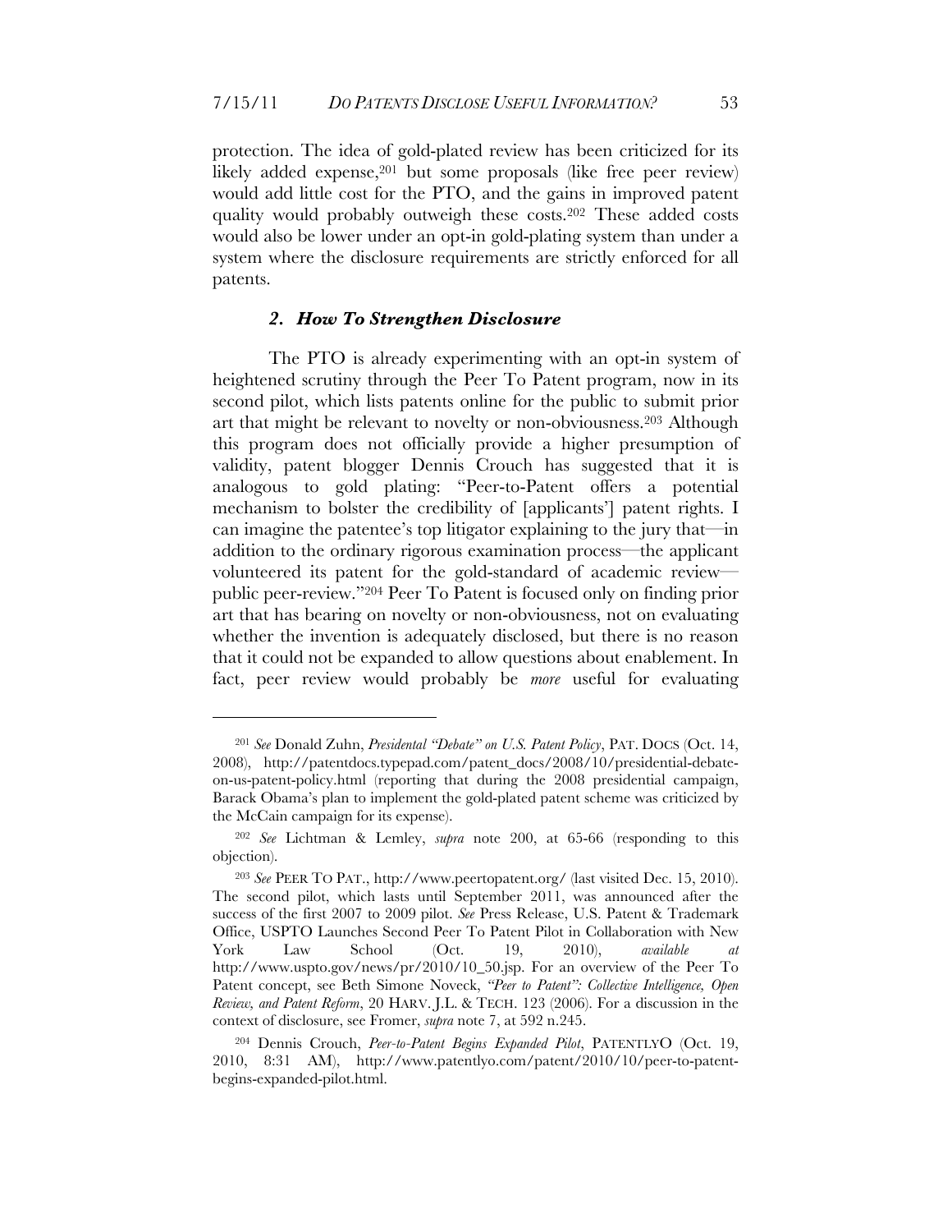protection. The idea of gold-plated review has been criticized for its likely added expense,[201] but some proposals (like free peer review) would add little cost for the PTO, and the gains in improved patent quality would probably outweigh these costs.[202] These added costs would also be lower under an opt-in gold-plating system than under a system where the disclosure requirements are strictly enforced for all patents.

### *2. How To Strengthen Disclosure*

The PTO is already experimenting with an opt-in system of heightened scrutiny through the Peer To Patent program, now in its second pilot, which lists patents online for the public to submit prior art that might be relevant to novelty or non-obviousness.[203] Although this program does not officially provide a higher presumption of validity, patent blogger Dennis Crouch has suggested that it is analogous to gold plating: "Peer-to-Patent offers a potential mechanism to bolster the credibility of [applicants'] patent rights. I can imagine the patentee's top litigator explaining to the jury that—in addition to the ordinary rigorous examination process—the applicant volunteered its patent for the gold-standard of academic review—public peer-review."[204] Peer To Patent is focused only on finding prior art that has bearing on novelty or non-obviousness, not on evaluating whether the invention is adequately disclosed, but there is no reason that it could not be expanded to allow questions about enablement. In fact, peer review would probably be *more* useful for evaluating

---

[201] *See* Donald Zuhn, *Presidental "Debate" on U.S. Patent Policy*, PAT. DOCS (Oct. 14, 2008), http://patentdocs.typepad.com/patent_docs/2008/10/presidential-debate-on-us-patent-policy.html (reporting that during the 2008 presidential campaign, Barack Obama's plan to implement the gold-plated patent scheme was criticized by the McCain campaign for its expense).

[202] *See* Lichtman & Lemley, *supra* note 200, at 65-66 (responding to this objection).

[203] *See* PEER TO PAT., http://www.peertopatent.org/ (last visited Dec. 15, 2010). The second pilot, which lasts until September 2011, was announced after the success of the first 2007 to 2009 pilot. *See* Press Release, U.S. Patent & Trademark Office, USPTO Launches Second Peer To Patent Pilot in Collaboration with New York Law School (Oct. 19, 2010), *available at* http://www.uspto.gov/news/pr/2010/10_50.jsp. For an overview of the Peer To Patent concept, see Beth Simone Noveck, *"Peer to Patent": Collective Intelligence, Open Review, and Patent Reform*, 20 HARV. J.L. & TECH. 123 (2006). For a discussion in the context of disclosure, see Fromer, *supra* note 7, at 592 n.245.

[204] Dennis Crouch, *Peer-to-Patent Begins Expanded Pilot*, PATENTLYO (Oct. 19, 2010, 8:31 AM), http://www.patentlyo.com/patent/2010/10/peer-to-patent-begins-expanded-pilot.html.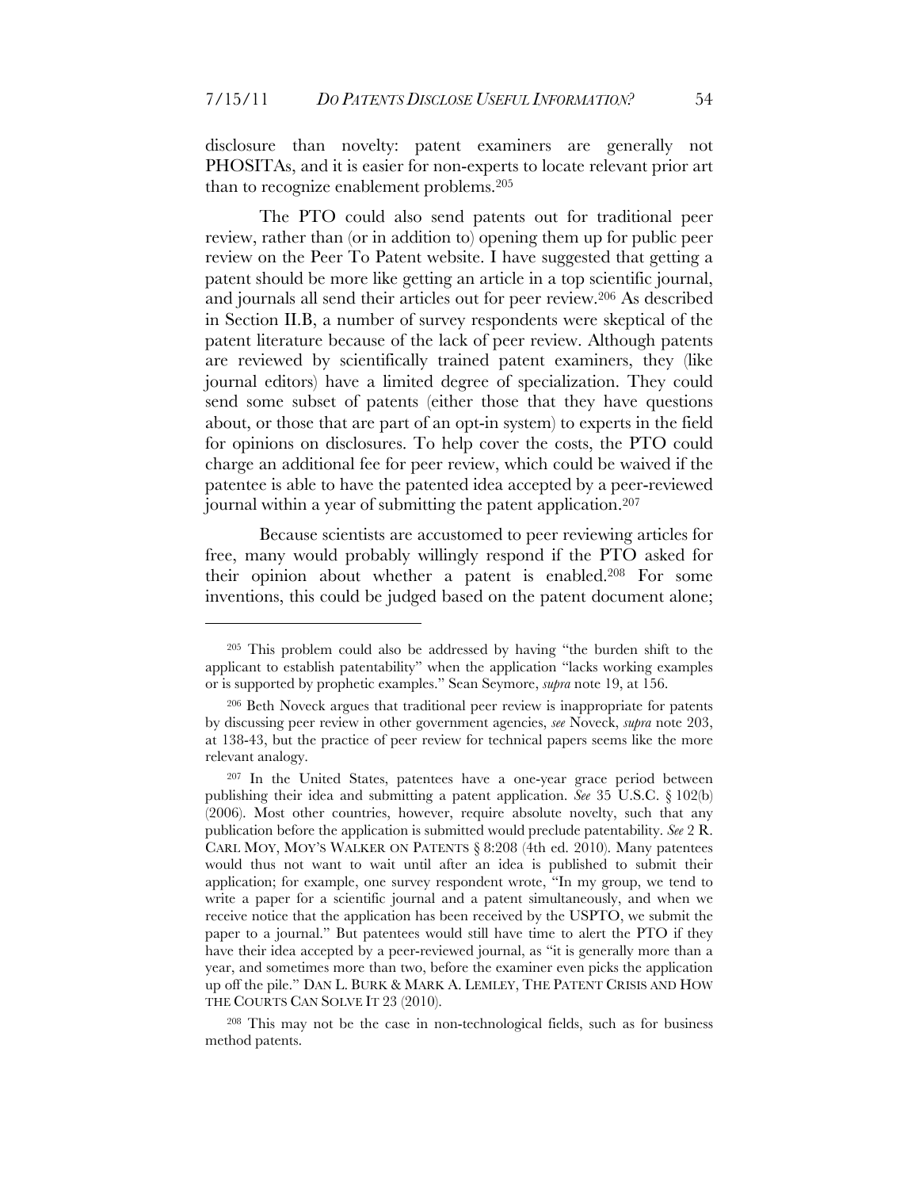disclosure than novelty: patent examiners are generally not PHOSITAs, and it is easier for non-experts to locate relevant prior art than to recognize enablement problems.[205]

The PTO could also send patents out for traditional peer review, rather than (or in addition to) opening them up for public peer review on the Peer To Patent website. I have suggested that getting a patent should be more like getting an article in a top scientific journal, and journals all send their articles out for peer review.[206] As described in Section II.B, a number of survey respondents were skeptical of the patent literature because of the lack of peer review. Although patents are reviewed by scientifically trained patent examiners, they (like journal editors) have a limited degree of specialization. They could send some subset of patents (either those that they have questions about, or those that are part of an opt-in system) to experts in the field for opinions on disclosures. To help cover the costs, the PTO could charge an additional fee for peer review, which could be waived if the patentee is able to have the patented idea accepted by a peer-reviewed journal within a year of submitting the patent application.[207]

Because scientists are accustomed to peer reviewing articles for free, many would probably willingly respond if the PTO asked for their opinion about whether a patent is enabled.[208] For some inventions, this could be judged based on the patent document alone;

---

[205] This problem could also be addressed by having "the burden shift to the applicant to establish patentability" when the application "lacks working examples or is supported by prophetic examples." Sean Seymore, *supra* note 19, at 156.

[206] Beth Noveck argues that traditional peer review is inappropriate for patents by discussing peer review in other government agencies, *see* Noveck, *supra* note 203, at 138-43, but the practice of peer review for technical papers seems like the more relevant analogy.

[207] In the United States, patentees have a one-year grace period between publishing their idea and submitting a patent application. *See* 35 U.S.C. § 102(b) (2006). Most other countries, however, require absolute novelty, such that any publication before the application is submitted would preclude patentability. *See* 2 R. CARL MOY, MOY'S WALKER ON PATENTS § 8:208 (4th ed. 2010). Many patentees would thus not want to wait until after an idea is published to submit their application; for example, one survey respondent wrote, "In my group, we tend to write a paper for a scientific journal and a patent simultaneously, and when we receive notice that the application has been received by the USPTO, we submit the paper to a journal." But patentees would still have time to alert the PTO if they have their idea accepted by a peer-reviewed journal, as "it is generally more than a year, and sometimes more than two, before the examiner even picks the application up off the pile." DAN L. BURK & MARK A. LEMLEY, THE PATENT CRISIS AND HOW THE COURTS CAN SOLVE IT 23 (2010).

[208] This may not be the case in non-technological fields, such as for business method patents.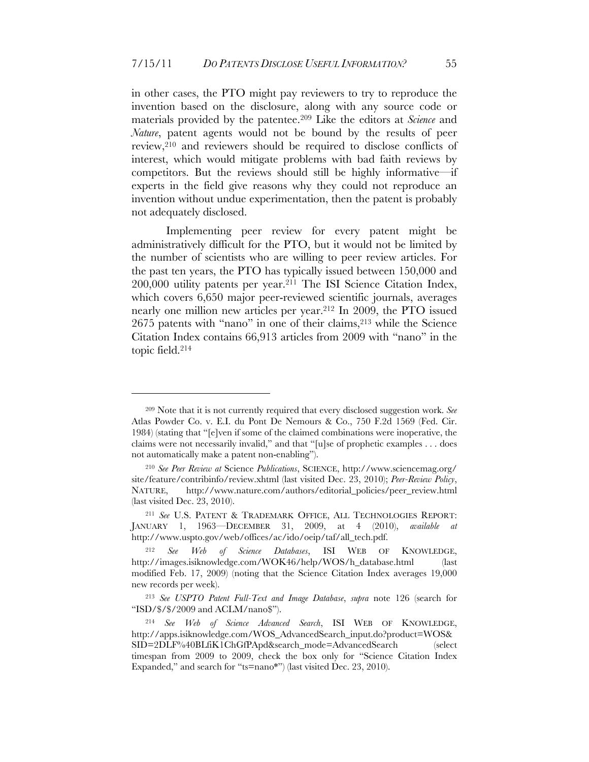in other cases, the PTO might pay reviewers to try to reproduce the invention based on the disclosure, along with any source code or materials provided by the patentee.[209] Like the editors at *Science* and *Nature*, patent agents would not be bound by the results of peer review,[210] and reviewers should be required to disclose conflicts of interest, which would mitigate problems with bad faith reviews by competitors. But the reviews should still be highly informative—if experts in the field give reasons why they could not reproduce an invention without undue experimentation, then the patent is probably not adequately disclosed.

Implementing peer review for every patent might be administratively difficult for the PTO, but it would not be limited by the number of scientists who are willing to peer review articles. For the past ten years, the PTO has typically issued between 150,000 and 200,000 utility patents per year.[211] The ISI Science Citation Index, which covers 6,650 major peer-reviewed scientific journals, averages nearly one million new articles per year.[212] In 2009, the PTO issued 2675 patents with "nano" in one of their claims,[213] while the Science Citation Index contains 66,913 articles from 2009 with "nano" in the topic field.[214]

---

[209] Note that it is not currently required that every disclosed suggestion work. *See* Atlas Powder Co. v. E.I. du Pont De Nemours & Co., 750 F.2d 1569 (Fed. Cir. 1984) (stating that "[e]ven if some of the claimed combinations were inoperative, the claims were not necessarily invalid," and that "[u]se of prophetic examples . . . does not automatically make a patent non-enabling").

[210] *See Peer Review at* Science *Publications*, SCIENCE, http://www.sciencemag.org/site/feature/contribinfo/review.xhtml (last visited Dec. 23, 2010); *Peer-Review Policy*, NATURE, http://www.nature.com/authors/editorial_policies/peer_review.html (last visited Dec. 23, 2010).

[211] *See* U.S. PATENT & TRADEMARK OFFICE, ALL TECHNOLOGIES REPORT: JANUARY 1, 1963—DECEMBER 31, 2009, at 4 (2010), *available at* http://www.uspto.gov/web/offices/ac/ido/oeip/taf/all_tech.pdf.

[212] *See Web of Science Databases*, ISI WEB OF KNOWLEDGE, http://images.isiknowledge.com/WOK46/help/WOS/h_database.html (last modified Feb. 17, 2009) (noting that the Science Citation Index averages 19,000 new records per week).

[213] *See USPTO Patent Full-Text and Image Database*, *supra* note 126 (search for "ISD/$/$/2009 and ACLM/nano$").

[214] *See Web of Science Advanced Search*, ISI WEB OF KNOWLEDGE, http://apps.isiknowledge.com/WOS_AdvancedSearch_input.do?product=WOS&SID=2DLF%40BLfiK1ChGfPApd&search_mode=AdvancedSearch (select timespan from 2009 to 2009, check the box only for "Science Citation Index Expanded," and search for "ts=nano*") (last visited Dec. 23, 2010).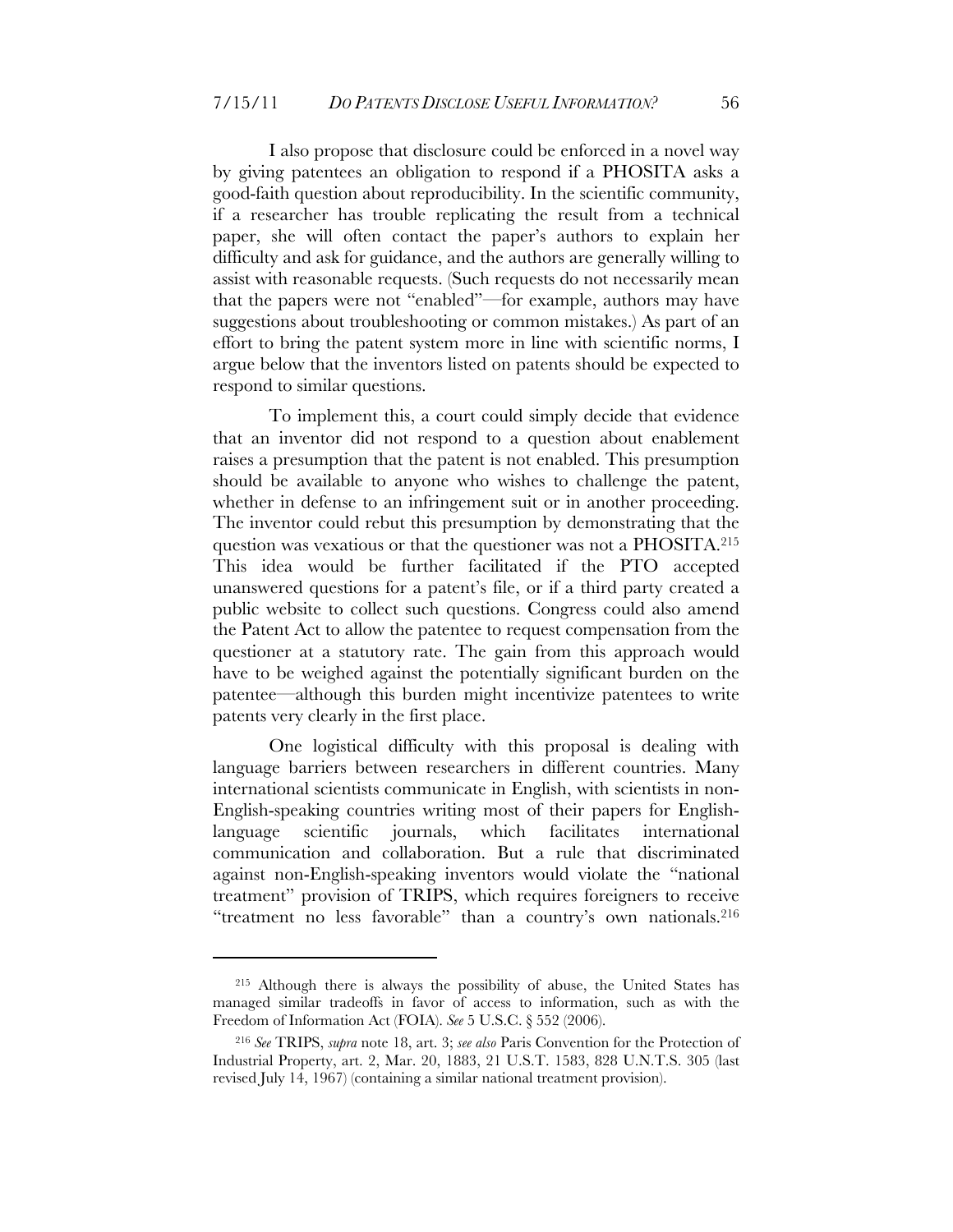I also propose that disclosure could be enforced in a novel way by giving patentees an obligation to respond if a PHOSITA asks a good-faith question about reproducibility. In the scientific community, if a researcher has trouble replicating the result from a technical paper, she will often contact the paper's authors to explain her difficulty and ask for guidance, and the authors are generally willing to assist with reasonable requests. (Such requests do not necessarily mean that the papers were not "enabled"—for example, authors may have suggestions about troubleshooting or common mistakes.) As part of an effort to bring the patent system more in line with scientific norms, I argue below that the inventors listed on patents should be expected to respond to similar questions.

To implement this, a court could simply decide that evidence that an inventor did not respond to a question about enablement raises a presumption that the patent is not enabled. This presumption should be available to anyone who wishes to challenge the patent, whether in defense to an infringement suit or in another proceeding. The inventor could rebut this presumption by demonstrating that the question was vexatious or that the questioner was not a PHOSITA.[215] This idea would be further facilitated if the PTO accepted unanswered questions for a patent's file, or if a third party created a public website to collect such questions. Congress could also amend the Patent Act to allow the patentee to request compensation from the questioner at a statutory rate. The gain from this approach would have to be weighed against the potentially significant burden on the patentee—although this burden might incentivize patentees to write patents very clearly in the first place.

One logistical difficulty with this proposal is dealing with language barriers between researchers in different countries. Many international scientists communicate in English, with scientists in non-English-speaking countries writing most of their papers for English-language scientific journals, which facilitates international communication and collaboration. But a rule that discriminated against non-English-speaking inventors would violate the "national treatment" provision of TRIPS, which requires foreigners to receive "treatment no less favorable" than a country's own nationals.[216]

---

[215] Although there is always the possibility of abuse, the United States has managed similar tradeoffs in favor of access to information, such as with the Freedom of Information Act (FOIA). *See* 5 U.S.C. § 552 (2006).

[216] *See* TRIPS, *supra* note 18, art. 3; *see also* Paris Convention for the Protection of Industrial Property, art. 2, Mar. 20, 1883, 21 U.S.T. 1583, 828 U.N.T.S. 305 (last revised July 14, 1967) (containing a similar national treatment provision).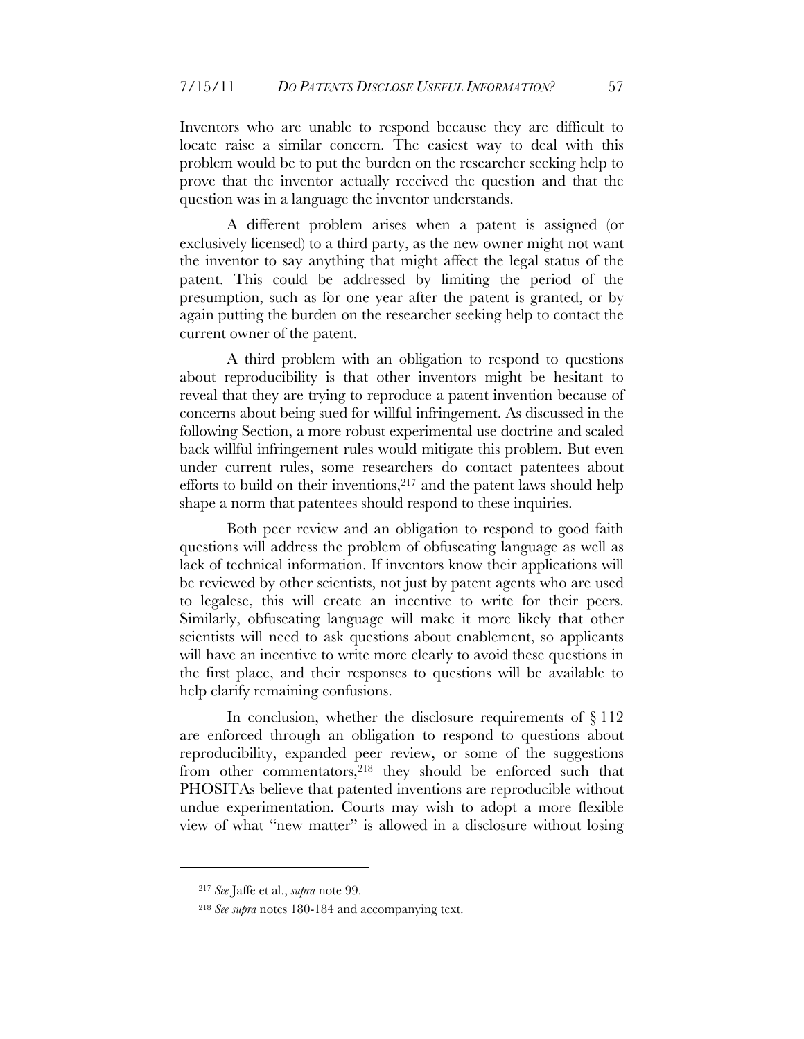Inventors who are unable to respond because they are difficult to locate raise a similar concern. The easiest way to deal with this problem would be to put the burden on the researcher seeking help to prove that the inventor actually received the question and that the question was in a language the inventor understands.

A different problem arises when a patent is assigned (or exclusively licensed) to a third party, as the new owner might not want the inventor to say anything that might affect the legal status of the patent. This could be addressed by limiting the period of the presumption, such as for one year after the patent is granted, or by again putting the burden on the researcher seeking help to contact the current owner of the patent.

A third problem with an obligation to respond to questions about reproducibility is that other inventors might be hesitant to reveal that they are trying to reproduce a patent invention because of concerns about being sued for willful infringement. As discussed in the following Section, a more robust experimental use doctrine and scaled back willful infringement rules would mitigate this problem. But even under current rules, some researchers do contact patentees about efforts to build on their inventions,[217] and the patent laws should help shape a norm that patentees should respond to these inquiries.

Both peer review and an obligation to respond to good faith questions will address the problem of obfuscating language as well as lack of technical information. If inventors know their applications will be reviewed by other scientists, not just by patent agents who are used to legalese, this will create an incentive to write for their peers. Similarly, obfuscating language will make it more likely that other scientists will need to ask questions about enablement, so applicants will have an incentive to write more clearly to avoid these questions in the first place, and their responses to questions will be available to help clarify remaining confusions.

In conclusion, whether the disclosure requirements of § 112 are enforced through an obligation to respond to questions about reproducibility, expanded peer review, or some of the suggestions from other commentators,[218] they should be enforced such that PHOSITAs believe that patented inventions are reproducible without undue experimentation. Courts may wish to adopt a more flexible view of what "new matter" is allowed in a disclosure without losing

---

[217] *See* Jaffe et al., *supra* note 99.

[218] *See supra* notes 180-184 and accompanying text.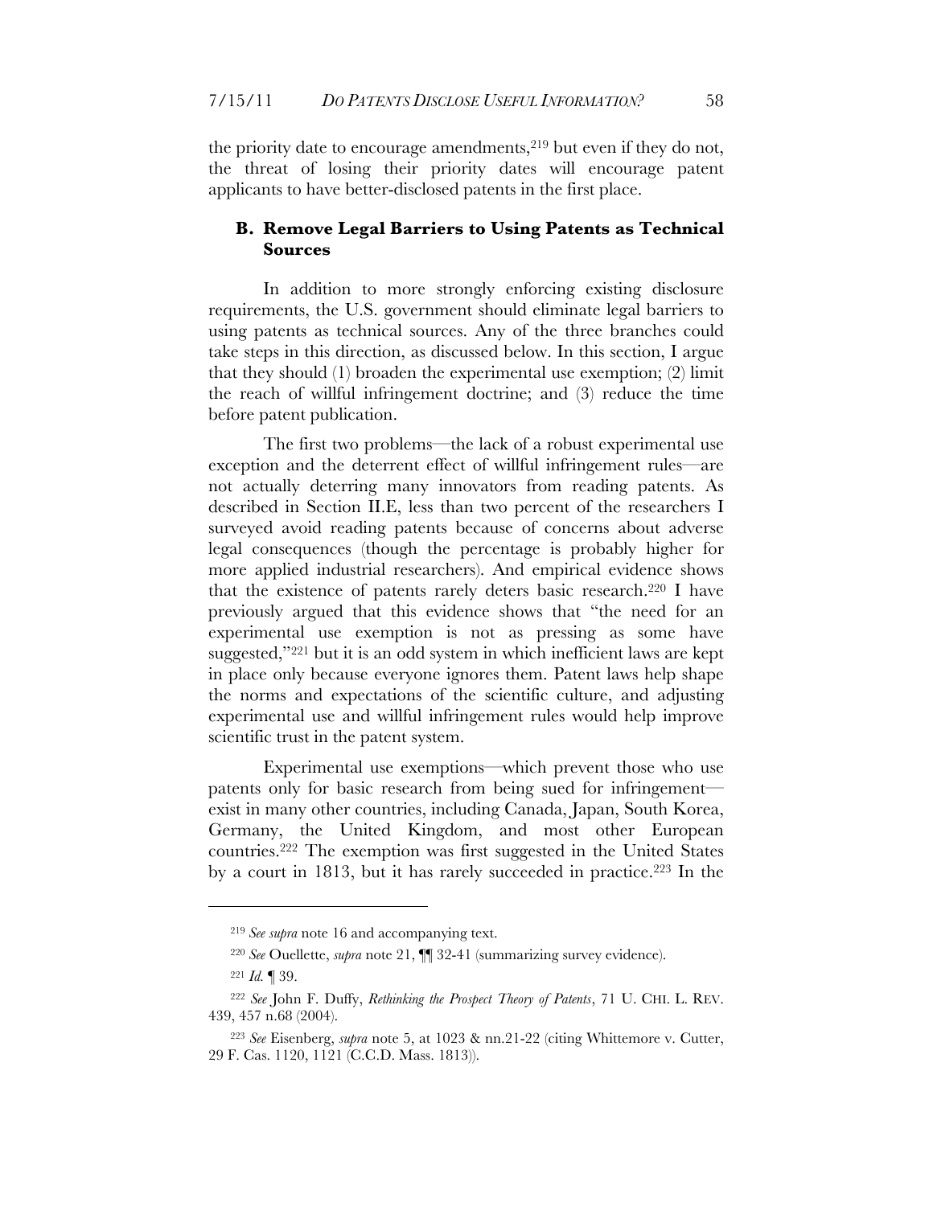the priority date to encourage amendments,[219] but even if they do not, the threat of losing their priority dates will encourage patent applicants to have better-disclosed patents in the first place.

### B. Remove Legal Barriers to Using Patents as Technical Sources

In addition to more strongly enforcing existing disclosure requirements, the U.S. government should eliminate legal barriers to using patents as technical sources. Any of the three branches could take steps in this direction, as discussed below. In this section, I argue that they should (1) broaden the experimental use exemption; (2) limit the reach of willful infringement doctrine; and (3) reduce the time before patent publication.

The first two problems—the lack of a robust experimental use exception and the deterrent effect of willful infringement rules—are not actually deterring many innovators from reading patents. As described in Section II.E, less than two percent of the researchers I surveyed avoid reading patents because of concerns about adverse legal consequences (though the percentage is probably higher for more applied industrial researchers). And empirical evidence shows that the existence of patents rarely deters basic research.[220] I have previously argued that this evidence shows that "the need for an experimental use exemption is not as pressing as some have suggested,"[221] but it is an odd system in which inefficient laws are kept in place only because everyone ignores them. Patent laws help shape the norms and expectations of the scientific culture, and adjusting experimental use and willful infringement rules would help improve scientific trust in the patent system.

Experimental use exemptions—which prevent those who use patents only for basic research from being sued for infringement—exist in many other countries, including Canada, Japan, South Korea, Germany, the United Kingdom, and most other European countries.[222] The exemption was first suggested in the United States by a court in 1813, but it has rarely succeeded in practice.[223] In the

---

[219] *See supra* note 16 and accompanying text.

[220] *See* Ouellette, *supra* note 21, ¶¶ 32-41 (summarizing survey evidence).

[221] *Id.* ¶ 39.

[222] *See* John F. Duffy, *Rethinking the Prospect Theory of Patents*, 71 U. CHI. L. REV. 439, 457 n.68 (2004).

[223] *See* Eisenberg, *supra* note 5, at 1023 & nn.21-22 (citing Whittemore v. Cutter, 29 F. Cas. 1120, 1121 (C.C.D. Mass. 1813)).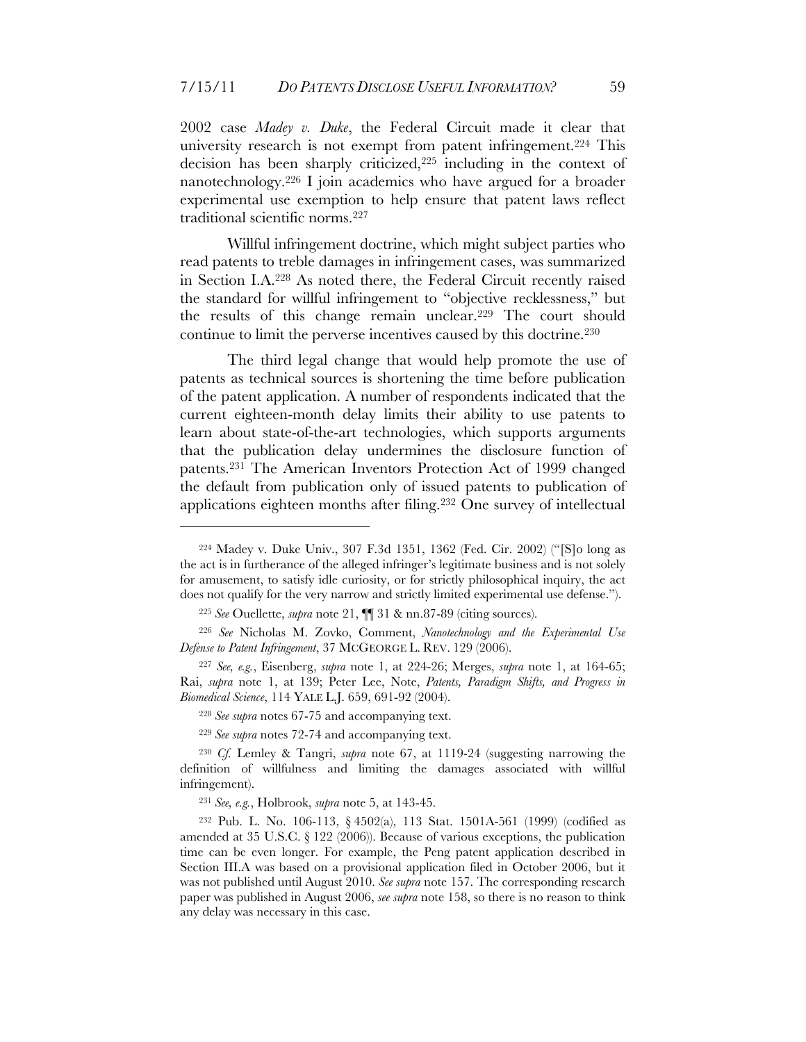2002 case *Madey v. Duke*, the Federal Circuit made it clear that university research is not exempt from patent infringement.[224] This decision has been sharply criticized,[225] including in the context of nanotechnology.[226] I join academics who have argued for a broader experimental use exemption to help ensure that patent laws reflect traditional scientific norms.[227]

Willful infringement doctrine, which might subject parties who read patents to treble damages in infringement cases, was summarized in Section I.A.[228] As noted there, the Federal Circuit recently raised the standard for willful infringement to "objective recklessness," but the results of this change remain unclear.[229] The court should continue to limit the perverse incentives caused by this doctrine.[230]

The third legal change that would help promote the use of patents as technical sources is shortening the time before publication of the patent application. A number of respondents indicated that the current eighteen-month delay limits their ability to use patents to learn about state-of-the-art technologies, which supports arguments that the publication delay undermines the disclosure function of patents.[231] The American Inventors Protection Act of 1999 changed the default from publication only of issued patents to publication of applications eighteen months after filing.[232] One survey of intellectual

---

[224] Madey v. Duke Univ., 307 F.3d 1351, 1362 (Fed. Cir. 2002) ("[S]o long as the act is in furtherance of the alleged infringer's legitimate business and is not solely for amusement, to satisfy idle curiosity, or for strictly philosophical inquiry, the act does not qualify for the very narrow and strictly limited experimental use defense.").

[225] *See* Ouellette, *supra* note 21, ¶¶ 31 & nn.87-89 (citing sources).

[226] *See* Nicholas M. Zovko, Comment, *Nanotechnology and the Experimental Use Defense to Patent Infringement*, 37 MCGEORGE L. REV. 129 (2006).

[227] *See, e.g.*, Eisenberg, *supra* note 1, at 224-26; Merges, *supra* note 1, at 164-65; Rai, *supra* note 1, at 139; Peter Lee, Note, *Patents, Paradigm Shifts, and Progress in Biomedical Science*, 114 YALE L.J. 659, 691-92 (2004).

[228] *See supra* notes 67-75 and accompanying text.

[229] *See supra* notes 72-74 and accompanying text.

[230] *Cf.* Lemley & Tangri, *supra* note 67, at 1119-24 (suggesting narrowing the definition of willfulness and limiting the damages associated with willful infringement).

[231] *See, e.g.*, Holbrook, *supra* note 5, at 143-45.

[232] Pub. L. No. 106-113, § 4502(a), 113 Stat. 1501A-561 (1999) (codified as amended at 35 U.S.C. § 122 (2006)). Because of various exceptions, the publication time can be even longer. For example, the Peng patent application described in Section III.A was based on a provisional application filed in October 2006, but it was not published until August 2010. *See supra* note 157. The corresponding research paper was published in August 2006, *see supra* note 158, so there is no reason to think any delay was necessary in this case.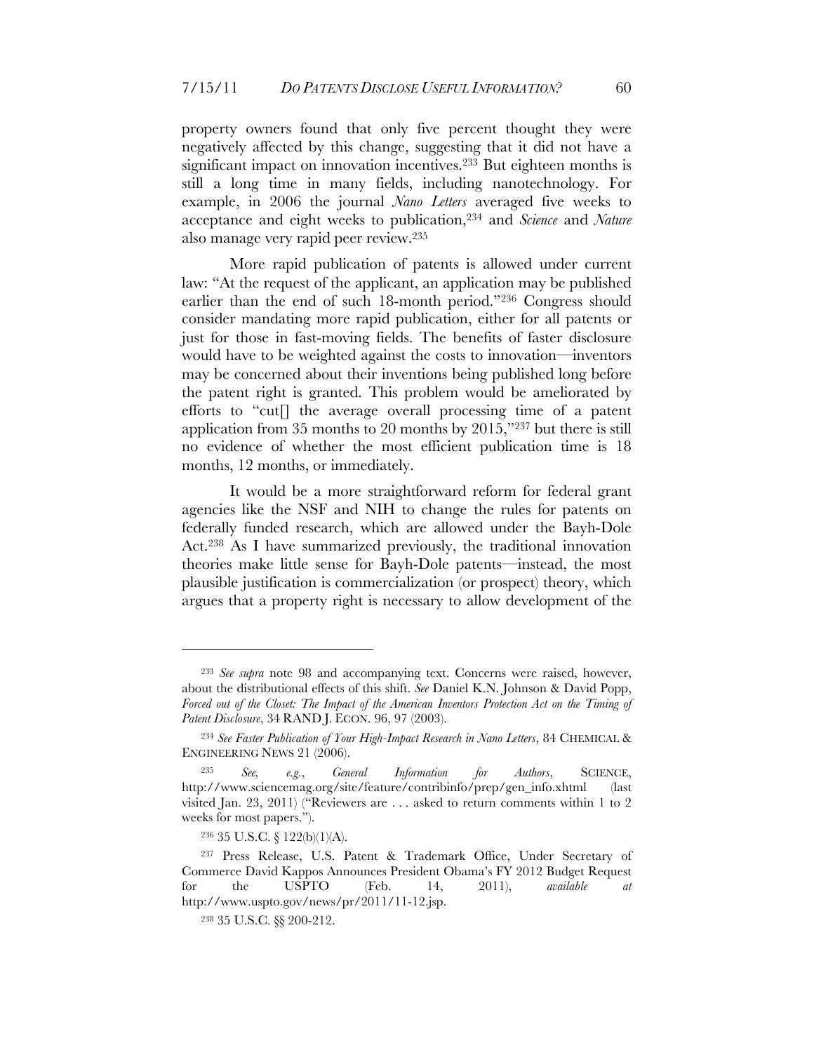property owners found that only five percent thought they were negatively affected by this change, suggesting that it did not have a significant impact on innovation incentives.[233] But eighteen months is still a long time in many fields, including nanotechnology. For example, in 2006 the journal *Nano Letters* averaged five weeks to acceptance and eight weeks to publication,[234] and *Science* and *Nature* also manage very rapid peer review.[235]

More rapid publication of patents is allowed under current law: "At the request of the applicant, an application may be published earlier than the end of such 18-month period."[236] Congress should consider mandating more rapid publication, either for all patents or just for those in fast-moving fields. The benefits of faster disclosure would have to be weighted against the costs to innovation—inventors may be concerned about their inventions being published long before the patent right is granted. This problem would be ameliorated by efforts to "cut[] the average overall processing time of a patent application from 35 months to 20 months by 2015,"[237] but there is still no evidence of whether the most efficient publication time is 18 months, 12 months, or immediately.

It would be a more straightforward reform for federal grant agencies like the NSF and NIH to change the rules for patents on federally funded research, which are allowed under the Bayh-Dole Act.[238] As I have summarized previously, the traditional innovation theories make little sense for Bayh-Dole patents—instead, the most plausible justification is commercialization (or prospect) theory, which argues that a property right is necessary to allow development of the

---

[233] *See supra* note 98 and accompanying text. Concerns were raised, however, about the distributional effects of this shift. *See* Daniel K.N. Johnson & David Popp, *Forced out of the Closet: The Impact of the American Inventors Protection Act on the Timing of Patent Disclosure*, 34 RAND J. ECON. 96, 97 (2003).

[234] *See Faster Publication of Your High-Impact Research in Nano Letters*, 84 CHEMICAL & ENGINEERING NEWS 21 (2006).

[235] *See, e.g.*, *General Information for Authors*, SCIENCE, http://www.sciencemag.org/site/feature/contribinfo/prep/gen_info.xhtml (last visited Jan. 23, 2011) ("Reviewers are . . . asked to return comments within 1 to 2 weeks for most papers.").

[236] 35 U.S.C. § 122(b)(1)(A).

[237] Press Release, U.S. Patent & Trademark Office, Under Secretary of Commerce David Kappos Announces President Obama's FY 2012 Budget Request for the USPTO (Feb. 14, 2011), *available at* http://www.uspto.gov/news/pr/2011/11-12.jsp.

[238] 35 U.S.C. §§ 200-212.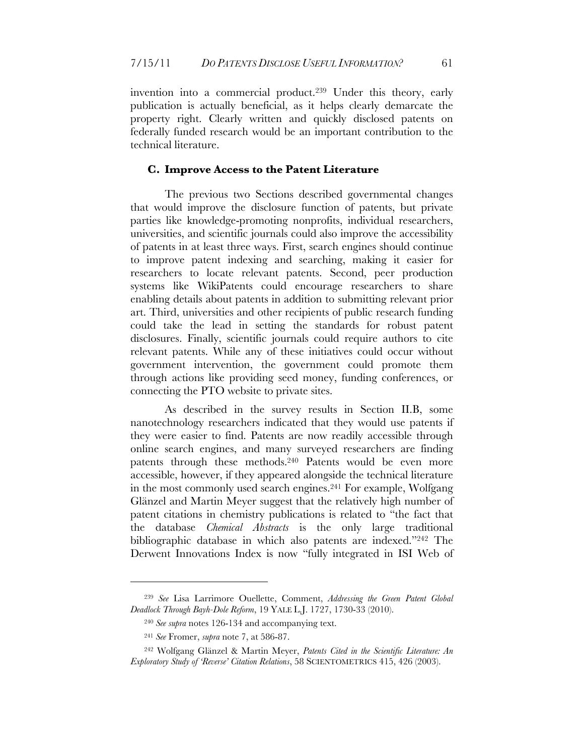invention into a commercial product.[239] Under this theory, early publication is actually beneficial, as it helps clearly demarcate the property right. Clearly written and quickly disclosed patents on federally funded research would be an important contribution to the technical literature.

### C. Improve Access to the Patent Literature

The previous two Sections described governmental changes that would improve the disclosure function of patents, but private parties like knowledge-promoting nonprofits, individual researchers, universities, and scientific journals could also improve the accessibility of patents in at least three ways. First, search engines should continue to improve patent indexing and searching, making it easier for researchers to locate relevant patents. Second, peer production systems like WikiPatents could encourage researchers to share enabling details about patents in addition to submitting relevant prior art. Third, universities and other recipients of public research funding could take the lead in setting the standards for robust patent disclosures. Finally, scientific journals could require authors to cite relevant patents. While any of these initiatives could occur without government intervention, the government could promote them through actions like providing seed money, funding conferences, or connecting the PTO website to private sites.

As described in the survey results in Section II.B, some nanotechnology researchers indicated that they would use patents if they were easier to find. Patents are now readily accessible through online search engines, and many surveyed researchers are finding patents through these methods.[240] Patents would be even more accessible, however, if they appeared alongside the technical literature in the most commonly used search engines.[241] For example, Wolfgang Glänzel and Martin Meyer suggest that the relatively high number of patent citations in chemistry publications is related to "the fact that the database *Chemical Abstracts* is the only large traditional bibliographic database in which also patents are indexed."[242] The Derwent Innovations Index is now "fully integrated in ISI Web of

---

[239] *See* Lisa Larrimore Ouellette, Comment, *Addressing the Green Patent Global Deadlock Through Bayh-Dole Reform*, 19 YALE L.J. 1727, 1730-33 (2010).

[240] *See supra* notes 126-134 and accompanying text.

[241] *See* Fromer, *supra* note 7, at 586-87.

[242] Wolfgang Glänzel & Martin Meyer, *Patents Cited in the Scientific Literature: An Exploratory Study of 'Reverse' Citation Relations*, 58 SCIENTOMETRICS 415, 426 (2003).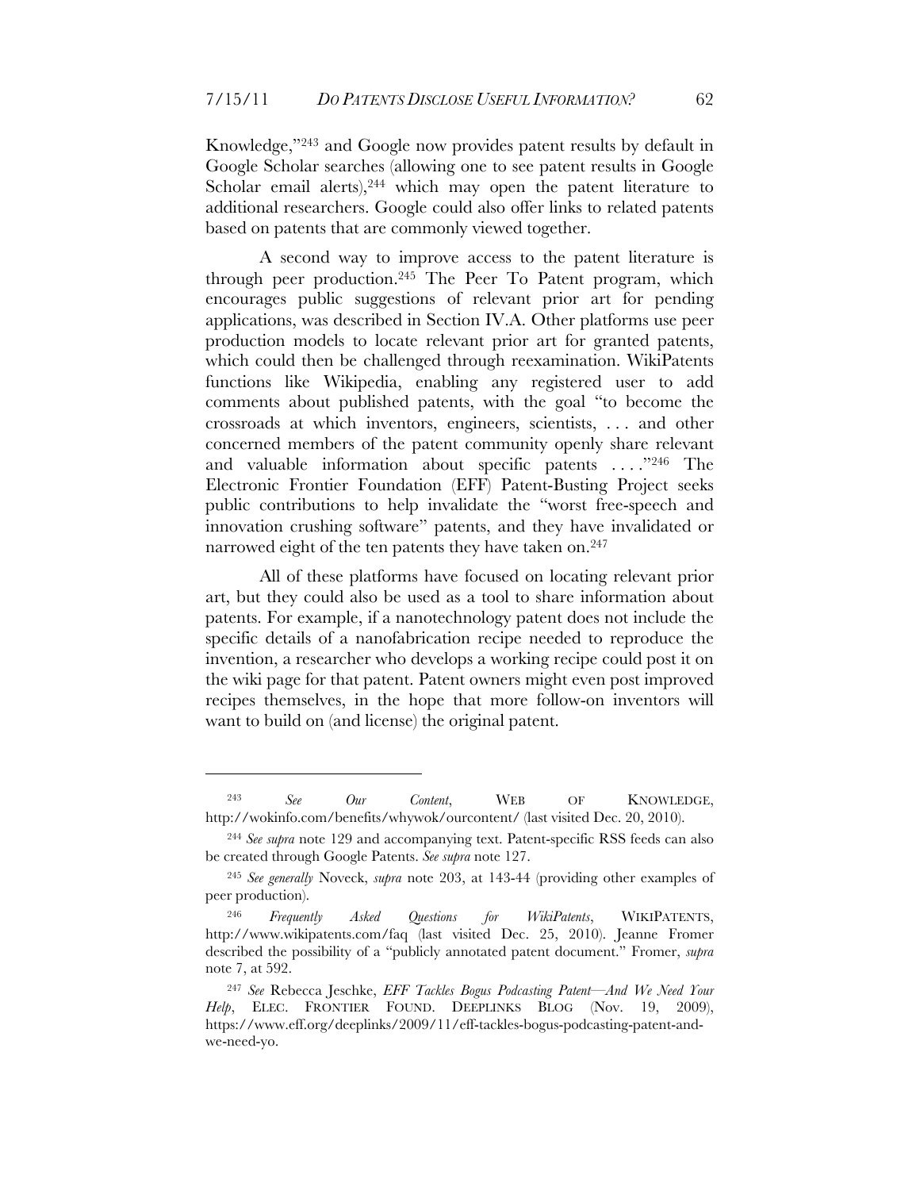Knowledge,"[243] and Google now provides patent results by default in Google Scholar searches (allowing one to see patent results in Google Scholar email alerts),[244] which may open the patent literature to additional researchers. Google could also offer links to related patents based on patents that are commonly viewed together.

A second way to improve access to the patent literature is through peer production.[245] The Peer To Patent program, which encourages public suggestions of relevant prior art for pending applications, was described in Section IV.A. Other platforms use peer production models to locate relevant prior art for granted patents, which could then be challenged through reexamination. WikiPatents functions like Wikipedia, enabling any registered user to add comments about published patents, with the goal "to become the crossroads at which inventors, engineers, scientists, . . . and other concerned members of the patent community openly share relevant and valuable information about specific patents . . . ."[246] The Electronic Frontier Foundation (EFF) Patent-Busting Project seeks public contributions to help invalidate the "worst free-speech and innovation crushing software" patents, and they have invalidated or narrowed eight of the ten patents they have taken on.[247]

All of these platforms have focused on locating relevant prior art, but they could also be used as a tool to share information about patents. For example, if a nanotechnology patent does not include the specific details of a nanofabrication recipe needed to reproduce the invention, a researcher who develops a working recipe could post it on the wiki page for that patent. Patent owners might even post improved recipes themselves, in the hope that more follow-on inventors will want to build on (and license) the original patent.

---

[243] *See Our Content*, WEB OF KNOWLEDGE, http://wokinfo.com/benefits/whywok/ourcontent/ (last visited Dec. 20, 2010).

[244] *See supra* note 129 and accompanying text. Patent-specific RSS feeds can also be created through Google Patents. *See supra* note 127.

[245] *See generally* Noveck, *supra* note 203, at 143-44 (providing other examples of peer production).

[246] *Frequently Asked Questions for WikiPatents*, WIKIPATENTS, http://www.wikipatents.com/faq (last visited Dec. 25, 2010). Jeanne Fromer described the possibility of a "publicly annotated patent document." Fromer, *supra* note 7, at 592.

[247] *See* Rebecca Jeschke, *EFF Tackles Bogus Podcasting Patent—And We Need Your Help*, ELEC. FRONTIER FOUND. DEEPLINKS BLOG (Nov. 19, 2009), https://www.eff.org/deeplinks/2009/11/eff-tackles-bogus-podcasting-patent-and-we-need-yo.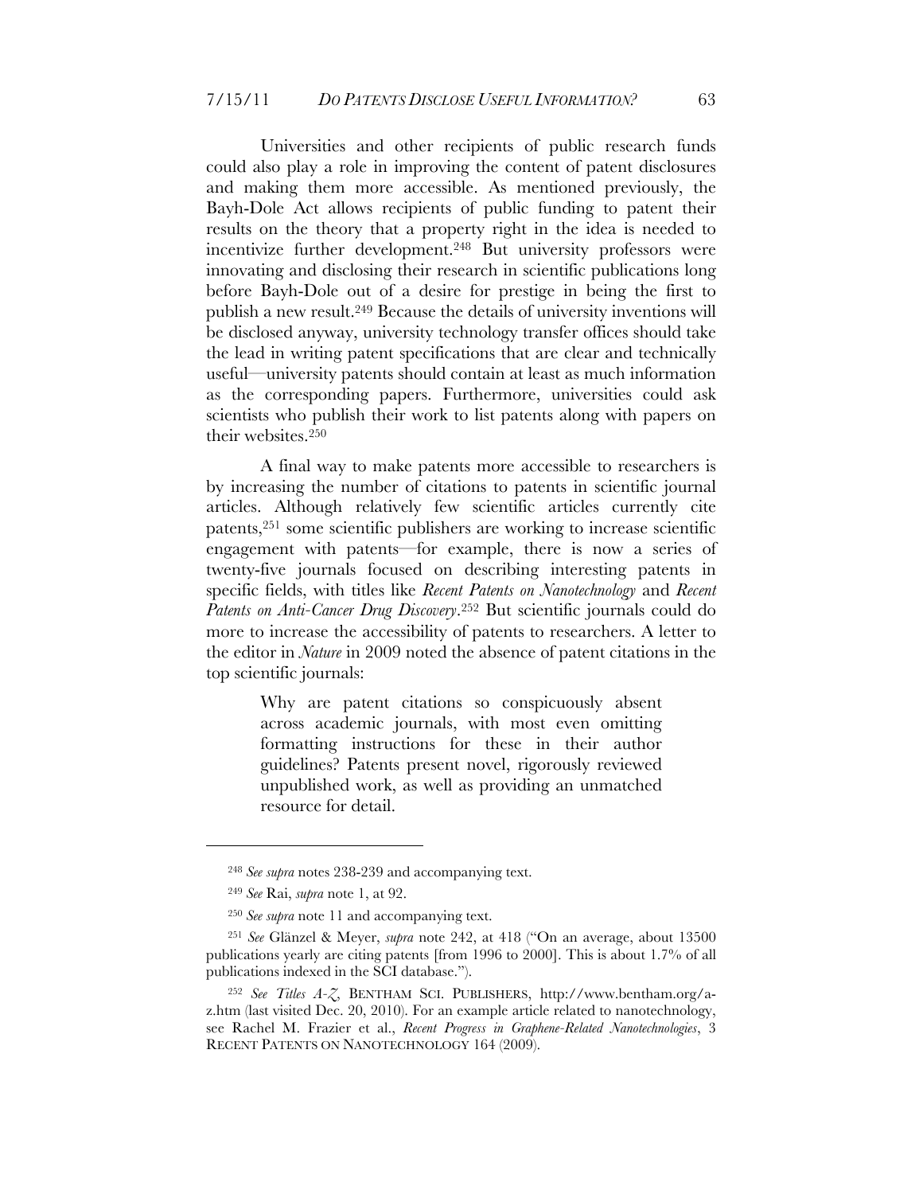Universities and other recipients of public research funds could also play a role in improving the content of patent disclosures and making them more accessible. As mentioned previously, the Bayh-Dole Act allows recipients of public funding to patent their results on the theory that a property right in the idea is needed to incentivize further development.[248] But university professors were innovating and disclosing their research in scientific publications long before Bayh-Dole out of a desire for prestige in being the first to publish a new result.[249] Because the details of university inventions will be disclosed anyway, university technology transfer offices should take the lead in writing patent specifications that are clear and technically useful—university patents should contain at least as much information as the corresponding papers. Furthermore, universities could ask scientists who publish their work to list patents along with papers on their websites.[250]

A final way to make patents more accessible to researchers is by increasing the number of citations to patents in scientific journal articles. Although relatively few scientific articles currently cite patents,[251] some scientific publishers are working to increase scientific engagement with patents—for example, there is now a series of twenty-five journals focused on describing interesting patents in specific fields, with titles like *Recent Patents on Nanotechnology* and *Recent Patents on Anti-Cancer Drug Discovery*.[252] But scientific journals could do more to increase the accessibility of patents to researchers. A letter to the editor in *Nature* in 2009 noted the absence of patent citations in the top scientific journals:

> Why are patent citations so conspicuously absent across academic journals, with most even omitting formatting instructions for these in their author guidelines? Patents present novel, rigorously reviewed unpublished work, as well as providing an unmatched resource for detail.

---

[248] *See supra* notes 238-239 and accompanying text.

[249] *See* Rai, *supra* note 1, at 92.

[250] *See supra* note 11 and accompanying text.

[251] *See* Glänzel & Meyer, *supra* note 242, at 418 ("On an average, about 13500 publications yearly are citing patents [from 1996 to 2000]. This is about 1.7% of all publications indexed in the SCI database.").

[252] *See Titles A-Z*, BENTHAM SCI. PUBLISHERS, http://www.bentham.org/a-z.htm (last visited Dec. 20, 2010). For an example article related to nanotechnology, see Rachel M. Frazier et al., *Recent Progress in Graphene-Related Nanotechnologies*, 3 RECENT PATENTS ON NANOTECHNOLOGY 164 (2009).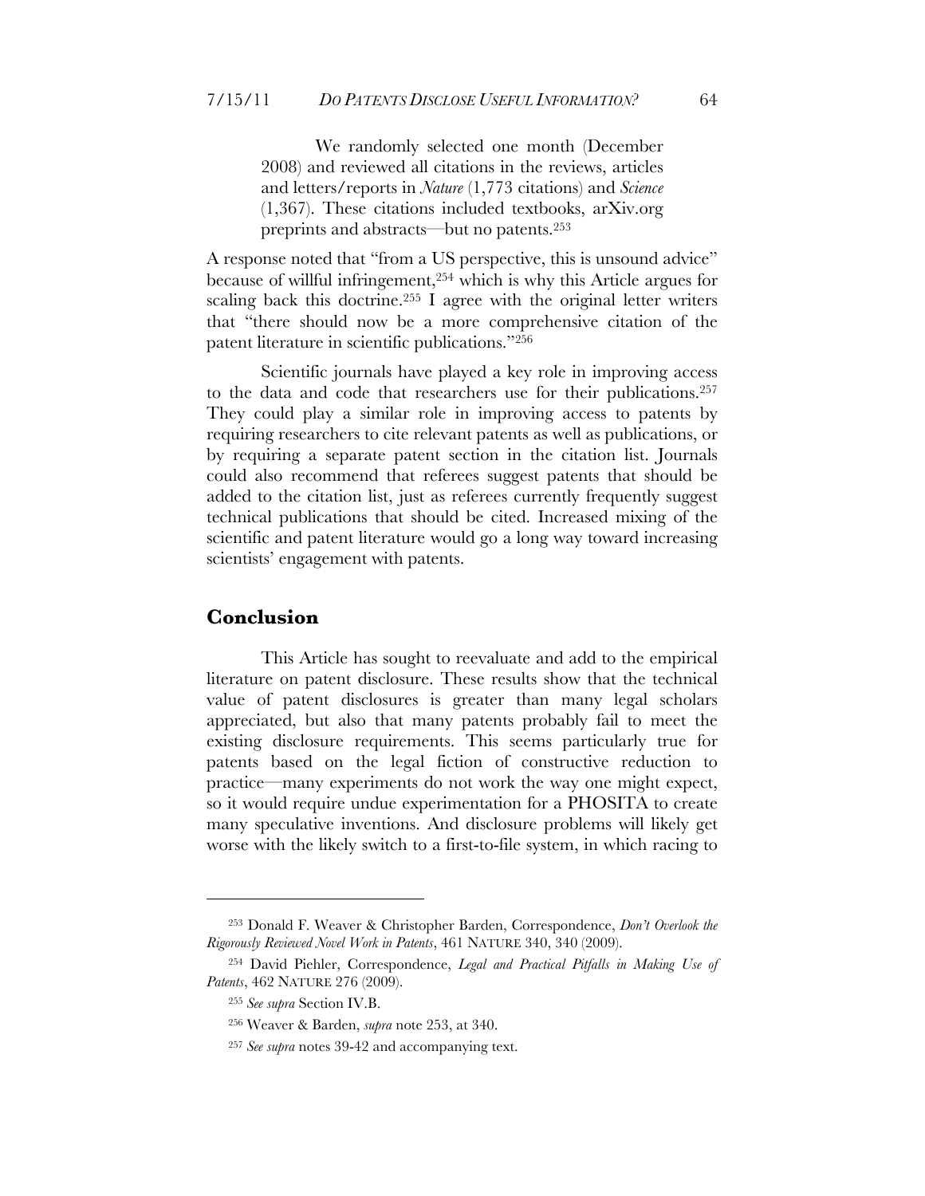> We randomly selected one month (December 2008) and reviewed all citations in the reviews, articles and letters/reports in *Nature* (1,773 citations) and *Science* (1,367). These citations included textbooks, arXiv.org preprints and abstracts—but no patents.[253]

A response noted that "from a US perspective, this is unsound advice" because of willful infringement,[254] which is why this Article argues for scaling back this doctrine.[255] I agree with the original letter writers that "there should now be a more comprehensive citation of the patent literature in scientific publications."[256]

Scientific journals have played a key role in improving access to the data and code that researchers use for their publications.[257] They could play a similar role in improving access to patents by requiring researchers to cite relevant patents as well as publications, or by requiring a separate patent section in the citation list. Journals could also recommend that referees suggest patents that should be added to the citation list, just as referees currently frequently suggest technical publications that should be cited. Increased mixing of the scientific and patent literature would go a long way toward increasing scientists' engagement with patents.

## Conclusion

This Article has sought to reevaluate and add to the empirical literature on patent disclosure. These results show that the technical value of patent disclosures is greater than many legal scholars appreciated, but also that many patents probably fail to meet the existing disclosure requirements. This seems particularly true for patents based on the legal fiction of constructive reduction to practice—many experiments do not work the way one might expect, so it would require undue experimentation for a PHOSITA to create many speculative inventions. And disclosure problems will likely get worse with the likely switch to a first-to-file system, in which racing to

---

[253] Donald F. Weaver & Christopher Barden, Correspondence, *Don't Overlook the Rigorously Reviewed Novel Work in Patents*, 461 NATURE 340, 340 (2009).

[254] David Piehler, Correspondence, *Legal and Practical Pitfalls in Making Use of Patents*, 462 NATURE 276 (2009).

[255] *See supra* Section IV.B.

[256] Weaver & Barden, *supra* note 253, at 340.

[257] *See supra* notes 39-42 and accompanying text.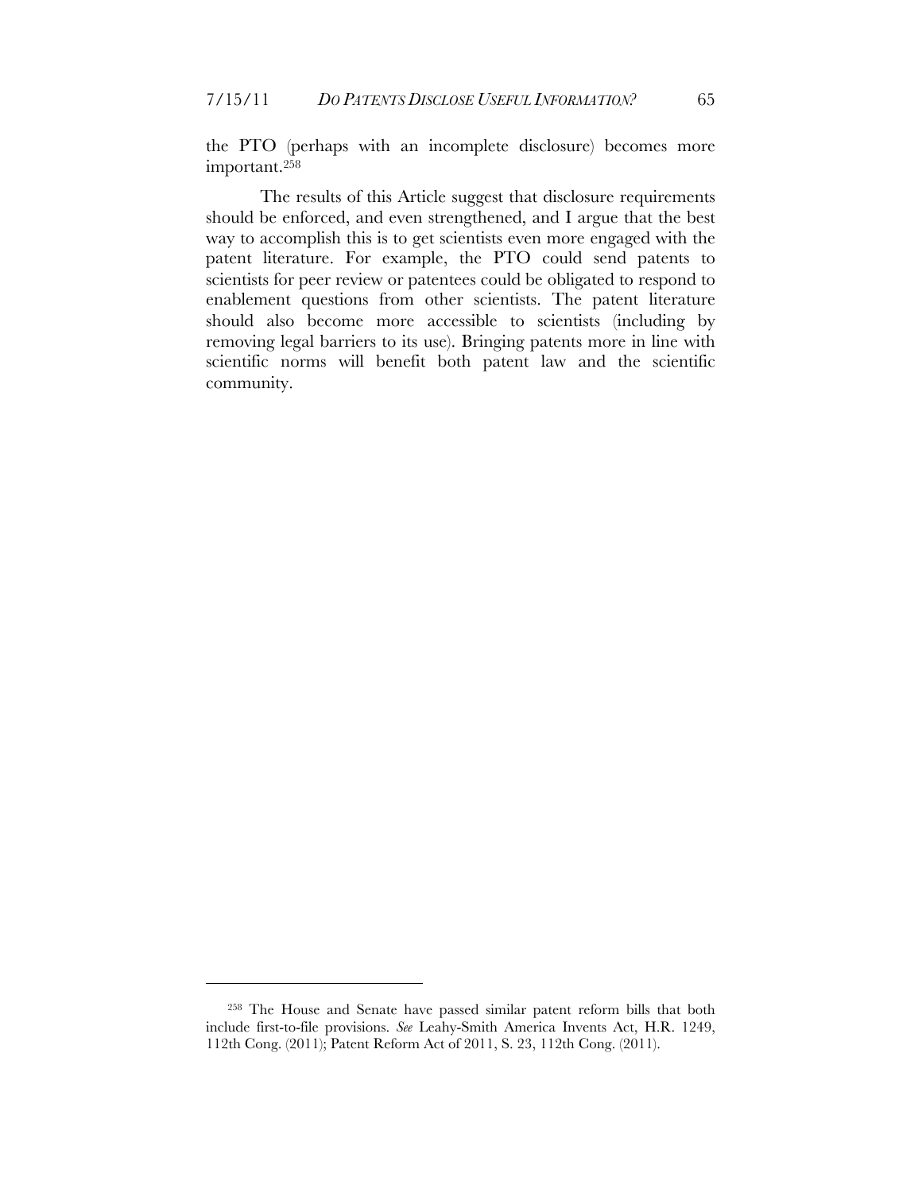the PTO (perhaps with an incomplete disclosure) becomes more important.[258]

The results of this Article suggest that disclosure requirements should be enforced, and even strengthened, and I argue that the best way to accomplish this is to get scientists even more engaged with the patent literature. For example, the PTO could send patents to scientists for peer review or patentees could be obligated to respond to enablement questions from other scientists. The patent literature should also become more accessible to scientists (including by removing legal barriers to its use). Bringing patents more in line with scientific norms will benefit both patent law and the scientific community.

---

[258] The House and Senate have passed similar patent reform bills that both include first-to-file provisions. *See* Leahy-Smith America Invents Act, H.R. 1249, 112th Cong. (2011); Patent Reform Act of 2011, S. 23, 112th Cong. (2011).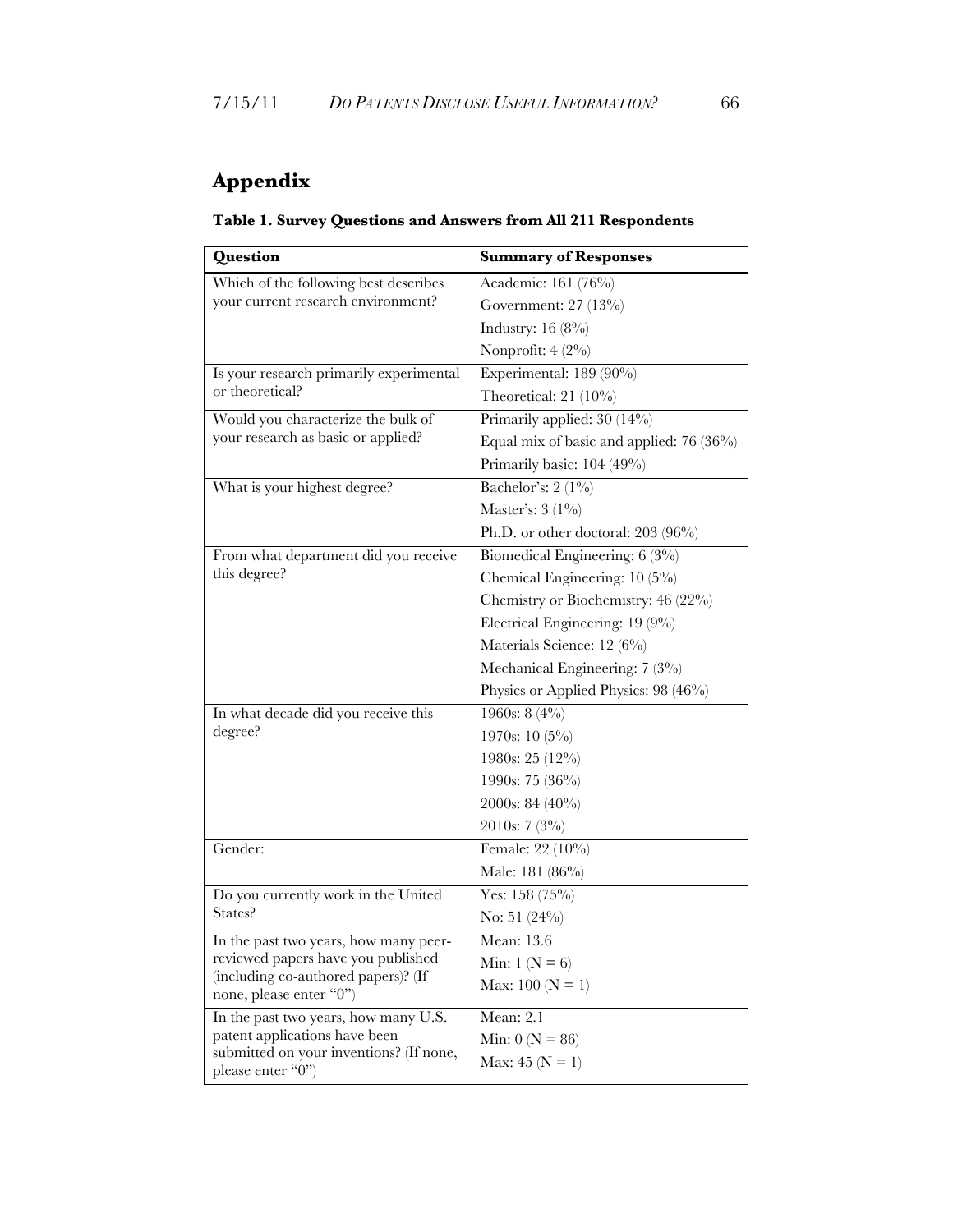# Appendix

**Table 1. Survey Questions and Answers from All 211 Respondents**

| Question | Summary of Responses |
|---|---|
| Which of the following best describes your current research environment? | Academic: 161 (76%) |
| | Government: 27 (13%) |
| | Industry: 16 (8%) |
| | Nonprofit: 4 (2%) |
| Is your research primarily experimental or theoretical? | Experimental: 189 (90%) |
| | Theoretical: 21 (10%) |
| Would you characterize the bulk of your research as basic or applied? | Primarily applied: 30 (14%) |
| | Equal mix of basic and applied: 76 (36%) |
| | Primarily basic: 104 (49%) |
| What is your highest degree? | Bachelor's: 2 (1%) |
| | Master's: 3 (1%) |
| | Ph.D. or other doctoral: 203 (96%) |
| From what department did you receive this degree? | Biomedical Engineering: 6 (3%) |
| | Chemical Engineering: 10 (5%) |
| | Chemistry or Biochemistry: 46 (22%) |
| | Electrical Engineering: 19 (9%) |
| | Materials Science: 12 (6%) |
| | Mechanical Engineering: 7 (3%) |
| | Physics or Applied Physics: 98 (46%) |
| In what decade did you receive this degree? | 1960s: 8 (4%) |
| | 1970s: 10 (5%) |
| | 1980s: 25 (12%) |
| | 1990s: 75 (36%) |
| | 2000s: 84 (40%) |
| | 2010s: 7 (3%) |
| Gender: | Female: 22 (10%) |
| | Male: 181 (86%) |
| Do you currently work in the United States? | Yes: 158 (75%) |
| | No: 51 (24%) |
| In the past two years, how many peer-reviewed papers have you published (including co-authored papers)? (If none, please enter "0") | Mean: 13.6 |
| | Min: 1 (N = 6) |
| | Max: 100 (N = 1) |
| In the past two years, how many U.S. patent applications have been submitted on your inventions? (If none, please enter "0") | Mean: 2.1 |
| | Min: 0 (N = 86) |
| | Max: 45 (N = 1) |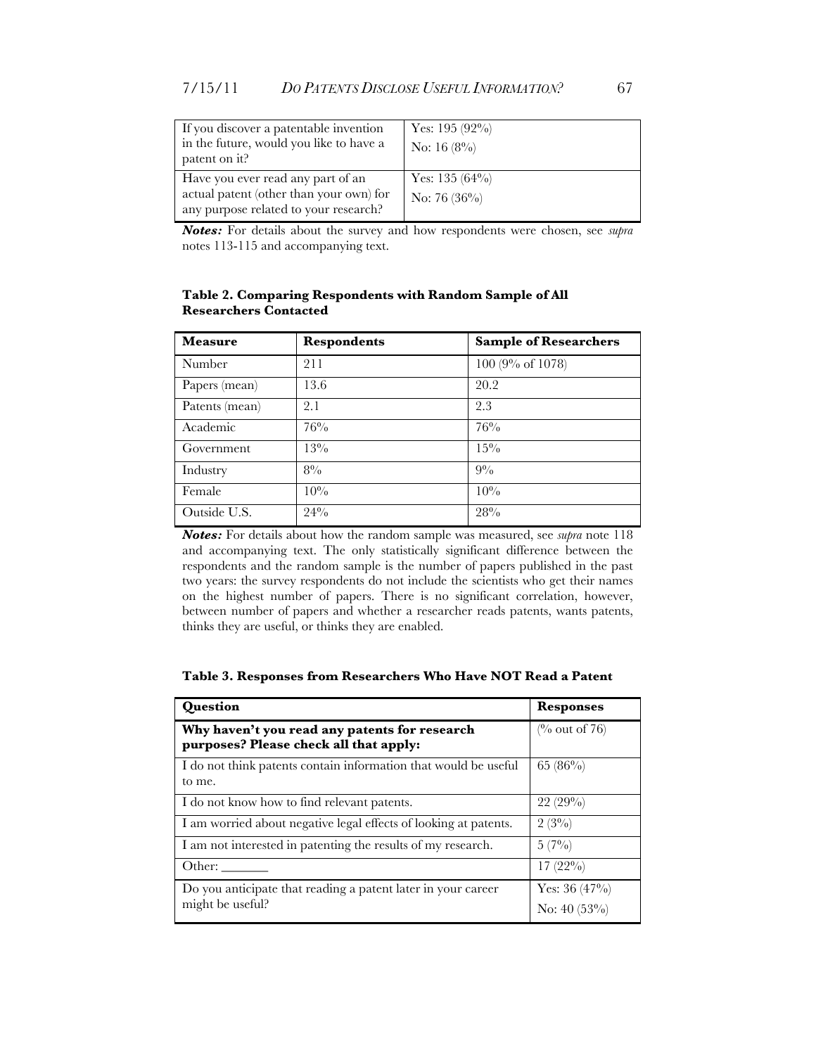| | |
|---|---|
| If you discover a patentable invention in the future, would you like to have a patent on it? | Yes: 195 (92%)<br>No: 16 (8%) |
| Have you ever read any part of an actual patent (other than your own) for any purpose related to your research? | Yes: 135 (64%)<br>No: 76 (36%) |

***Notes:*** For details about the survey and how respondents were chosen, see *supra* notes 113-115 and accompanying text.

**Table 2. Comparing Respondents with Random Sample of All Researchers Contacted**

| Measure | Respondents | Sample of Researchers |
|---|---|---|
| Number | 211 | 100 (9% of 1078) |
| Papers (mean) | 13.6 | 20.2 |
| Patents (mean) | 2.1 | 2.3 |
| Academic | 76% | 76% |
| Government | 13% | 15% |
| Industry | 8% | 9% |
| Female | 10% | 10% |
| Outside U.S. | 24% | 28% |

***Notes:*** For details about how the random sample was measured, see *supra* note 118 and accompanying text. The only statistically significant difference between the respondents and the random sample is the number of papers published in the past two years: the survey respondents do not include the scientists who get their names on the highest number of papers. There is no significant correlation, however, between number of papers and whether a researcher reads patents, wants patents, thinks they are useful, or thinks they are enabled.

**Table 3. Responses from Researchers Who Have NOT Read a Patent**

| Question | Responses |
|---|---|
| **Why haven't you read any patents for research purposes? Please check all that apply:** | (% out of 76) |
| I do not think patents contain information that would be useful to me. | 65 (86%) |
| I do not know how to find relevant patents. | 22 (29%) |
| I am worried about negative legal effects of looking at patents. | 2 (3%) |
| I am not interested in patenting the results of my research. | 5 (7%) |
| Other: _______ | 17 (22%) |
| Do you anticipate that reading a patent later in your career might be useful? | Yes: 36 (47%)<br>No: 40 (53%) |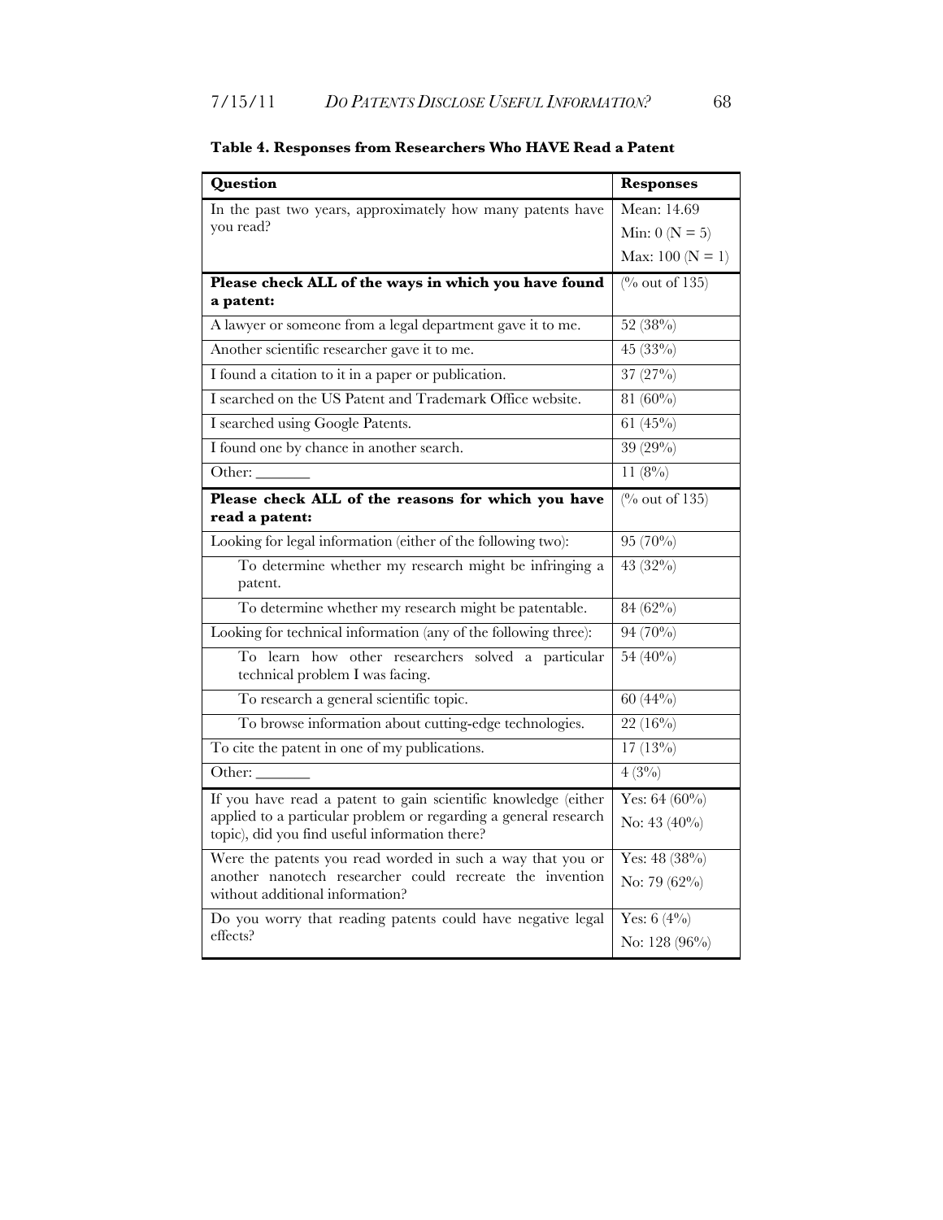**Table 4. Responses from Researchers Who HAVE Read a Patent**

| Question | Responses |
|---|---|
| In the past two years, approximately how many patents have you read? | Mean: 14.69<br>Min: 0 (N = 5)<br>Max: 100 (N = 1) |
| **Please check ALL of the ways in which you have found a patent:** | (% out of 135) |
| A lawyer or someone from a legal department gave it to me. | 52 (38%) |
| Another scientific researcher gave it to me. | 45 (33%) |
| I found a citation to it in a paper or publication. | 37 (27%) |
| I searched on the US Patent and Trademark Office website. | 81 (60%) |
| I searched using Google Patents. | 61 (45%) |
| I found one by chance in another search. | 39 (29%) |
| Other: _______ | 11 (8%) |
| **Please check ALL of the reasons for which you have read a patent:** | (% out of 135) |
| Looking for legal information (either of the following two): | 95 (70%) |
| To determine whether my research might be infringing a patent. | 43 (32%) |
| To determine whether my research might be patentable. | 84 (62%) |
| Looking for technical information (any of the following three): | 94 (70%) |
| To learn how other researchers solved a particular technical problem I was facing. | 54 (40%) |
| To research a general scientific topic. | 60 (44%) |
| To browse information about cutting-edge technologies. | 22 (16%) |
| To cite the patent in one of my publications. | 17 (13%) |
| Other: _______ | 4 (3%) |
| If you have read a patent to gain scientific knowledge (either applied to a particular problem or regarding a general research topic), did you find useful information there? | Yes: 64 (60%)<br>No: 43 (40%) |
| Were the patents you read worded in such a way that you or another nanotech researcher could recreate the invention without additional information? | Yes: 48 (38%)<br>No: 79 (62%) |
| Do you worry that reading patents could have negative legal effects? | Yes: 6 (4%)<br>No: 128 (96%) |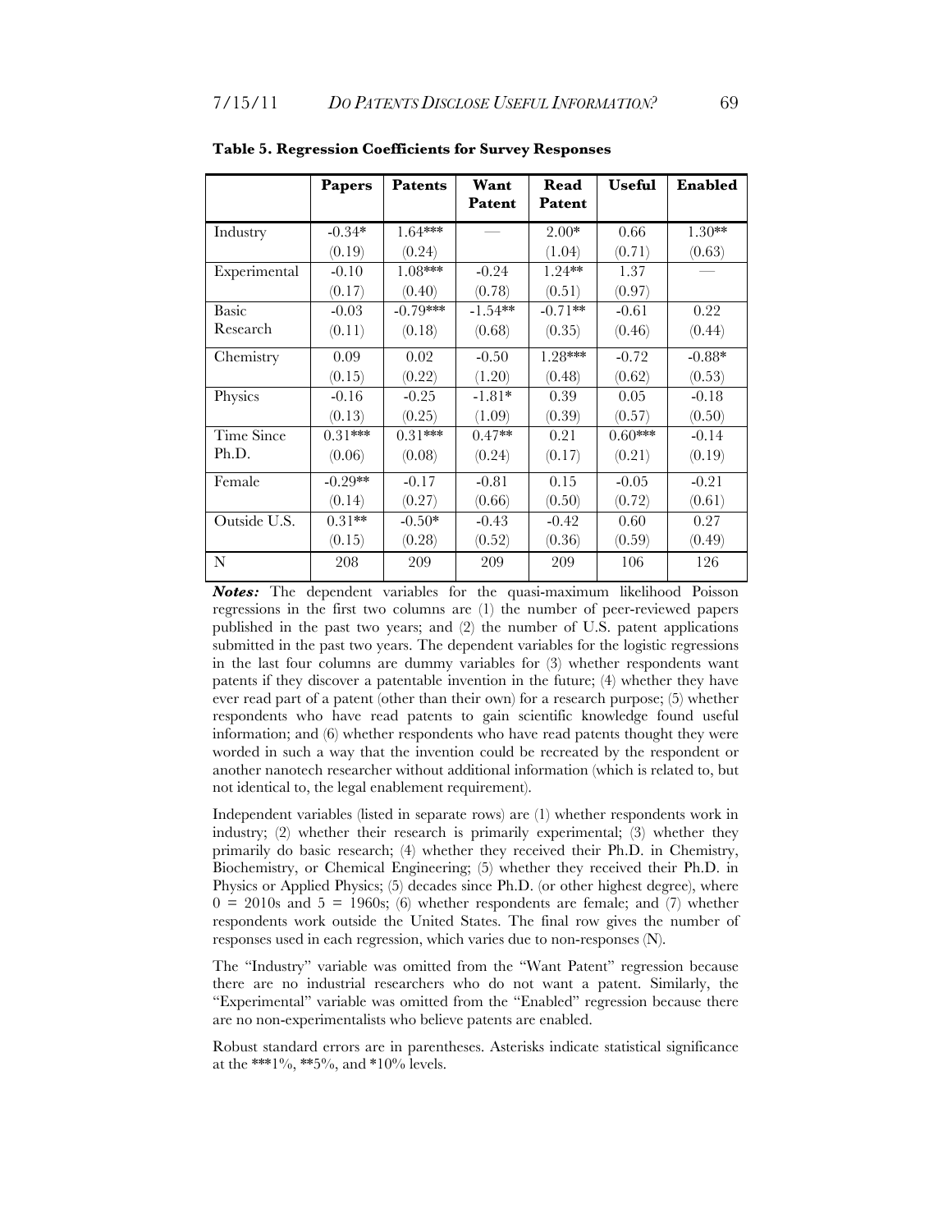**Table 5. Regression Coefficients for Survey Responses**

| | Papers | Patents | Want Patent | Read Patent | Useful | Enabled |
|---|---|---|---|---|---|---|
| Industry | -0.34* | 1.64*** | — | 2.00* | 0.66 | 1.30** |
| | (0.19) | (0.24) | | (1.04) | (0.71) | (0.63) |
| Experimental | -0.10 | 1.08*** | -0.24 | 1.24** | 1.37 | — |
| | (0.17) | (0.40) | (0.78) | (0.51) | (0.97) | |
| Basic Research | -0.03 | -0.79*** | -1.54** | -0.71** | -0.61 | 0.22 |
| | (0.11) | (0.18) | (0.68) | (0.35) | (0.46) | (0.44) |
| Chemistry | 0.09 | 0.02 | -0.50 | 1.28*** | -0.72 | -0.88* |
| | (0.15) | (0.22) | (1.20) | (0.48) | (0.62) | (0.53) |
| Physics | -0.16 | -0.25 | -1.81* | 0.39 | 0.05 | -0.18 |
| | (0.13) | (0.25) | (1.09) | (0.39) | (0.57) | (0.50) |
| Time Since Ph.D. | 0.31*** | 0.31*** | 0.47** | 0.21 | 0.60*** | -0.14 |
| | (0.06) | (0.08) | (0.24) | (0.17) | (0.21) | (0.19) |
| Female | -0.29** | -0.17 | -0.81 | 0.15 | -0.05 | -0.21 |
| | (0.14) | (0.27) | (0.66) | (0.50) | (0.72) | (0.61) |
| Outside U.S. | 0.31** | -0.50* | -0.43 | -0.42 | 0.60 | 0.27 |
| | (0.15) | (0.28) | (0.52) | (0.36) | (0.59) | (0.49) |
| N | 208 | 209 | 209 | 209 | 106 | 126 |

***Notes:*** The dependent variables for the quasi-maximum likelihood Poisson regressions in the first two columns are (1) the number of peer-reviewed papers published in the past two years; and (2) the number of U.S. patent applications submitted in the past two years. The dependent variables for the logistic regressions in the last four columns are dummy variables for (3) whether respondents want patents if they discover a patentable invention in the future; (4) whether they have ever read part of a patent (other than their own) for a research purpose; (5) whether respondents who have read patents to gain scientific knowledge found useful information; and (6) whether respondents who have read patents thought they were worded in such a way that the invention could be recreated by the respondent or another nanotech researcher without additional information (which is related to, but not identical to, the legal enablement requirement).

Independent variables (listed in separate rows) are (1) whether respondents work in industry; (2) whether their research is primarily experimental; (3) whether they primarily do basic research; (4) whether they received their Ph.D. in Chemistry, Biochemistry, or Chemical Engineering; (5) whether they received their Ph.D. in Physics or Applied Physics; (5) decades since Ph.D. (or other highest degree), where 0 = 2010s and 5 = 1960s; (6) whether respondents are female; and (7) whether respondents work outside the United States. The final row gives the number of responses used in each regression, which varies due to non-responses (N).

The "Industry" variable was omitted from the "Want Patent" regression because there are no industrial researchers who do not want a patent. Similarly, the "Experimental" variable was omitted from the "Enabled" regression because there are no non-experimentalists who believe patents are enabled.

Robust standard errors are in parentheses. Asterisks indicate statistical significance at the ***1%, **5%, and *10% levels.